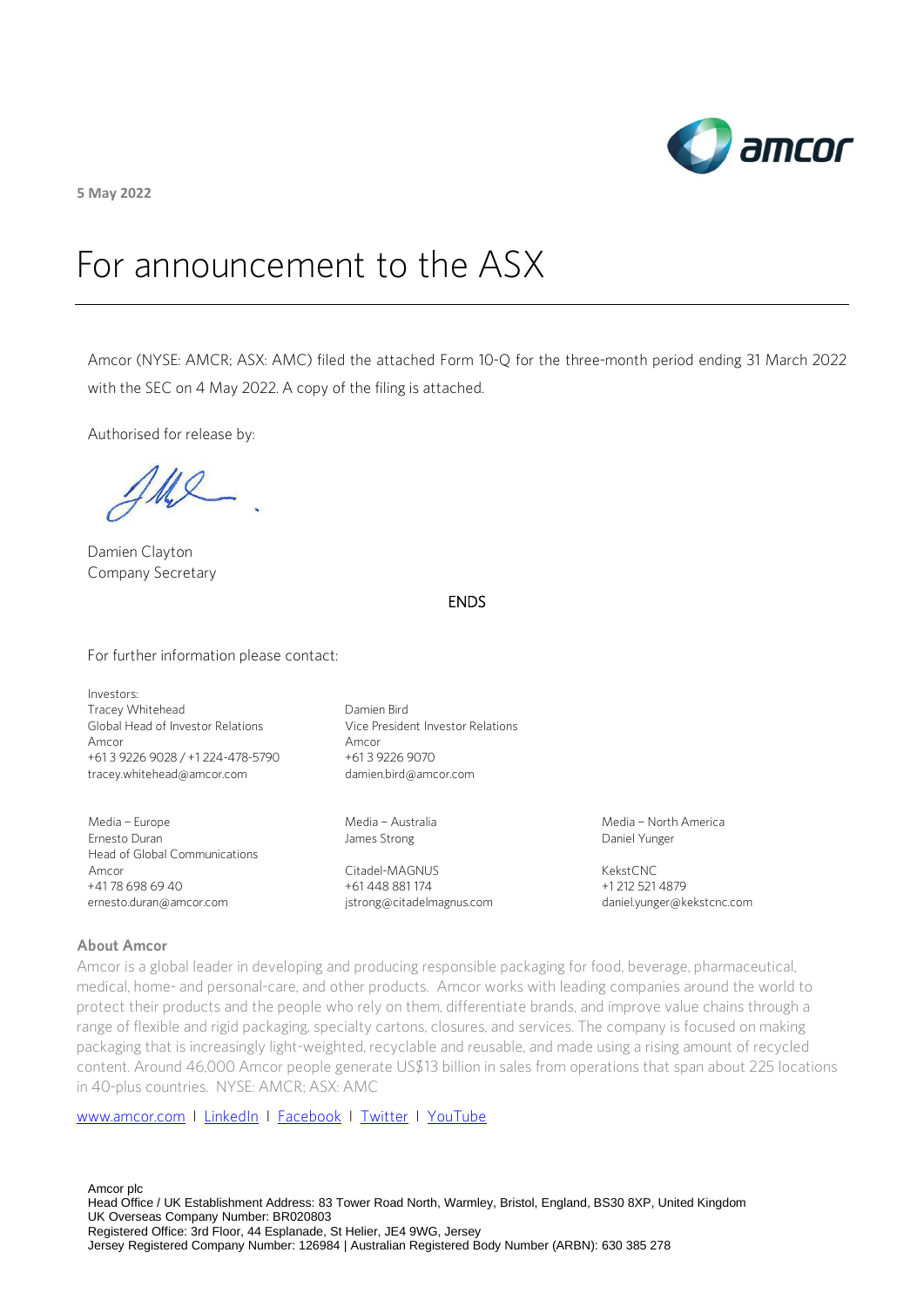**5 May 2022**

# For announcement to the ASX

Amcor (NYSE: AMCR; ASX: AMC) filed the attached Form 10-Q for the three-month period ending 31 March 2022 with the SEC on 4 May 2022. A copy of the filing is attached.

Authorised for release by:

Damien Clayton
Company Secretary

ENDS

For further information please contact:

Investors:
Tracey Whitehead
Global Head of Investor Relations
Amcor
+61 3 9226 9028 / +1 224-478-5790
tracey.whitehead@amcor.com

Damien Bird
Vice President Investor Relations
Amcor
+61 3 9226 9070
damien.bird@amcor.com

Media – Europe
Ernesto Duran
Head of Global Communications
Amcor
+41 78 698 69 40
ernesto.duran@amcor.com

Media – Australia
James Strong

Citadel-MAGNUS
+61 448 881 174
jstrong@citadelmagnus.com

Media – North America
Daniel Yunger

KekstCNC
+1 212 521 4879
daniel.yunger@kekstcnc.com

**About Amcor**

Amcor is a global leader in developing and producing responsible packaging for food, beverage, pharmaceutical, medical, home- and personal-care, and other products. Amcor works with leading companies around the world to protect their products and the people who rely on them, differentiate brands, and improve value chains through a range of flexible and rigid packaging, specialty cartons, closures, and services. The company is focused on making packaging that is increasingly light-weighted, recyclable and reusable, and made using a rising amount of recycled content. Around 46,000 Amcor people generate US$13 billion in sales from operations that span about 225 locations in 40-plus countries. NYSE: AMCR; ASX: AMC

www.amcor.com I LinkedIn I Facebook I Twitter I YouTube

Amcor plc
Head Office / UK Establishment Address: 83 Tower Road North, Warmley, Bristol, England, BS30 8XP, United Kingdom
UK Overseas Company Number: BR020803
Registered Office: 3rd Floor, 44 Esplanade, St Helier, JE4 9WG, Jersey
Jersey Registered Company Number: 126984 | Australian Registered Body Number (ARBN): 630 385 278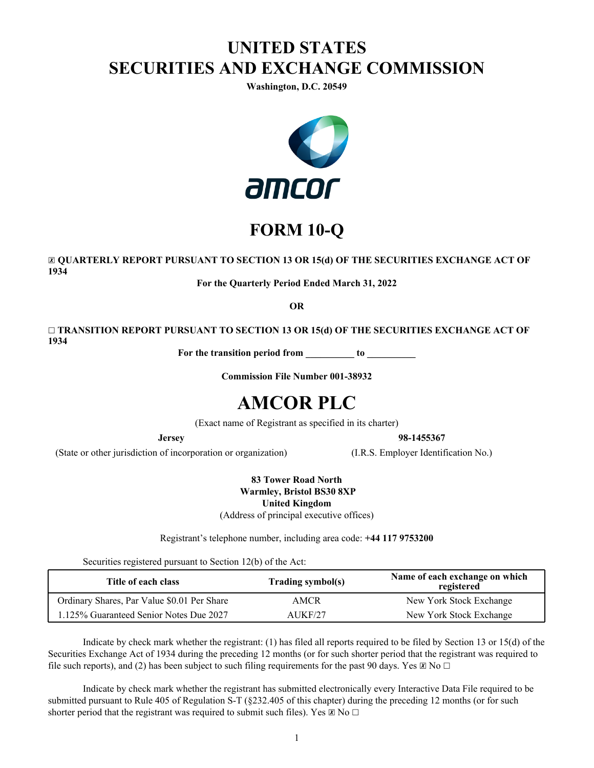# UNITED STATES
# SECURITIES AND EXCHANGE COMMISSION

**Washington, D.C. 20549**

# FORM 10-Q

☒ **QUARTERLY REPORT PURSUANT TO SECTION 13 OR 15(d) OF THE SECURITIES EXCHANGE ACT OF 1934**

**For the Quarterly Period Ended March 31, 2022**

**OR**

☐ **TRANSITION REPORT PURSUANT TO SECTION 13 OR 15(d) OF THE SECURITIES EXCHANGE ACT OF 1934**

**For the transition period from __________ to __________**

**Commission File Number 001-38932**

# AMCOR PLC

(Exact name of Registrant as specified in its charter)

| **Jersey** | **98-1455367** |
|---|---|
| (State or other jurisdiction of incorporation or organization) | (I.R.S. Employer Identification No.) |

**83 Tower Road North**
**Warmley, Bristol BS30 8XP**
**United Kingdom**
(Address of principal executive offices)

Registrant's telephone number, including area code: **+44 117 9753200**

Securities registered pursuant to Section 12(b) of the Act:

| Title of each class | Trading symbol(s) | Name of each exchange on which registered |
|---|---|---|
| Ordinary Shares, Par Value $0.01 Per Share | AMCR | New York Stock Exchange |
| 1.125% Guaranteed Senior Notes Due 2027 | AUKF/27 | New York Stock Exchange |

Indicate by check mark whether the registrant: (1) has filed all reports required to be filed by Section 13 or 15(d) of the Securities Exchange Act of 1934 during the preceding 12 months (or for such shorter period that the registrant was required to file such reports), and (2) has been subject to such filing requirements for the past 90 days. Yes ☒ No ☐

Indicate by check mark whether the registrant has submitted electronically every Interactive Data File required to be submitted pursuant to Rule 405 of Regulation S-T (§232.405 of this chapter) during the preceding 12 months (or for such shorter period that the registrant was required to submit such files). Yes ☒ No ☐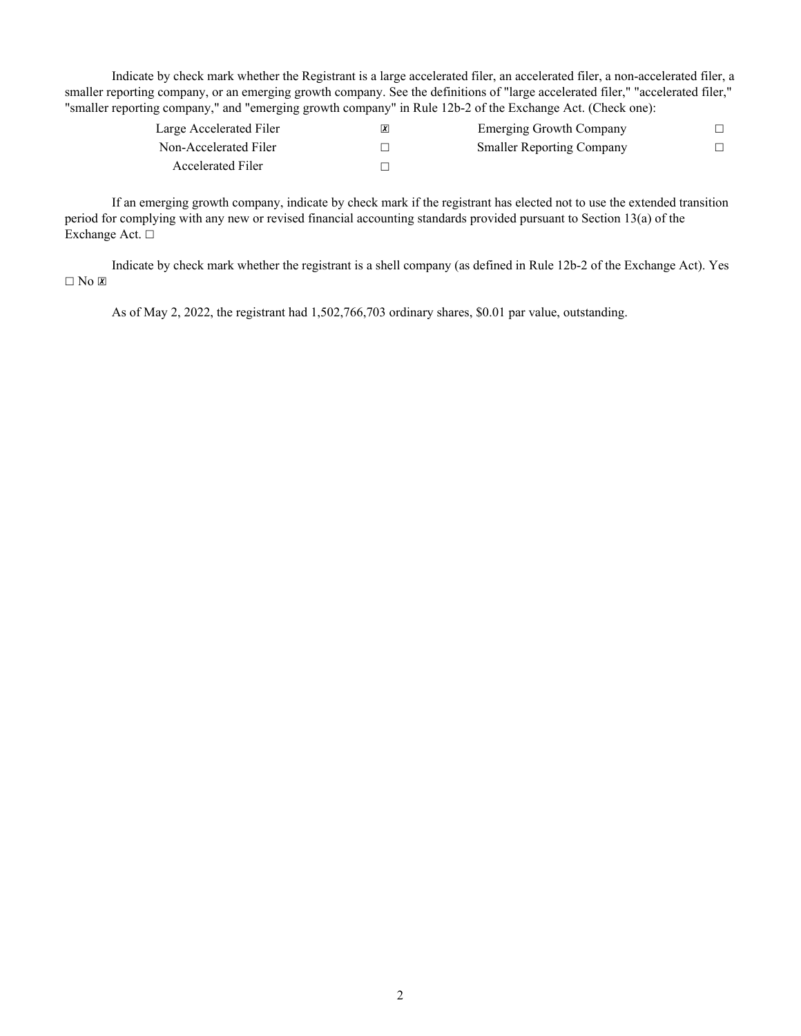Indicate by check mark whether the Registrant is a large accelerated filer, an accelerated filer, a non-accelerated filer, a smaller reporting company, or an emerging growth company. See the definitions of "large accelerated filer," "accelerated filer," "smaller reporting company," and "emerging growth company" in Rule 12b-2 of the Exchange Act. (Check one):

| | | | |
|---|---|---|---|
| Large Accelerated Filer | ☒ | Emerging Growth Company | ☐ |
| Non-Accelerated Filer | ☐ | Smaller Reporting Company | ☐ |
| Accelerated Filer | ☐ | | |

If an emerging growth company, indicate by check mark if the registrant has elected not to use the extended transition period for complying with any new or revised financial accounting standards provided pursuant to Section 13(a) of the Exchange Act. ☐

Indicate by check mark whether the registrant is a shell company (as defined in Rule 12b-2 of the Exchange Act). Yes ☐ No ☒

As of May 2, 2022, the registrant had 1,502,766,703 ordinary shares, $0.01 par value, outstanding.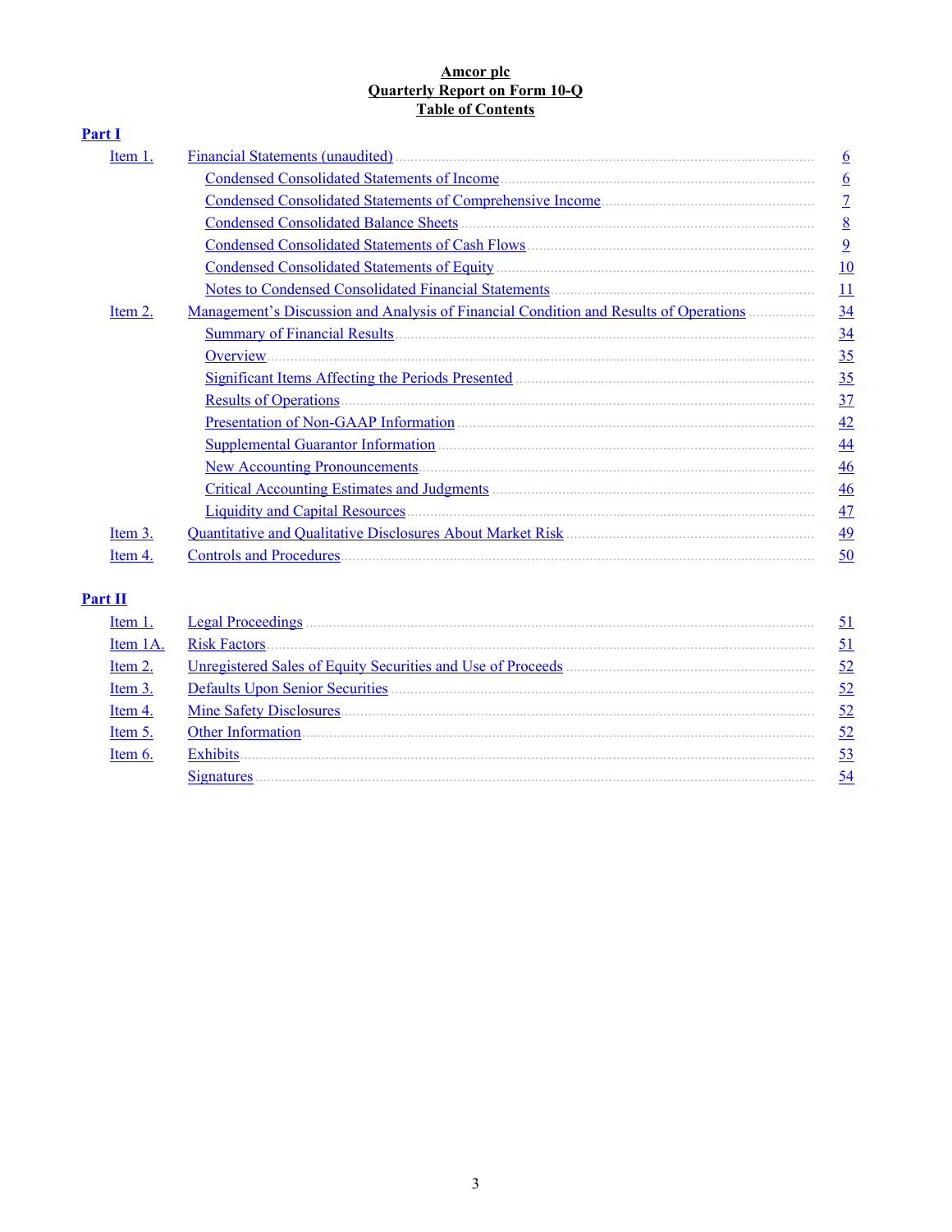**Amcor plc**
**Quarterly Report on Form 10-Q**
**Table of Contents**

**Part I**

| | | |
|---|---|---|
| Item 1. | Financial Statements (unaudited) | 6 |
| | Condensed Consolidated Statements of Income | 6 |
| | Condensed Consolidated Statements of Comprehensive Income | 7 |
| | Condensed Consolidated Balance Sheets | 8 |
| | Condensed Consolidated Statements of Cash Flows | 9 |
| | Condensed Consolidated Statements of Equity | 10 |
| | Notes to Condensed Consolidated Financial Statements | 11 |
| Item 2. | Management's Discussion and Analysis of Financial Condition and Results of Operations | 34 |
| | Summary of Financial Results | 34 |
| | Overview | 35 |
| | Significant Items Affecting the Periods Presented | 35 |
| | Results of Operations | 37 |
| | Presentation of Non-GAAP Information | 42 |
| | Supplemental Guarantor Information | 44 |
| | New Accounting Pronouncements | 46 |
| | Critical Accounting Estimates and Judgments | 46 |
| | Liquidity and Capital Resources | 47 |
| Item 3. | Quantitative and Qualitative Disclosures About Market Risk | 49 |
| Item 4. | Controls and Procedures | 50 |

**Part II**

| | | |
|---|---|---|
| Item 1. | Legal Proceedings | 51 |
| Item 1A. | Risk Factors | 51 |
| Item 2. | Unregistered Sales of Equity Securities and Use of Proceeds | 52 |
| Item 3. | Defaults Upon Senior Securities | 52 |
| Item 4. | Mine Safety Disclosures | 52 |
| Item 5. | Other Information | 52 |
| Item 6. | Exhibits | 53 |
| | Signatures | 54 |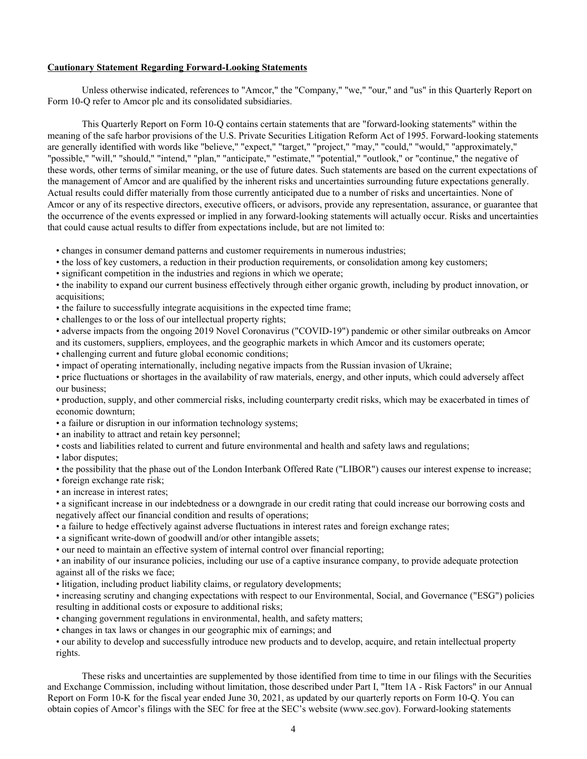**Cautionary Statement Regarding Forward-Looking Statements**

Unless otherwise indicated, references to "Amcor," the "Company," "we," "our," and "us" in this Quarterly Report on Form 10-Q refer to Amcor plc and its consolidated subsidiaries.

This Quarterly Report on Form 10-Q contains certain statements that are "forward-looking statements" within the meaning of the safe harbor provisions of the U.S. Private Securities Litigation Reform Act of 1995. Forward-looking statements are generally identified with words like "believe," "expect," "target," "project," "may," "could," "would," "approximately," "possible," "will," "should," "intend," "plan," "anticipate," "estimate," "potential," "outlook," or "continue," the negative of these words, other terms of similar meaning, or the use of future dates. Such statements are based on the current expectations of the management of Amcor and are qualified by the inherent risks and uncertainties surrounding future expectations generally. Actual results could differ materially from those currently anticipated due to a number of risks and uncertainties. None of Amcor or any of its respective directors, executive officers, or advisors, provide any representation, assurance, or guarantee that the occurrence of the events expressed or implied in any forward-looking statements will actually occur. Risks and uncertainties that could cause actual results to differ from expectations include, but are not limited to:

- changes in consumer demand patterns and customer requirements in numerous industries;
- the loss of key customers, a reduction in their production requirements, or consolidation among key customers;
- significant competition in the industries and regions in which we operate;
- the inability to expand our current business effectively through either organic growth, including by product innovation, or acquisitions;
- the failure to successfully integrate acquisitions in the expected time frame;
- challenges to or the loss of our intellectual property rights;
- adverse impacts from the ongoing 2019 Novel Coronavirus ("COVID-19") pandemic or other similar outbreaks on Amcor and its customers, suppliers, employees, and the geographic markets in which Amcor and its customers operate;
- challenging current and future global economic conditions;
- impact of operating internationally, including negative impacts from the Russian invasion of Ukraine;
- price fluctuations or shortages in the availability of raw materials, energy, and other inputs, which could adversely affect our business;
- production, supply, and other commercial risks, including counterparty credit risks, which may be exacerbated in times of economic downturn;
- a failure or disruption in our information technology systems;
- an inability to attract and retain key personnel;
- costs and liabilities related to current and future environmental and health and safety laws and regulations;
- labor disputes;
- the possibility that the phase out of the London Interbank Offered Rate ("LIBOR") causes our interest expense to increase;
- foreign exchange rate risk;
- an increase in interest rates;
- a significant increase in our indebtedness or a downgrade in our credit rating that could increase our borrowing costs and negatively affect our financial condition and results of operations;
- a failure to hedge effectively against adverse fluctuations in interest rates and foreign exchange rates;
- a significant write-down of goodwill and/or other intangible assets;
- our need to maintain an effective system of internal control over financial reporting;
- an inability of our insurance policies, including our use of a captive insurance company, to provide adequate protection against all of the risks we face;
- litigation, including product liability claims, or regulatory developments;
- increasing scrutiny and changing expectations with respect to our Environmental, Social, and Governance ("ESG") policies resulting in additional costs or exposure to additional risks;
- changing government regulations in environmental, health, and safety matters;
- changes in tax laws or changes in our geographic mix of earnings; and
- our ability to develop and successfully introduce new products and to develop, acquire, and retain intellectual property rights.

These risks and uncertainties are supplemented by those identified from time to time in our filings with the Securities and Exchange Commission, including without limitation, those described under Part I, "Item 1A - Risk Factors" in our Annual Report on Form 10-K for the fiscal year ended June 30, 2021, as updated by our quarterly reports on Form 10-Q. You can obtain copies of Amcor's filings with the SEC for free at the SEC's website (www.sec.gov). Forward-looking statements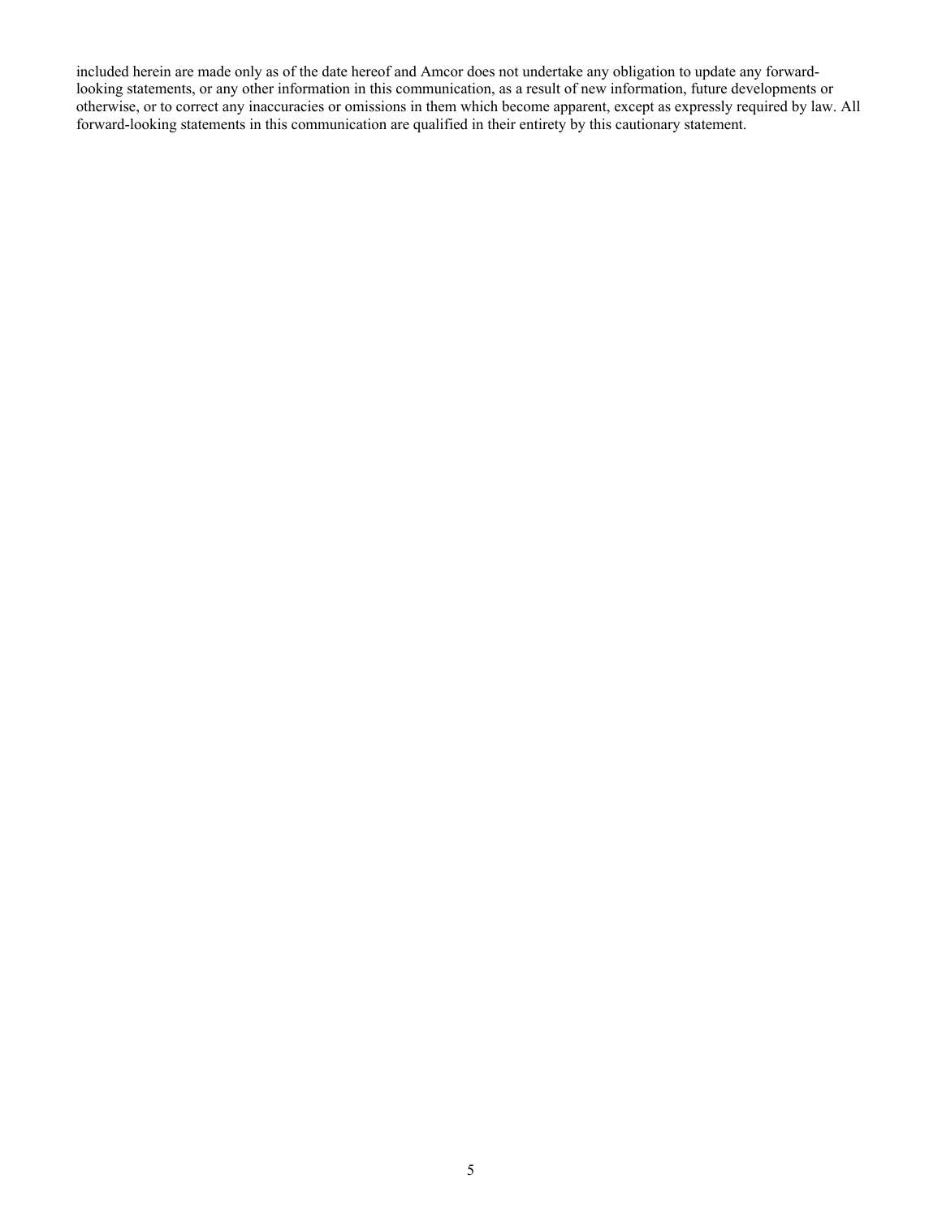included herein are made only as of the date hereof and Amcor does not undertake any obligation to update any forward-looking statements, or any other information in this communication, as a result of new information, future developments or otherwise, or to correct any inaccuracies or omissions in them which become apparent, except as expressly required by law. All forward-looking statements in this communication are qualified in their entirety by this cautionary statement.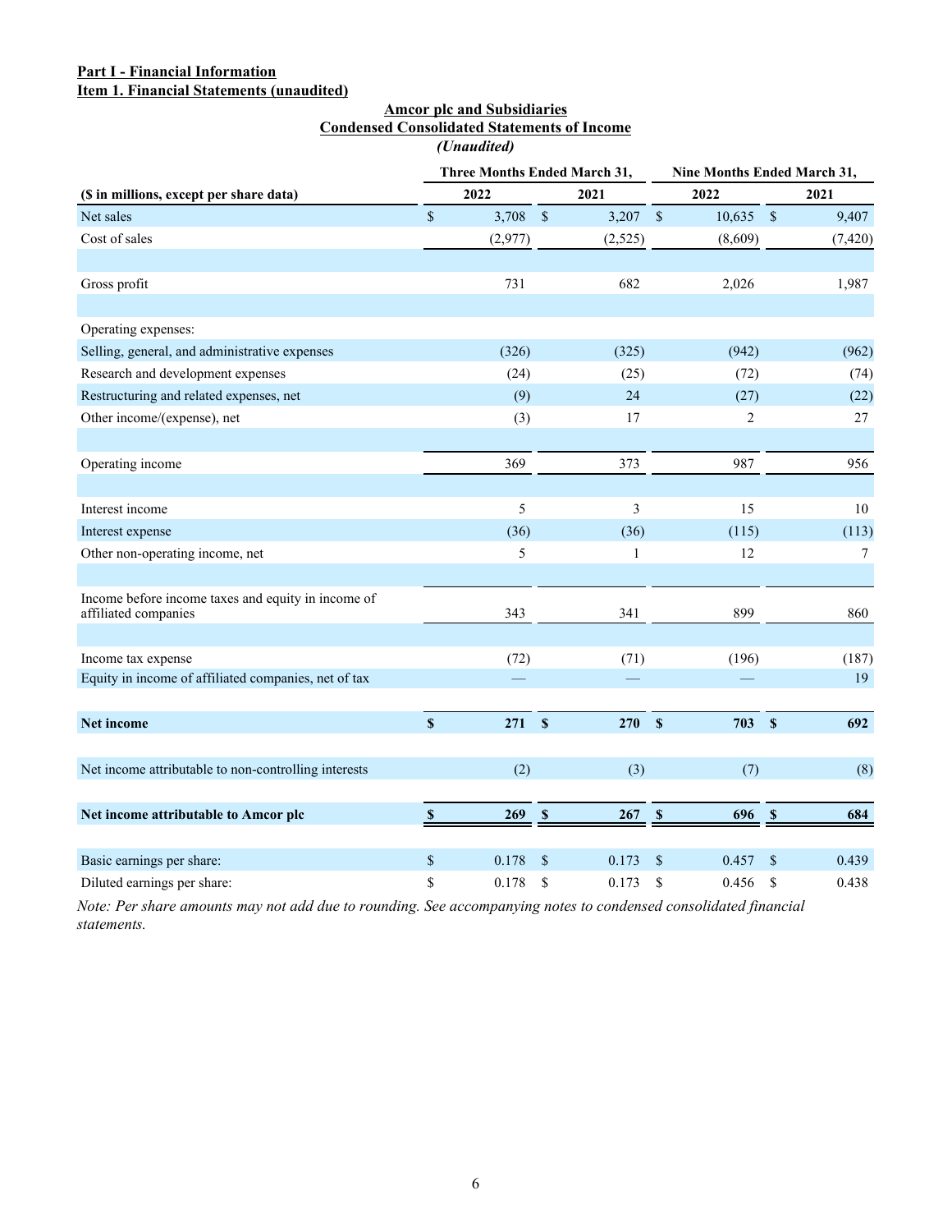**Part I - Financial Information**
**Item 1. Financial Statements (unaudited)**

**Amcor plc and Subsidiaries**
**Condensed Consolidated Statements of Income**
*(Unaudited)*

| ($ in millions, except per share data) | Three Months Ended March 31, 2022 | Three Months Ended March 31, 2021 | Nine Months Ended March 31, 2022 | Nine Months Ended March 31, 2021 |
|---|---|---|---|---|
| Net sales | $ 3,708 | $ 3,207 | $ 10,635 | $ 9,407 |
| Cost of sales | (2,977) | (2,525) | (8,609) | (7,420) |
| Gross profit | 731 | 682 | 2,026 | 1,987 |
| Operating expenses: | | | | |
| Selling, general, and administrative expenses | (326) | (325) | (942) | (962) |
| Research and development expenses | (24) | (25) | (72) | (74) |
| Restructuring and related expenses, net | (9) | 24 | (27) | (22) |
| Other income/(expense), net | (3) | 17 | 2 | 27 |
| Operating income | 369 | 373 | 987 | 956 |
| Interest income | 5 | 3 | 15 | 10 |
| Interest expense | (36) | (36) | (115) | (113) |
| Other non-operating income, net | 5 | 1 | 12 | 7 |
| Income before income taxes and equity in income of affiliated companies | 343 | 341 | 899 | 860 |
| Income tax expense | (72) | (71) | (196) | (187) |
| Equity in income of affiliated companies, net of tax | — | — | — | 19 |
| **Net income** | **$ 271** | **$ 270** | **$ 703** | **$ 692** |
| Net income attributable to non-controlling interests | (2) | (3) | (7) | (8) |
| **Net income attributable to Amcor plc** | **$ 269** | **$ 267** | **$ 696** | **$ 684** |
| Basic earnings per share: | $ 0.178 | $ 0.173 | $ 0.457 | $ 0.439 |
| Diluted earnings per share: | $ 0.178 | $ 0.173 | $ 0.456 | $ 0.438 |

*Note: Per share amounts may not add due to rounding. See accompanying notes to condensed consolidated financial statements.*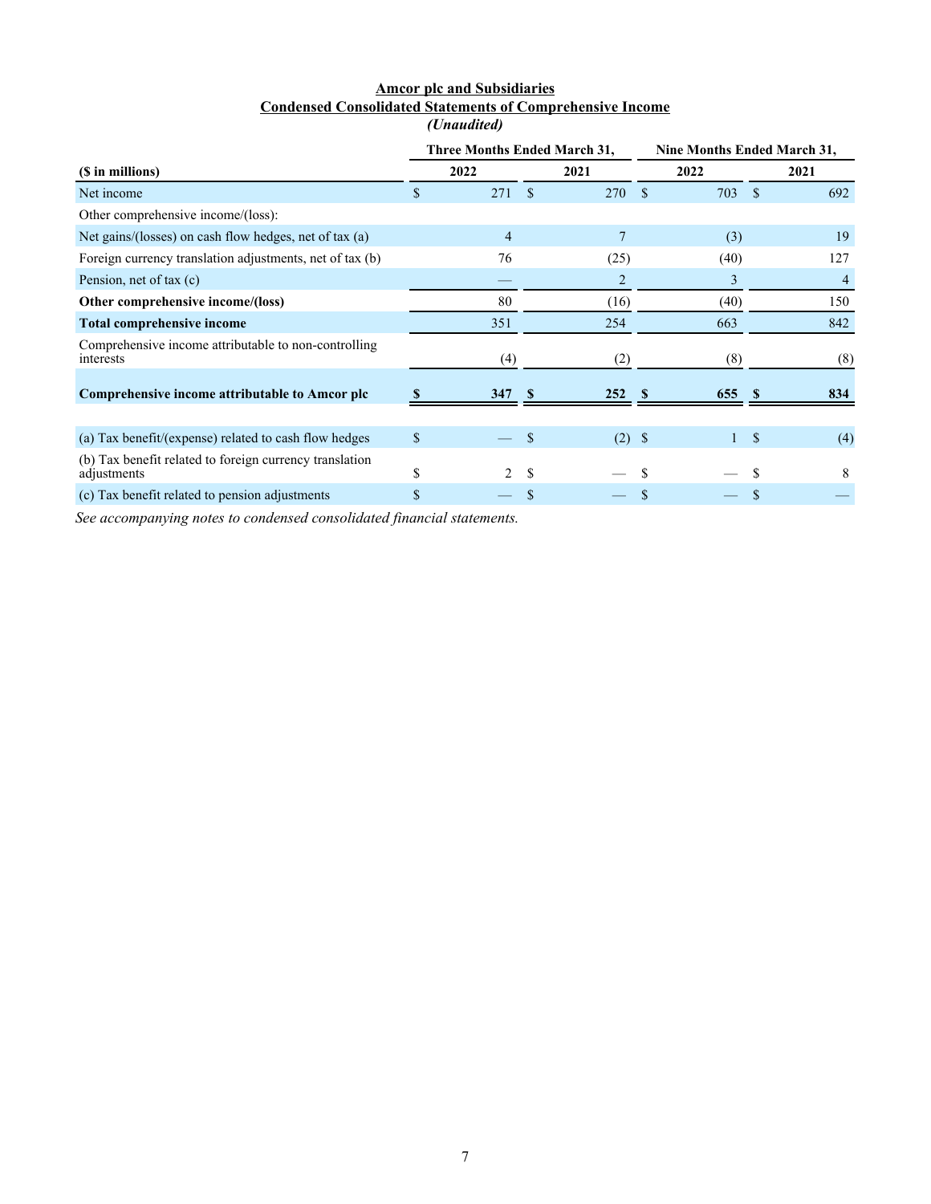**Amcor plc and Subsidiaries**
**Condensed Consolidated Statements of Comprehensive Income**
*(Unaudited)*

| ($ in millions) | Three Months Ended March 31, 2022 | Three Months Ended March 31, 2021 | Nine Months Ended March 31, 2022 | Nine Months Ended March 31, 2021 |
|---|---|---|---|---|
| Net income | $ 271 | $ 270 | $ 703 | $ 692 |
| Other comprehensive income/(loss): | | | | |
| Net gains/(losses) on cash flow hedges, net of tax (a) | 4 | 7 | (3) | 19 |
| Foreign currency translation adjustments, net of tax (b) | 76 | (25) | (40) | 127 |
| Pension, net of tax (c) | — | 2 | 3 | 4 |
| **Other comprehensive income/(loss)** | 80 | (16) | (40) | 150 |
| **Total comprehensive income** | 351 | 254 | 663 | 842 |
| Comprehensive income attributable to non-controlling interests | (4) | (2) | (8) | (8) |
| **Comprehensive income attributable to Amcor plc** | **$ 347** | **$ 252** | **$ 655** | **$ 834** |
| | | | | |
| (a) Tax benefit/(expense) related to cash flow hedges | $ — | $ (2) | $ 1 | $ (4) |
| (b) Tax benefit related to foreign currency translation adjustments | $ 2 | $ — | $ — | $ 8 |
| (c) Tax benefit related to pension adjustments | $ — | $ — | $ — | $ — |

*See accompanying notes to condensed consolidated financial statements.*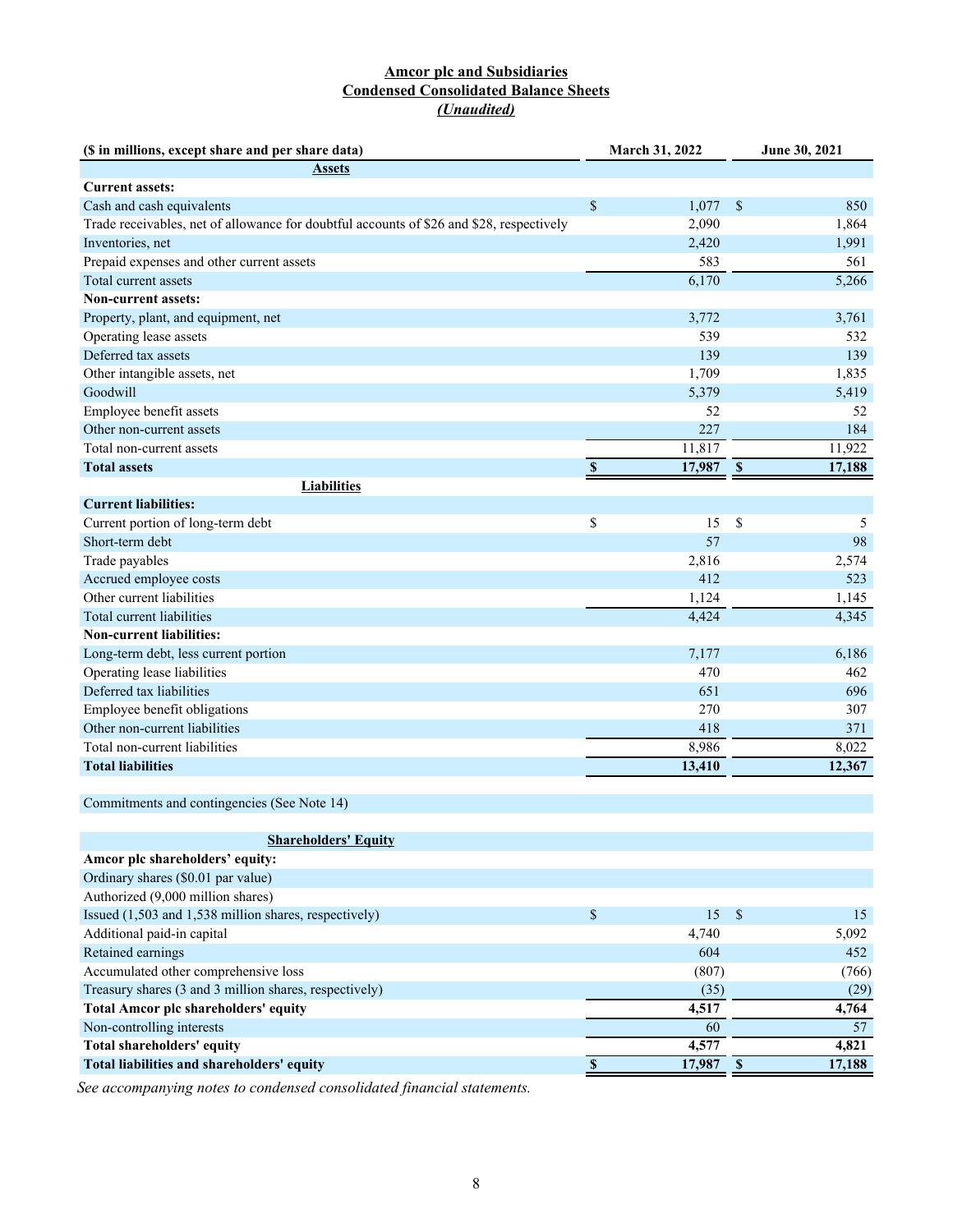**Amcor plc and Subsidiaries**
**Condensed Consolidated Balance Sheets**
***(Unaudited)***

| ($ in millions, except share and per share data) | March 31, 2022 | June 30, 2021 |
|---|---|---|
| **Assets** | | |
| **Current assets:** | | |
| Cash and cash equivalents | $ 1,077 | $ 850 |
| Trade receivables, net of allowance for doubtful accounts of $26 and $28, respectively | 2,090 | 1,864 |
| Inventories, net | 2,420 | 1,991 |
| Prepaid expenses and other current assets | 583 | 561 |
| Total current assets | 6,170 | 5,266 |
| **Non-current assets:** | | |
| Property, plant, and equipment, net | 3,772 | 3,761 |
| Operating lease assets | 539 | 532 |
| Deferred tax assets | 139 | 139 |
| Other intangible assets, net | 1,709 | 1,835 |
| Goodwill | 5,379 | 5,419 |
| Employee benefit assets | 52 | 52 |
| Other non-current assets | 227 | 184 |
| Total non-current assets | 11,817 | 11,922 |
| **Total assets** | **$ 17,987** | **$ 17,188** |
| **Liabilities** | | |
| **Current liabilities:** | | |
| Current portion of long-term debt | $ 15 | $ 5 |
| Short-term debt | 57 | 98 |
| Trade payables | 2,816 | 2,574 |
| Accrued employee costs | 412 | 523 |
| Other current liabilities | 1,124 | 1,145 |
| Total current liabilities | 4,424 | 4,345 |
| **Non-current liabilities:** | | |
| Long-term debt, less current portion | 7,177 | 6,186 |
| Operating lease liabilities | 470 | 462 |
| Deferred tax liabilities | 651 | 696 |
| Employee benefit obligations | 270 | 307 |
| Other non-current liabilities | 418 | 371 |
| Total non-current liabilities | 8,986 | 8,022 |
| **Total liabilities** | **13,410** | **12,367** |
| | | |
| Commitments and contingencies (See Note 14) | | |
| | | |
| **Shareholders' Equity** | | |
| **Amcor plc shareholders' equity:** | | |
| Ordinary shares ($0.01 par value) | | |
| Authorized (9,000 million shares) | | |
| Issued (1,503 and 1,538 million shares, respectively) | $ 15 | $ 15 |
| Additional paid-in capital | 4,740 | 5,092 |
| Retained earnings | 604 | 452 |
| Accumulated other comprehensive loss | (807) | (766) |
| Treasury shares (3 and 3 million shares, respectively) | (35) | (29) |
| **Total Amcor plc shareholders' equity** | **4,517** | **4,764** |
| Non-controlling interests | 60 | 57 |
| **Total shareholders' equity** | **4,577** | **4,821** |
| **Total liabilities and shareholders' equity** | **$ 17,987** | **$ 17,188** |

*See accompanying notes to condensed consolidated financial statements.*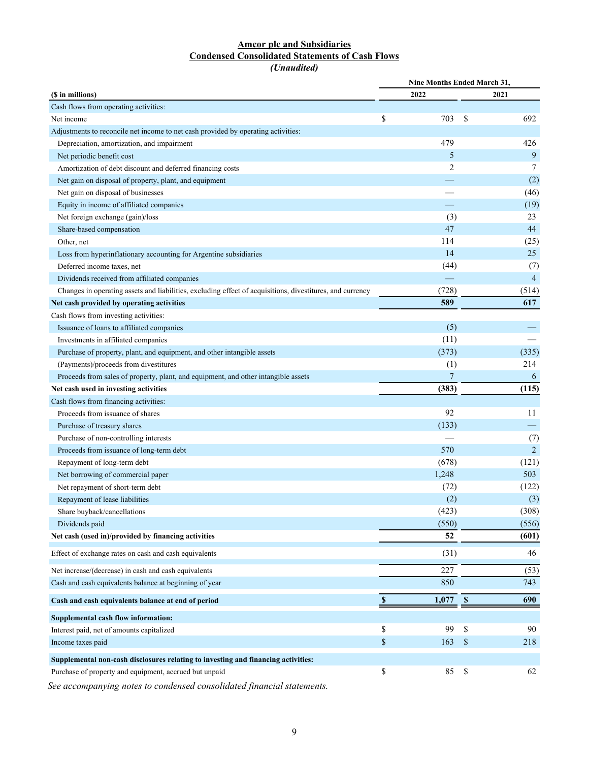# Amcor plc and Subsidiaries
## Condensed Consolidated Statements of Cash Flows
*(Unaudited)*

| ($ in millions) | Nine Months Ended March 31, 2022 | 2021 |
|---|---|---|
| Cash flows from operating activities: | | |
| Net income | $ 703 | $ 692 |
| Adjustments to reconcile net income to net cash provided by operating activities: | | |
| Depreciation, amortization, and impairment | 479 | 426 |
| Net periodic benefit cost | 5 | 9 |
| Amortization of debt discount and deferred financing costs | 2 | 7 |
| Net gain on disposal of property, plant, and equipment | — | (2) |
| Net gain on disposal of businesses | — | (46) |
| Equity in income of affiliated companies | — | (19) |
| Net foreign exchange (gain)/loss | (3) | 23 |
| Share-based compensation | 47 | 44 |
| Other, net | 114 | (25) |
| Loss from hyperinflationary accounting for Argentine subsidiaries | 14 | 25 |
| Deferred income taxes, net | (44) | (7) |
| Dividends received from affiliated companies | — | 4 |
| Changes in operating assets and liabilities, excluding effect of acquisitions, divestitures, and currency | (728) | (514) |
| **Net cash provided by operating activities** | **589** | **617** |
| Cash flows from investing activities: | | |
| Issuance of loans to affiliated companies | (5) | — |
| Investments in affiliated companies | (11) | — |
| Purchase of property, plant, and equipment, and other intangible assets | (373) | (335) |
| (Payments)/proceeds from divestitures | (1) | 214 |
| Proceeds from sales of property, plant, and equipment, and other intangible assets | 7 | 6 |
| **Net cash used in investing activities** | **(383)** | **(115)** |
| Cash flows from financing activities: | | |
| Proceeds from issuance of shares | 92 | 11 |
| Purchase of treasury shares | (133) | — |
| Purchase of non-controlling interests | — | (7) |
| Proceeds from issuance of long-term debt | 570 | 2 |
| Repayment of long-term debt | (678) | (121) |
| Net borrowing of commercial paper | 1,248 | 503 |
| Net repayment of short-term debt | (72) | (122) |
| Repayment of lease liabilities | (2) | (3) |
| Share buyback/cancellations | (423) | (308) |
| Dividends paid | (550) | (556) |
| **Net cash (used in)/provided by financing activities** | **52** | **(601)** |
| Effect of exchange rates on cash and cash equivalents | (31) | 46 |
| Net increase/(decrease) in cash and cash equivalents | 227 | (53) |
| Cash and cash equivalents balance at beginning of year | 850 | 743 |
| **Cash and cash equivalents balance at end of period** | **$ 1,077** | **$ 690** |
| **Supplemental cash flow information:** | | |
| Interest paid, net of amounts capitalized | $ 99 | $ 90 |
| Income taxes paid | $ 163 | $ 218 |
| **Supplemental non-cash disclosures relating to investing and financing activities:** | | |
| Purchase of property and equipment, accrued but unpaid | $ 85 | $ 62 |

*See accompanying notes to condensed consolidated financial statements.*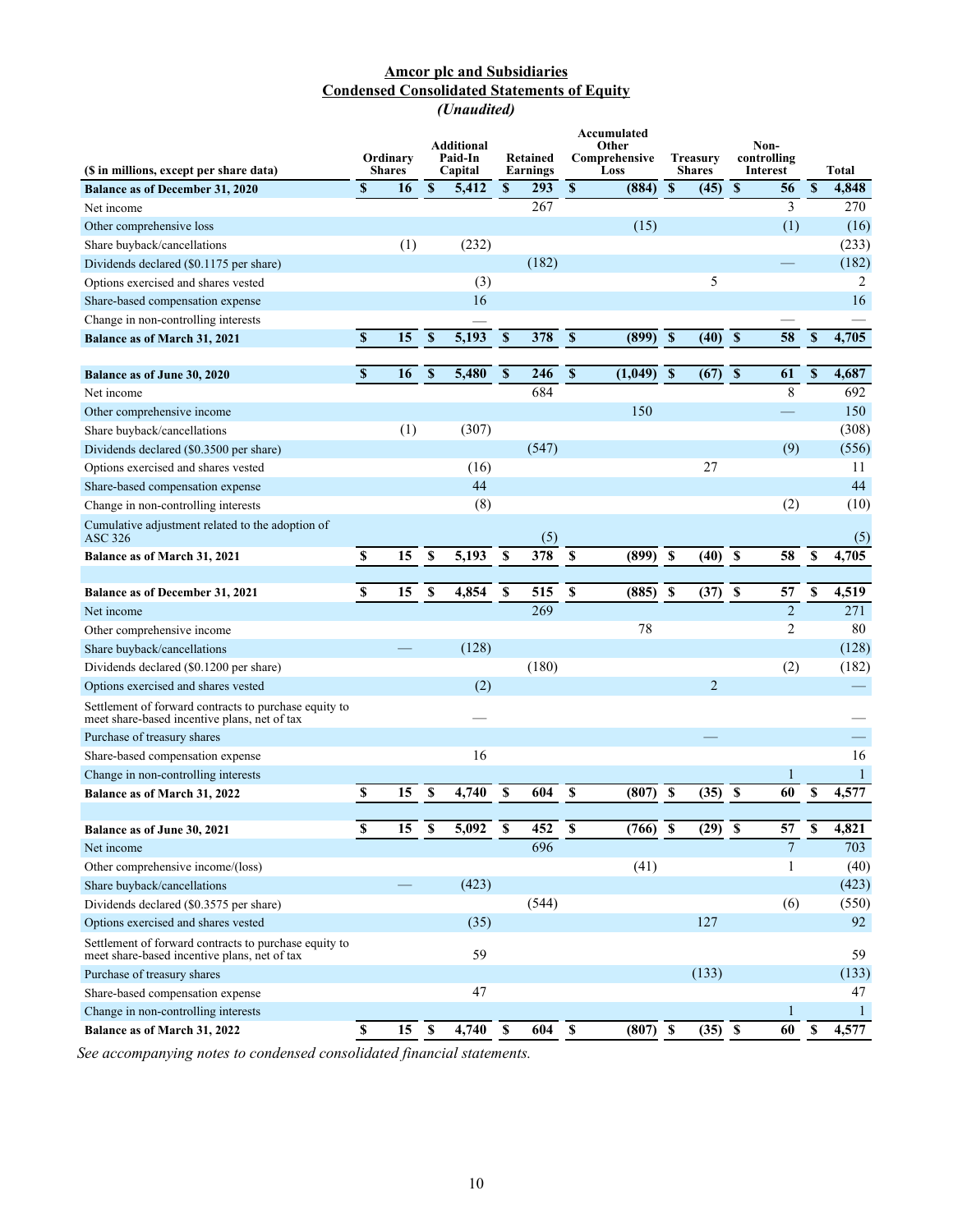**Amcor plc and Subsidiaries**
**Condensed Consolidated Statements of Equity**
***(Unaudited)***

| ($ in millions, except per share data) | Ordinary Shares | Additional Paid-In Capital | Retained Earnings | Accumulated Other Comprehensive Loss | Treasury Shares | Non-controlling Interest | Total |
|---|---|---|---|---|---|---|---|
| **Balance as of December 31, 2020** | **$ 16** | **$ 5,412** | **$ 293** | **$ (884)** | **$ (45)** | **$ 56** | **$ 4,848** |
| Net income | | | 267 | | | 3 | 270 |
| Other comprehensive loss | | | | (15) | | (1) | (16) |
| Share buyback/cancellations | (1) | (232) | | | | | (233) |
| Dividends declared ($0.1175 per share) | | | (182) | | | — | (182) |
| Options exercised and shares vested | | (3) | | | 5 | | 2 |
| Share-based compensation expense | | 16 | | | | | 16 |
| Change in non-controlling interests | | — | | | | — | — |
| **Balance as of March 31, 2021** | **$ 15** | **$ 5,193** | **$ 378** | **$ (899)** | **$ (40)** | **$ 58** | **$ 4,705** |
| | | | | | | | |
| **Balance as of June 30, 2020** | **$ 16** | **$ 5,480** | **$ 246** | **$ (1,049)** | **$ (67)** | **$ 61** | **$ 4,687** |
| Net income | | | 684 | | | 8 | 692 |
| Other comprehensive income | | | | 150 | | — | 150 |
| Share buyback/cancellations | (1) | (307) | | | | | (308) |
| Dividends declared ($0.3500 per share) | | | (547) | | | (9) | (556) |
| Options exercised and shares vested | | (16) | | | 27 | | 11 |
| Share-based compensation expense | | 44 | | | | | 44 |
| Change in non-controlling interests | | (8) | | | | (2) | (10) |
| Cumulative adjustment related to the adoption of ASC 326 | | | (5) | | | | (5) |
| **Balance as of March 31, 2021** | **$ 15** | **$ 5,193** | **$ 378** | **$ (899)** | **$ (40)** | **$ 58** | **$ 4,705** |
| | | | | | | | |
| **Balance as of December 31, 2021** | **$ 15** | **$ 4,854** | **$ 515** | **$ (885)** | **$ (37)** | **$ 57** | **$ 4,519** |
| Net income | | | 269 | | | 2 | 271 |
| Other comprehensive income | | | | 78 | | 2 | 80 |
| Share buyback/cancellations | — | (128) | | | | | (128) |
| Dividends declared ($0.1200 per share) | | | (180) | | | (2) | (182) |
| Options exercised and shares vested | | (2) | | | 2 | | — |
| Settlement of forward contracts to purchase equity to meet share-based incentive plans, net of tax | | — | | | | | — |
| Purchase of treasury shares | | | | | — | | — |
| Share-based compensation expense | | 16 | | | | | 16 |
| Change in non-controlling interests | | | | | | 1 | 1 |
| **Balance as of March 31, 2022** | **$ 15** | **$ 4,740** | **$ 604** | **$ (807)** | **$ (35)** | **$ 60** | **$ 4,577** |
| | | | | | | | |
| **Balance as of June 30, 2021** | **$ 15** | **$ 5,092** | **$ 452** | **$ (766)** | **$ (29)** | **$ 57** | **$ 4,821** |
| Net income | | | 696 | | | 7 | 703 |
| Other comprehensive income/(loss) | | | | (41) | | 1 | (40) |
| Share buyback/cancellations | — | (423) | | | | | (423) |
| Dividends declared ($0.3575 per share) | | | (544) | | | (6) | (550) |
| Options exercised and shares vested | | (35) | | | 127 | | 92 |
| Settlement of forward contracts to purchase equity to meet share-based incentive plans, net of tax | | 59 | | | | | 59 |
| Purchase of treasury shares | | | | | (133) | | (133) |
| Share-based compensation expense | | 47 | | | | | 47 |
| Change in non-controlling interests | | | | | | 1 | 1 |
| **Balance as of March 31, 2022** | **$ 15** | **$ 4,740** | **$ 604** | **$ (807)** | **$ (35)** | **$ 60** | **$ 4,577** |

*See accompanying notes to condensed consolidated financial statements.*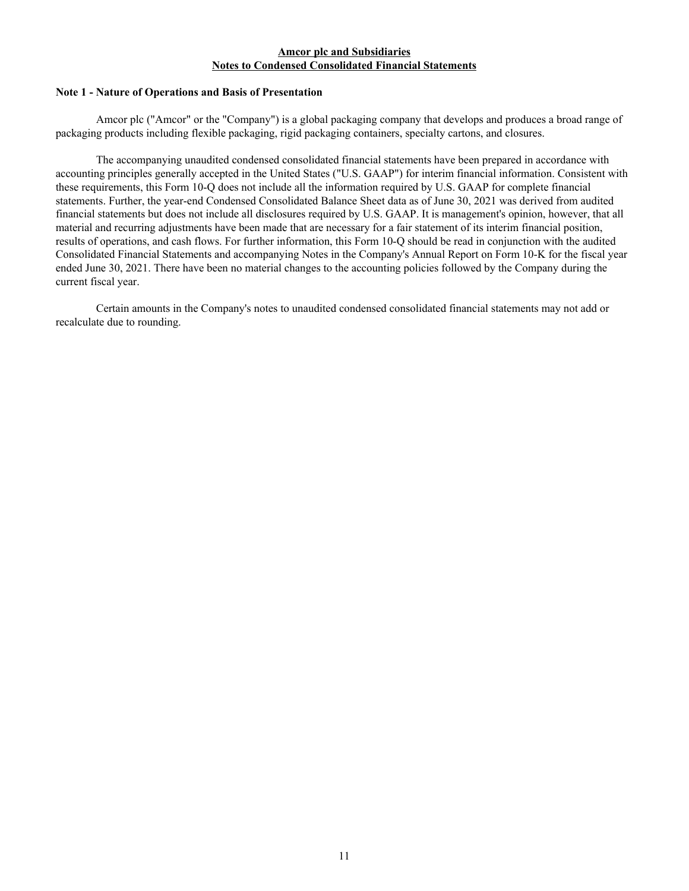**Amcor plc and Subsidiaries**
**Notes to Condensed Consolidated Financial Statements**

**Note 1 - Nature of Operations and Basis of Presentation**

Amcor plc ("Amcor" or the "Company") is a global packaging company that develops and produces a broad range of packaging products including flexible packaging, rigid packaging containers, specialty cartons, and closures.

The accompanying unaudited condensed consolidated financial statements have been prepared in accordance with accounting principles generally accepted in the United States ("U.S. GAAP") for interim financial information. Consistent with these requirements, this Form 10-Q does not include all the information required by U.S. GAAP for complete financial statements. Further, the year-end Condensed Consolidated Balance Sheet data as of June 30, 2021 was derived from audited financial statements but does not include all disclosures required by U.S. GAAP. It is management's opinion, however, that all material and recurring adjustments have been made that are necessary for a fair statement of its interim financial position, results of operations, and cash flows. For further information, this Form 10-Q should be read in conjunction with the audited Consolidated Financial Statements and accompanying Notes in the Company's Annual Report on Form 10-K for the fiscal year ended June 30, 2021. There have been no material changes to the accounting policies followed by the Company during the current fiscal year.

Certain amounts in the Company's notes to unaudited condensed consolidated financial statements may not add or recalculate due to rounding.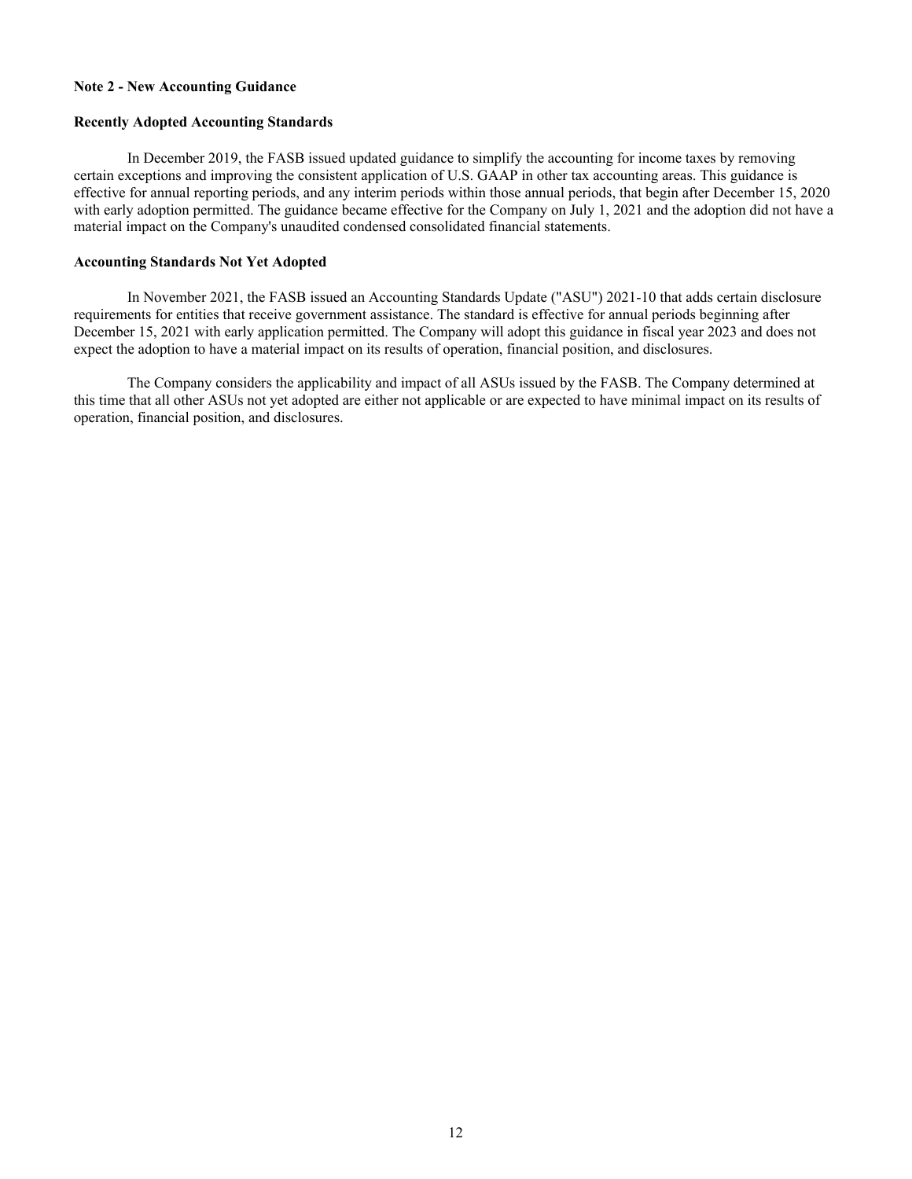## Note 2 - New Accounting Guidance

### Recently Adopted Accounting Standards

In December 2019, the FASB issued updated guidance to simplify the accounting for income taxes by removing certain exceptions and improving the consistent application of U.S. GAAP in other tax accounting areas. This guidance is effective for annual reporting periods, and any interim periods within those annual periods, that begin after December 15, 2020 with early adoption permitted. The guidance became effective for the Company on July 1, 2021 and the adoption did not have a material impact on the Company's unaudited condensed consolidated financial statements.

### Accounting Standards Not Yet Adopted

In November 2021, the FASB issued an Accounting Standards Update ("ASU") 2021-10 that adds certain disclosure requirements for entities that receive government assistance. The standard is effective for annual periods beginning after December 15, 2021 with early application permitted. The Company will adopt this guidance in fiscal year 2023 and does not expect the adoption to have a material impact on its results of operation, financial position, and disclosures.

The Company considers the applicability and impact of all ASUs issued by the FASB. The Company determined at this time that all other ASUs not yet adopted are either not applicable or are expected to have minimal impact on its results of operation, financial position, and disclosures.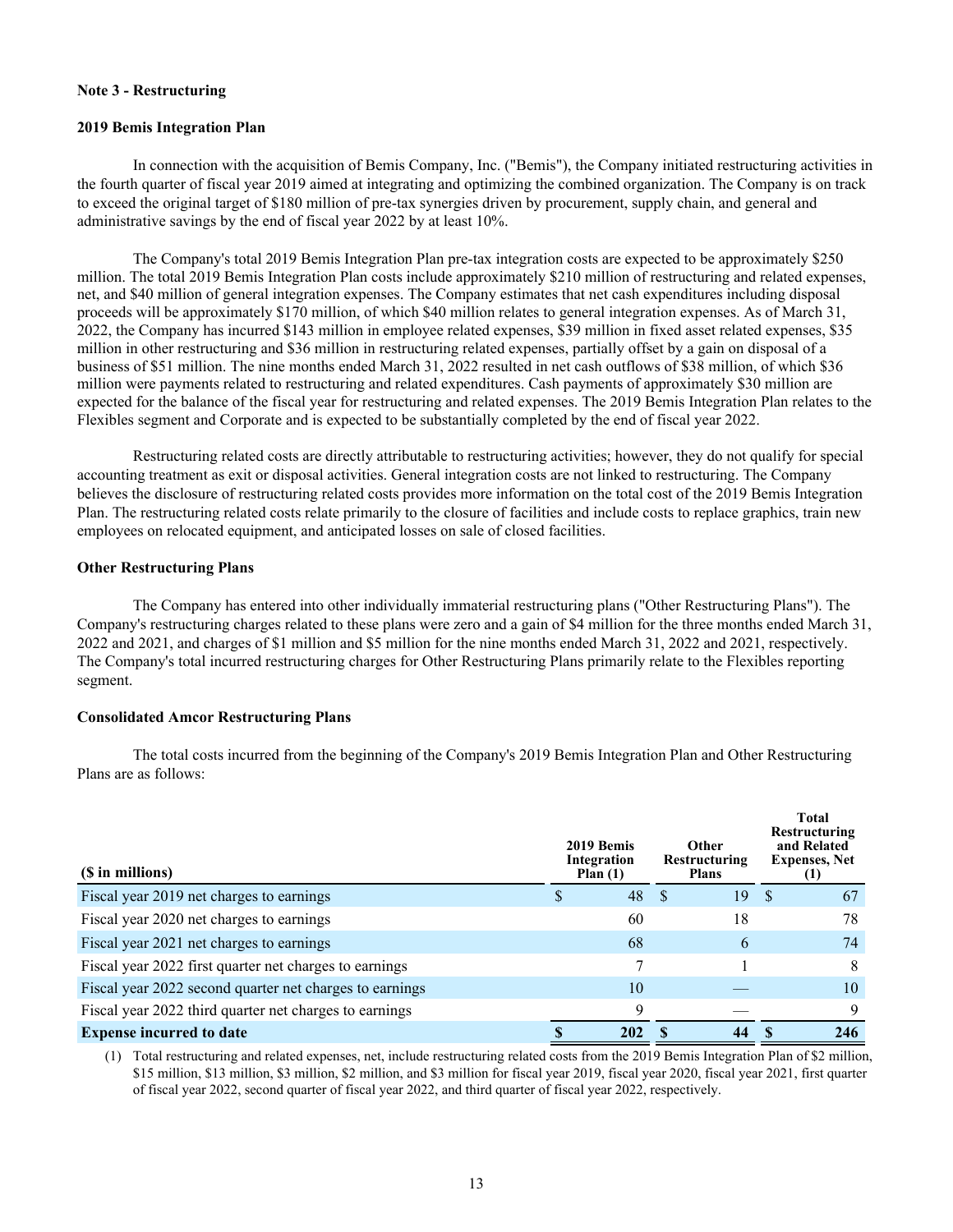### Note 3 - Restructuring

**2019 Bemis Integration Plan**

In connection with the acquisition of Bemis Company, Inc. ("Bemis"), the Company initiated restructuring activities in the fourth quarter of fiscal year 2019 aimed at integrating and optimizing the combined organization. The Company is on track to exceed the original target of $180 million of pre-tax synergies driven by procurement, supply chain, and general and administrative savings by the end of fiscal year 2022 by at least 10%.

The Company's total 2019 Bemis Integration Plan pre-tax integration costs are expected to be approximately $250 million. The total 2019 Bemis Integration Plan costs include approximately $210 million of restructuring and related expenses, net, and $40 million of general integration expenses. The Company estimates that net cash expenditures including disposal proceeds will be approximately $170 million, of which $40 million relates to general integration expenses. As of March 31, 2022, the Company has incurred $143 million in employee related expenses, $39 million in fixed asset related expenses, $35 million in other restructuring and $36 million in restructuring related expenses, partially offset by a gain on disposal of a business of $51 million. The nine months ended March 31, 2022 resulted in net cash outflows of $38 million, of which $36 million were payments related to restructuring and related expenditures. Cash payments of approximately $30 million are expected for the balance of the fiscal year for restructuring and related expenses. The 2019 Bemis Integration Plan relates to the Flexibles segment and Corporate and is expected to be substantially completed by the end of fiscal year 2022.

Restructuring related costs are directly attributable to restructuring activities; however, they do not qualify for special accounting treatment as exit or disposal activities. General integration costs are not linked to restructuring. The Company believes the disclosure of restructuring related costs provides more information on the total cost of the 2019 Bemis Integration Plan. The restructuring related costs relate primarily to the closure of facilities and include costs to replace graphics, train new employees on relocated equipment, and anticipated losses on sale of closed facilities.

**Other Restructuring Plans**

The Company has entered into other individually immaterial restructuring plans ("Other Restructuring Plans"). The Company's restructuring charges related to these plans were zero and a gain of $4 million for the three months ended March 31, 2022 and 2021, and charges of $1 million and $5 million for the nine months ended March 31, 2022 and 2021, respectively. The Company's total incurred restructuring charges for Other Restructuring Plans primarily relate to the Flexibles reporting segment.

**Consolidated Amcor Restructuring Plans**

The total costs incurred from the beginning of the Company's 2019 Bemis Integration Plan and Other Restructuring Plans are as follows:

| ($ in millions) | 2019 Bemis Integration Plan (1) | Other Restructuring Plans | Total Restructuring and Related Expenses, Net (1) |
|---|---|---|---|
| Fiscal year 2019 net charges to earnings | $ 48 | $ 19 | $ 67 |
| Fiscal year 2020 net charges to earnings | 60 | 18 | 78 |
| Fiscal year 2021 net charges to earnings | 68 | 6 | 74 |
| Fiscal year 2022 first quarter net charges to earnings | 7 | 1 | 8 |
| Fiscal year 2022 second quarter net charges to earnings | 10 | — | 10 |
| Fiscal year 2022 third quarter net charges to earnings | 9 | — | 9 |
| **Expense incurred to date** | **$ 202** | **$ 44** | **$ 246** |

(1) Total restructuring and related expenses, net, include restructuring related costs from the 2019 Bemis Integration Plan of $2 million, $15 million, $13 million, $3 million, $2 million, and $3 million for fiscal year 2019, fiscal year 2020, fiscal year 2021, first quarter of fiscal year 2022, second quarter of fiscal year 2022, and third quarter of fiscal year 2022, respectively.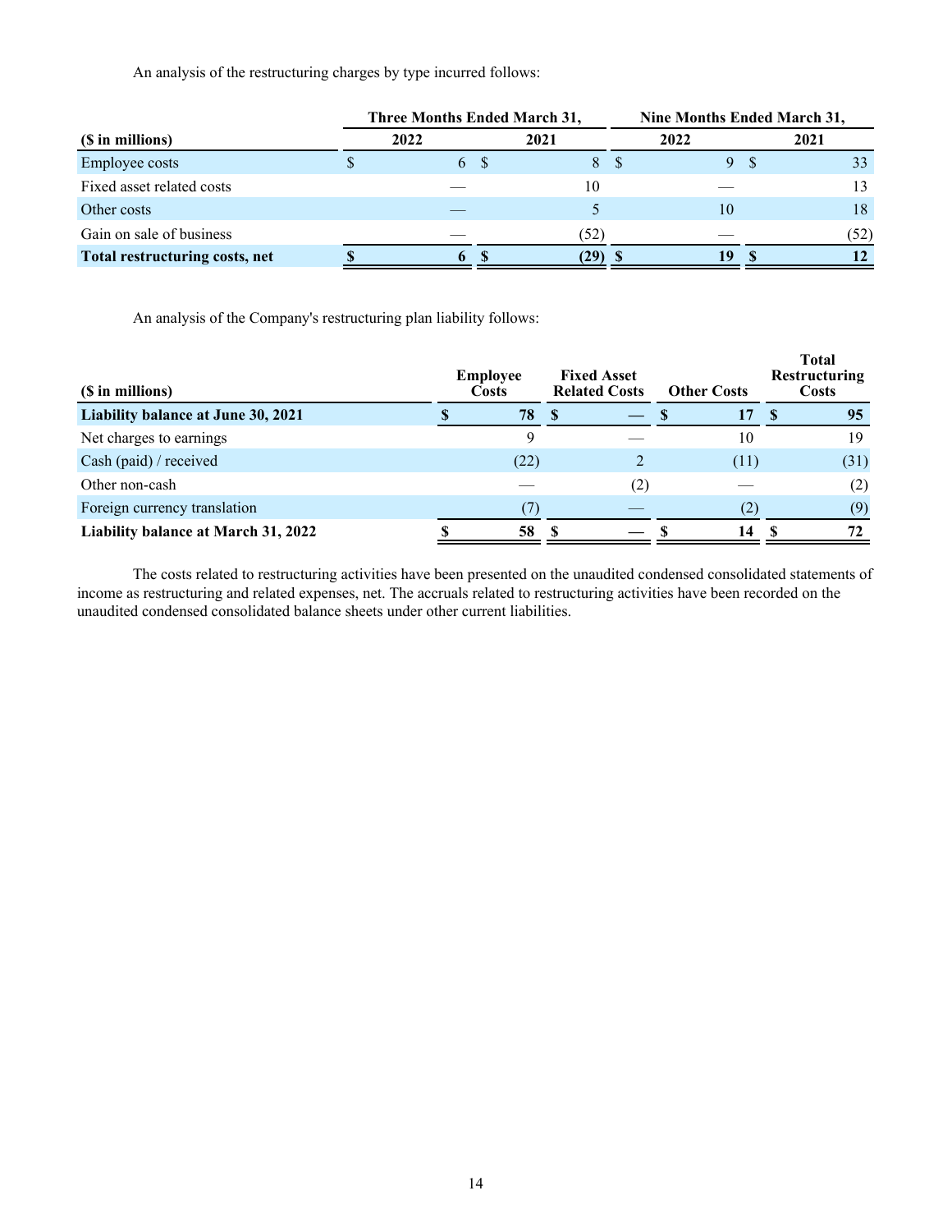An analysis of the restructuring charges by type incurred follows:

| ($ in millions) | Three Months Ended March 31, 2022 | Three Months Ended March 31, 2021 | Nine Months Ended March 31, 2022 | Nine Months Ended March 31, 2021 |
|---|---|---|---|---|
| Employee costs | $ 6 | $ 8 | $ 9 | $ 33 |
| Fixed asset related costs | — | 10 | — | 13 |
| Other costs | — | 5 | 10 | 18 |
| Gain on sale of business | — | (52) | — | (52) |
| **Total restructuring costs, net** | **$ 6** | **$ (29)** | **$ 19** | **$ 12** |

An analysis of the Company's restructuring plan liability follows:

| ($ in millions) | Employee Costs | Fixed Asset Related Costs | Other Costs | Total Restructuring Costs |
|---|---|---|---|---|
| **Liability balance at June 30, 2021** | **$ 78** | **$ —** | **$ 17** | **$ 95** |
| Net charges to earnings | 9 | — | 10 | 19 |
| Cash (paid) / received | (22) | 2 | (11) | (31) |
| Other non-cash | — | (2) | — | (2) |
| Foreign currency translation | (7) | — | (2) | (9) |
| **Liability balance at March 31, 2022** | **$ 58** | **$ —** | **$ 14** | **$ 72** |

The costs related to restructuring activities have been presented on the unaudited condensed consolidated statements of income as restructuring and related expenses, net. The accruals related to restructuring activities have been recorded on the unaudited condensed consolidated balance sheets under other current liabilities.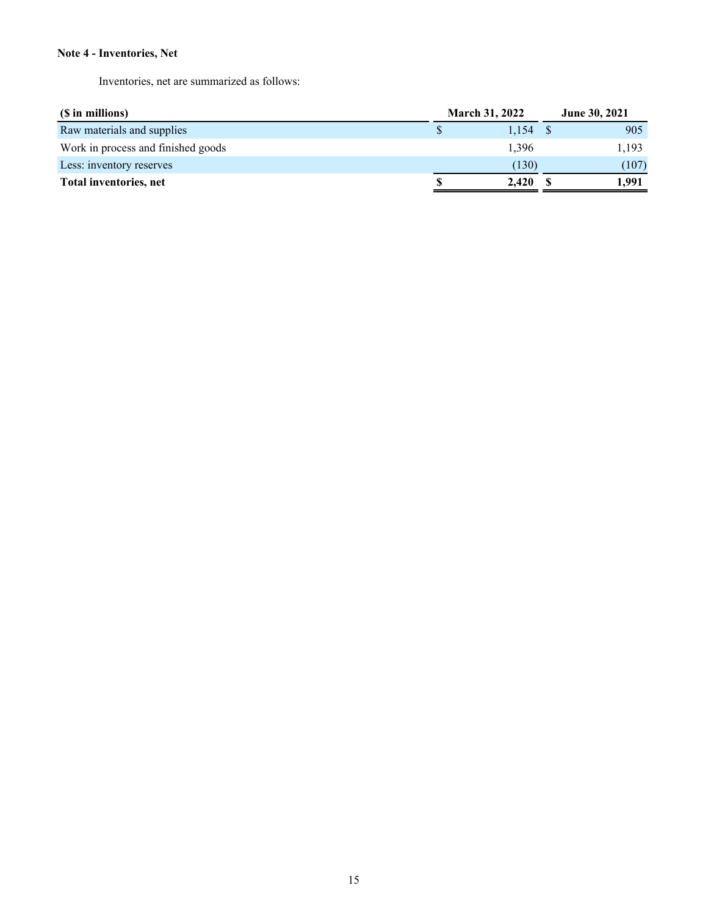**Note 4 - Inventories, Net**

Inventories, net are summarized as follows:

| ($ in millions) | March 31, 2022 | June 30, 2021 |
|---|---|---|
| Raw materials and supplies | $ 1,154 | $ 905 |
| Work in process and finished goods | 1,396 | 1,193 |
| Less: inventory reserves | (130) | (107) |
| **Total inventories, net** | **$ 2,420** | **$ 1,991** |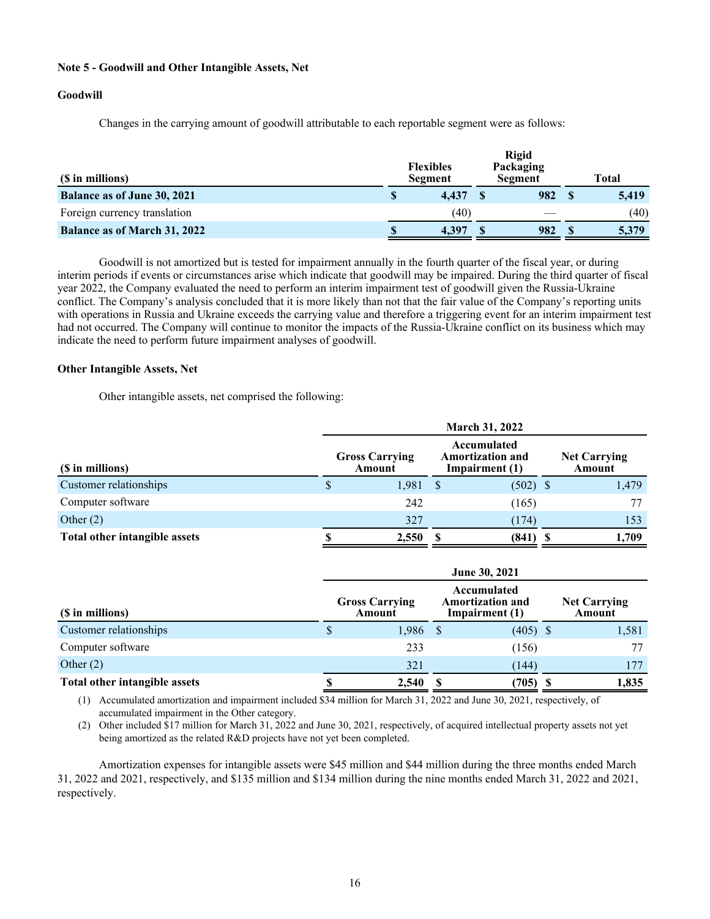### Note 5 - Goodwill and Other Intangible Assets, Net

#### Goodwill

Changes in the carrying amount of goodwill attributable to each reportable segment were as follows:

| ($ in millions) | Flexibles Segment | Rigid Packaging Segment | Total |
|---|---|---|---|
| **Balance as of June 30, 2021** | **$ 4,437** | **$ 982** | **$ 5,419** |
| Foreign currency translation | (40) | — | (40) |
| **Balance as of March 31, 2022** | **$ 4,397** | **$ 982** | **$ 5,379** |

Goodwill is not amortized but is tested for impairment annually in the fourth quarter of the fiscal year, or during interim periods if events or circumstances arise which indicate that goodwill may be impaired. During the third quarter of fiscal year 2022, the Company evaluated the need to perform an interim impairment test of goodwill given the Russia-Ukraine conflict. The Company's analysis concluded that it is more likely than not that the fair value of the Company's reporting units with operations in Russia and Ukraine exceeds the carrying value and therefore a triggering event for an interim impairment test had not occurred. The Company will continue to monitor the impacts of the Russia-Ukraine conflict on its business which may indicate the need to perform future impairment analyses of goodwill.

#### Other Intangible Assets, Net

Other intangible assets, net comprised the following:

| | March 31, 2022 | | |
|---|---|---|---|
| ($ in millions) | Gross Carrying Amount | Accumulated Amortization and Impairment (1) | Net Carrying Amount |
| Customer relationships | $ 1,981 | $ (502) | $ 1,479 |
| Computer software | 242 | (165) | 77 |
| Other (2) | 327 | (174) | 153 |
| **Total other intangible assets** | **$ 2,550** | **$ (841)** | **$ 1,709** |

| | June 30, 2021 | | |
|---|---|---|---|
| ($ in millions) | Gross Carrying Amount | Accumulated Amortization and Impairment (1) | Net Carrying Amount |
| Customer relationships | $ 1,986 | $ (405) | $ 1,581 |
| Computer software | 233 | (156) | 77 |
| Other (2) | 321 | (144) | 177 |
| **Total other intangible assets** | **$ 2,540** | **$ (705)** | **$ 1,835** |

(1) Accumulated amortization and impairment included $34 million for March 31, 2022 and June 30, 2021, respectively, of accumulated impairment in the Other category.

(2) Other included $17 million for March 31, 2022 and June 30, 2021, respectively, of acquired intellectual property assets not yet being amortized as the related R&D projects have not yet been completed.

Amortization expenses for intangible assets were $45 million and $44 million during the three months ended March 31, 2022 and 2021, respectively, and $135 million and $134 million during the nine months ended March 31, 2022 and 2021, respectively.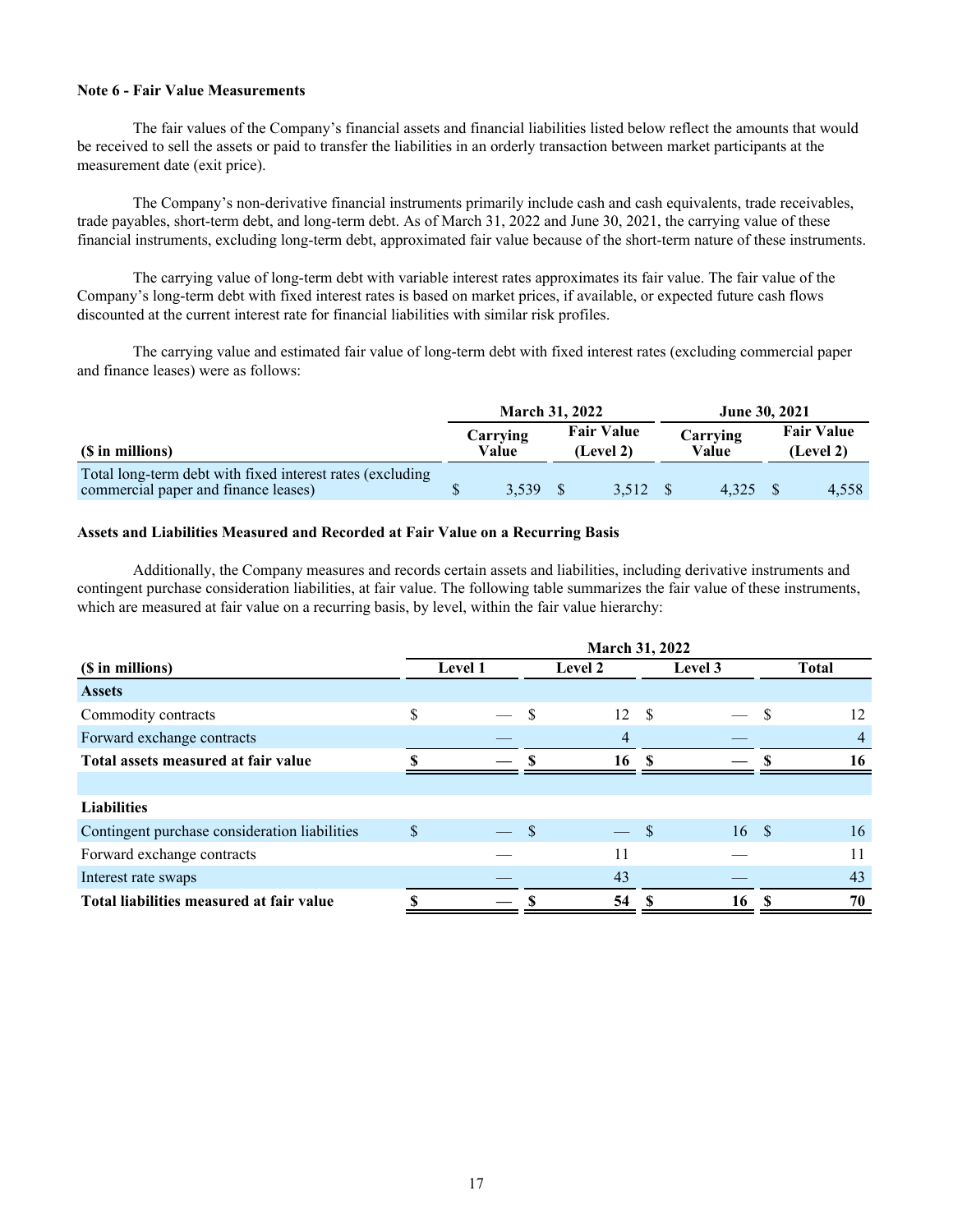**Note 6 - Fair Value Measurements**

The fair values of the Company's financial assets and financial liabilities listed below reflect the amounts that would be received to sell the assets or paid to transfer the liabilities in an orderly transaction between market participants at the measurement date (exit price).

The Company's non-derivative financial instruments primarily include cash and cash equivalents, trade receivables, trade payables, short-term debt, and long-term debt. As of March 31, 2022 and June 30, 2021, the carrying value of these financial instruments, excluding long-term debt, approximated fair value because of the short-term nature of these instruments.

The carrying value of long-term debt with variable interest rates approximates its fair value. The fair value of the Company's long-term debt with fixed interest rates is based on market prices, if available, or expected future cash flows discounted at the current interest rate for financial liabilities with similar risk profiles.

The carrying value and estimated fair value of long-term debt with fixed interest rates (excluding commercial paper and finance leases) were as follows:

| | March 31, 2022 | | June 30, 2021 | |
|---|---|---|---|---|
| ($ in millions) | Carrying Value | Fair Value (Level 2) | Carrying Value | Fair Value (Level 2) |
| Total long-term debt with fixed interest rates (excluding commercial paper and finance leases) | $ 3,539 | $ 3,512 | $ 4,325 | $ 4,558 |

**Assets and Liabilities Measured and Recorded at Fair Value on a Recurring Basis**

Additionally, the Company measures and records certain assets and liabilities, including derivative instruments and contingent purchase consideration liabilities, at fair value. The following table summarizes the fair value of these instruments, which are measured at fair value on a recurring basis, by level, within the fair value hierarchy:

| | March 31, 2022 | | | |
|---|---|---|---|---|
| ($ in millions) | Level 1 | Level 2 | Level 3 | Total |
| **Assets** | | | | |
| Commodity contracts | $ — | $ 12 | $ — | $ 12 |
| Forward exchange contracts | — | 4 | — | 4 |
| **Total assets measured at fair value** | **$ —** | **$ 16** | **$ —** | **$ 16** |
| | | | | |
| **Liabilities** | | | | |
| Contingent purchase consideration liabilities | $ — | $ — | $ 16 | $ 16 |
| Forward exchange contracts | — | 11 | — | 11 |
| Interest rate swaps | — | 43 | — | 43 |
| **Total liabilities measured at fair value** | **$ —** | **$ 54** | **$ 16** | **$ 70** |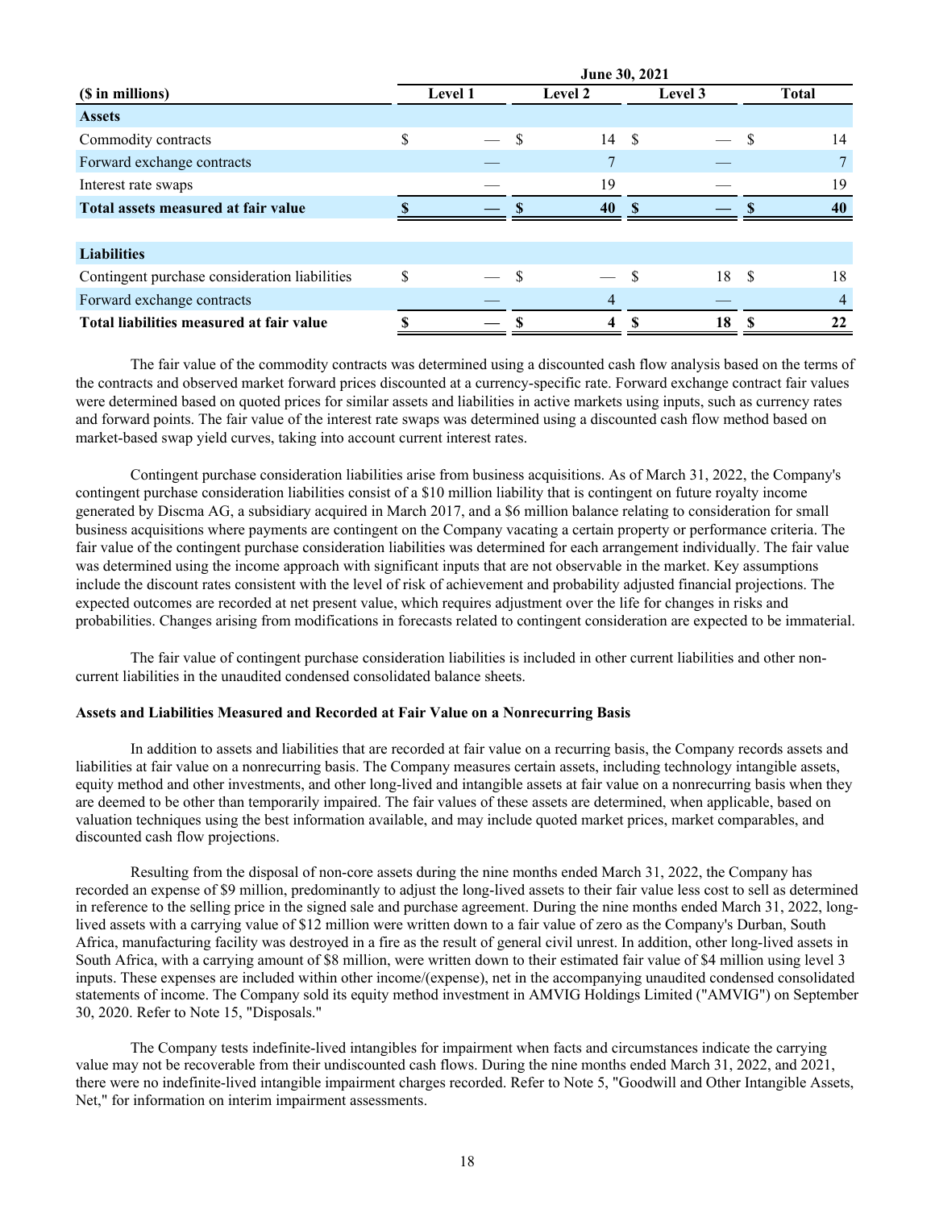| ($ in millions) | June 30, 2021 | | | |
|---|---|---|---|---|
| | Level 1 | Level 2 | Level 3 | Total |
| **Assets** | | | | |
| Commodity contracts | $ — | $ 14 | $ — | $ 14 |
| Forward exchange contracts | — | 7 | — | 7 |
| Interest rate swaps | — | 19 | — | 19 |
| **Total assets measured at fair value** | **$ —** | **$ 40** | **$ —** | **$ 40** |
| | | | | |
| **Liabilities** | | | | |
| Contingent purchase consideration liabilities | $ — | $ — | $ 18 | $ 18 |
| Forward exchange contracts | — | 4 | — | 4 |
| **Total liabilities measured at fair value** | **$ —** | **$ 4** | **$ 18** | **$ 22** |

The fair value of the commodity contracts was determined using a discounted cash flow analysis based on the terms of the contracts and observed market forward prices discounted at a currency-specific rate. Forward exchange contract fair values were determined based on quoted prices for similar assets and liabilities in active markets using inputs, such as currency rates and forward points. The fair value of the interest rate swaps was determined using a discounted cash flow method based on market-based swap yield curves, taking into account current interest rates.

Contingent purchase consideration liabilities arise from business acquisitions. As of March 31, 2022, the Company's contingent purchase consideration liabilities consist of a $10 million liability that is contingent on future royalty income generated by Discma AG, a subsidiary acquired in March 2017, and a $6 million balance relating to consideration for small business acquisitions where payments are contingent on the Company vacating a certain property or performance criteria. The fair value of the contingent purchase consideration liabilities was determined for each arrangement individually. The fair value was determined using the income approach with significant inputs that are not observable in the market. Key assumptions include the discount rates consistent with the level of risk of achievement and probability adjusted financial projections. The expected outcomes are recorded at net present value, which requires adjustment over the life for changes in risks and probabilities. Changes arising from modifications in forecasts related to contingent consideration are expected to be immaterial.

The fair value of contingent purchase consideration liabilities is included in other current liabilities and other non-current liabilities in the unaudited condensed consolidated balance sheets.

**Assets and Liabilities Measured and Recorded at Fair Value on a Nonrecurring Basis**

In addition to assets and liabilities that are recorded at fair value on a recurring basis, the Company records assets and liabilities at fair value on a nonrecurring basis. The Company measures certain assets, including technology intangible assets, equity method and other investments, and other long-lived and intangible assets at fair value on a nonrecurring basis when they are deemed to be other than temporarily impaired. The fair values of these assets are determined, when applicable, based on valuation techniques using the best information available, and may include quoted market prices, market comparables, and discounted cash flow projections.

Resulting from the disposal of non-core assets during the nine months ended March 31, 2022, the Company has recorded an expense of $9 million, predominantly to adjust the long-lived assets to their fair value less cost to sell as determined in reference to the selling price in the signed sale and purchase agreement. During the nine months ended March 31, 2022, long-lived assets with a carrying value of $12 million were written down to a fair value of zero as the Company's Durban, South Africa, manufacturing facility was destroyed in a fire as the result of general civil unrest. In addition, other long-lived assets in South Africa, with a carrying amount of $8 million, were written down to their estimated fair value of $4 million using level 3 inputs. These expenses are included within other income/(expense), net in the accompanying unaudited condensed consolidated statements of income. The Company sold its equity method investment in AMVIG Holdings Limited ("AMVIG") on September 30, 2020. Refer to Note 15, "Disposals."

The Company tests indefinite-lived intangibles for impairment when facts and circumstances indicate the carrying value may not be recoverable from their undiscounted cash flows. During the nine months ended March 31, 2022, and 2021, there were no indefinite-lived intangible impairment charges recorded. Refer to Note 5, "Goodwill and Other Intangible Assets, Net," for information on interim impairment assessments.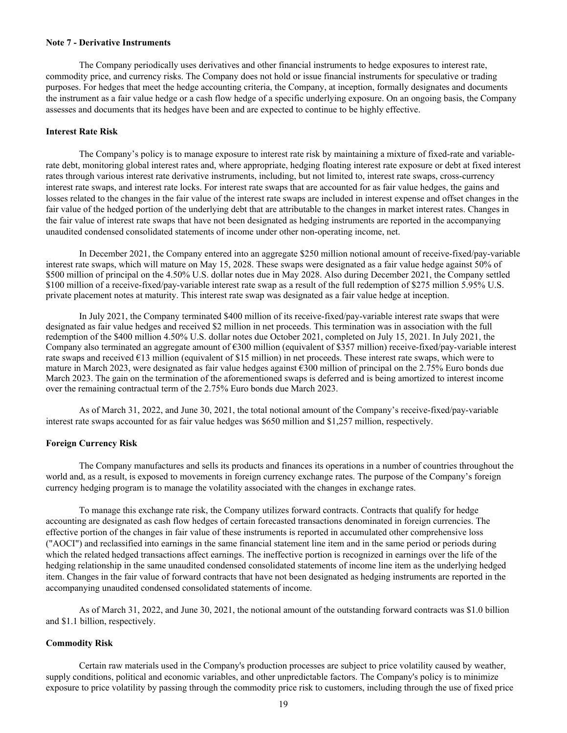**Note 7 - Derivative Instruments**

The Company periodically uses derivatives and other financial instruments to hedge exposures to interest rate, commodity price, and currency risks. The Company does not hold or issue financial instruments for speculative or trading purposes. For hedges that meet the hedge accounting criteria, the Company, at inception, formally designates and documents the instrument as a fair value hedge or a cash flow hedge of a specific underlying exposure. On an ongoing basis, the Company assesses and documents that its hedges have been and are expected to continue to be highly effective.

**Interest Rate Risk**

The Company's policy is to manage exposure to interest rate risk by maintaining a mixture of fixed-rate and variable-rate debt, monitoring global interest rates and, where appropriate, hedging floating interest rate exposure or debt at fixed interest rates through various interest rate derivative instruments, including, but not limited to, interest rate swaps, cross-currency interest rate swaps, and interest rate locks. For interest rate swaps that are accounted for as fair value hedges, the gains and losses related to the changes in the fair value of the interest rate swaps are included in interest expense and offset changes in the fair value of the hedged portion of the underlying debt that are attributable to the changes in market interest rates. Changes in the fair value of interest rate swaps that have not been designated as hedging instruments are reported in the accompanying unaudited condensed consolidated statements of income under other non-operating income, net.

In December 2021, the Company entered into an aggregate $250 million notional amount of receive-fixed/pay-variable interest rate swaps, which will mature on May 15, 2028. These swaps were designated as a fair value hedge against 50% of $500 million of principal on the 4.50% U.S. dollar notes due in May 2028. Also during December 2021, the Company settled $100 million of a receive-fixed/pay-variable interest rate swap as a result of the full redemption of $275 million 5.95% U.S. private placement notes at maturity. This interest rate swap was designated as a fair value hedge at inception.

In July 2021, the Company terminated $400 million of its receive-fixed/pay-variable interest rate swaps that were designated as fair value hedges and received $2 million in net proceeds. This termination was in association with the full redemption of the $400 million 4.50% U.S. dollar notes due October 2021, completed on July 15, 2021. In July 2021, the Company also terminated an aggregate amount of €300 million (equivalent of $357 million) receive-fixed/pay-variable interest rate swaps and received €13 million (equivalent of $15 million) in net proceeds. These interest rate swaps, which were to mature in March 2023, were designated as fair value hedges against €300 million of principal on the 2.75% Euro bonds due March 2023. The gain on the termination of the aforementioned swaps is deferred and is being amortized to interest income over the remaining contractual term of the 2.75% Euro bonds due March 2023.

As of March 31, 2022, and June 30, 2021, the total notional amount of the Company's receive-fixed/pay-variable interest rate swaps accounted for as fair value hedges was $650 million and $1,257 million, respectively.

**Foreign Currency Risk**

The Company manufactures and sells its products and finances its operations in a number of countries throughout the world and, as a result, is exposed to movements in foreign currency exchange rates. The purpose of the Company's foreign currency hedging program is to manage the volatility associated with the changes in exchange rates.

To manage this exchange rate risk, the Company utilizes forward contracts. Contracts that qualify for hedge accounting are designated as cash flow hedges of certain forecasted transactions denominated in foreign currencies. The effective portion of the changes in fair value of these instruments is reported in accumulated other comprehensive loss ("AOCI") and reclassified into earnings in the same financial statement line item and in the same period or periods during which the related hedged transactions affect earnings. The ineffective portion is recognized in earnings over the life of the hedging relationship in the same unaudited condensed consolidated statements of income line item as the underlying hedged item. Changes in the fair value of forward contracts that have not been designated as hedging instruments are reported in the accompanying unaudited condensed consolidated statements of income.

As of March 31, 2022, and June 30, 2021, the notional amount of the outstanding forward contracts was $1.0 billion and $1.1 billion, respectively.

**Commodity Risk**

Certain raw materials used in the Company's production processes are subject to price volatility caused by weather, supply conditions, political and economic variables, and other unpredictable factors. The Company's policy is to minimize exposure to price volatility by passing through the commodity price risk to customers, including through the use of fixed price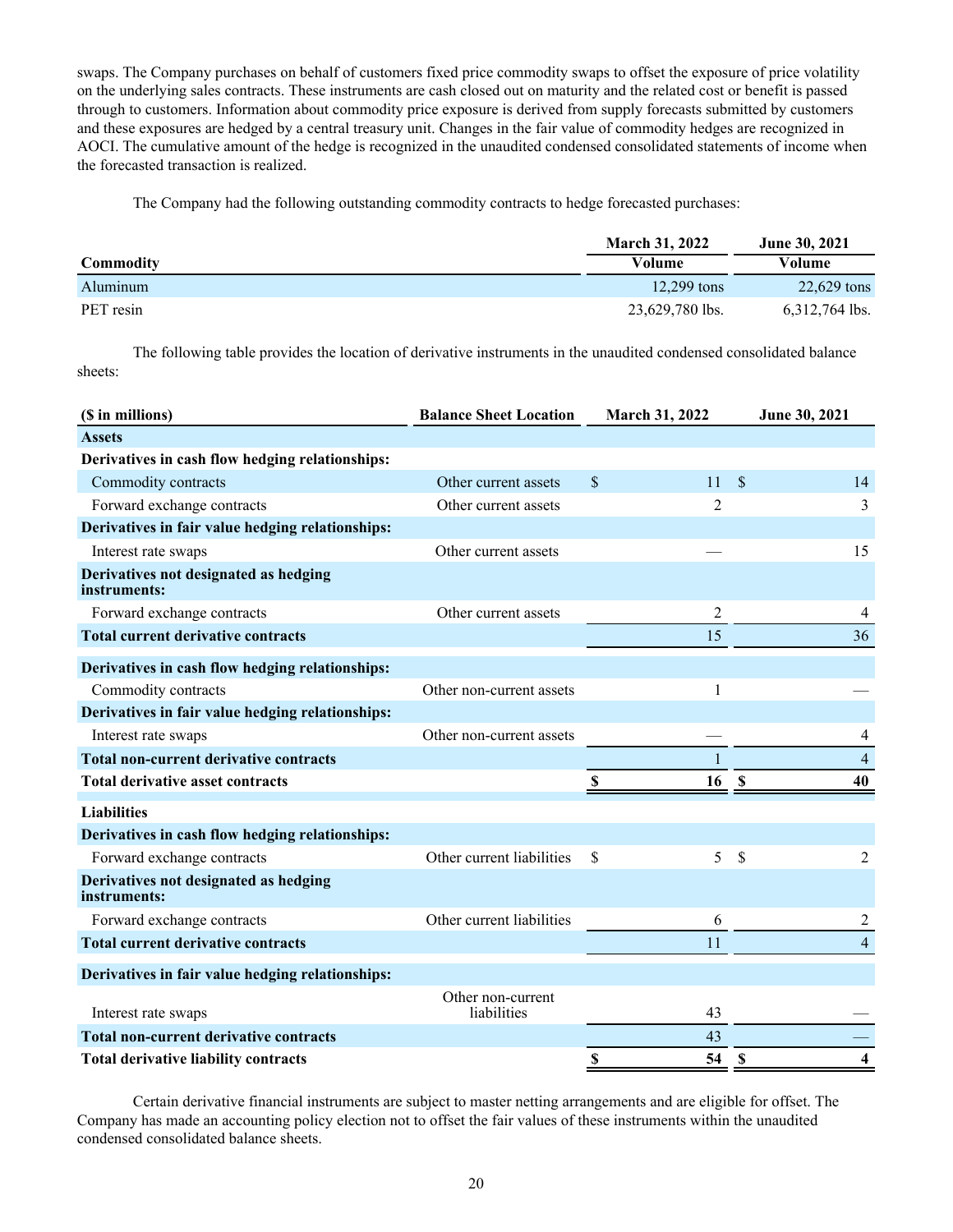swaps. The Company purchases on behalf of customers fixed price commodity swaps to offset the exposure of price volatility on the underlying sales contracts. These instruments are cash closed out on maturity and the related cost or benefit is passed through to customers. Information about commodity price exposure is derived from supply forecasts submitted by customers and these exposures are hedged by a central treasury unit. Changes in the fair value of commodity hedges are recognized in AOCI. The cumulative amount of the hedge is recognized in the unaudited condensed consolidated statements of income when the forecasted transaction is realized.

The Company had the following outstanding commodity contracts to hedge forecasted purchases:

| Commodity | March 31, 2022 Volume | June 30, 2021 Volume |
|---|---|---|
| Aluminum | 12,299 tons | 22,629 tons |
| PET resin | 23,629,780 lbs. | 6,312,764 lbs. |

The following table provides the location of derivative instruments in the unaudited condensed consolidated balance sheets:

| ($ in millions) | Balance Sheet Location | March 31, 2022 | June 30, 2021 |
|---|---|---|---|
| **Assets** | | | |
| **Derivatives in cash flow hedging relationships:** | | | |
| Commodity contracts | Other current assets | $ 11 | $ 14 |
| Forward exchange contracts | Other current assets | 2 | 3 |
| **Derivatives in fair value hedging relationships:** | | | |
| Interest rate swaps | Other current assets | — | 15 |
| **Derivatives not designated as hedging instruments:** | | | |
| Forward exchange contracts | Other current assets | 2 | 4 |
| **Total current derivative contracts** | | 15 | 36 |
| **Derivatives in cash flow hedging relationships:** | | | |
| Commodity contracts | Other non-current assets | 1 | — |
| **Derivatives in fair value hedging relationships:** | | | |
| Interest rate swaps | Other non-current assets | — | 4 |
| **Total non-current derivative contracts** | | 1 | 4 |
| **Total derivative asset contracts** | | **$ 16** | **$ 40** |
| **Liabilities** | | | |
| **Derivatives in cash flow hedging relationships:** | | | |
| Forward exchange contracts | Other current liabilities | $ 5 | $ 2 |
| **Derivatives not designated as hedging instruments:** | | | |
| Forward exchange contracts | Other current liabilities | 6 | 2 |
| **Total current derivative contracts** | | 11 | 4 |
| **Derivatives in fair value hedging relationships:** | | | |
| Interest rate swaps | Other non-current liabilities | 43 | — |
| **Total non-current derivative contracts** | | 43 | — |
| **Total derivative liability contracts** | | **$ 54** | **$ 4** |

Certain derivative financial instruments are subject to master netting arrangements and are eligible for offset. The Company has made an accounting policy election not to offset the fair values of these instruments within the unaudited condensed consolidated balance sheets.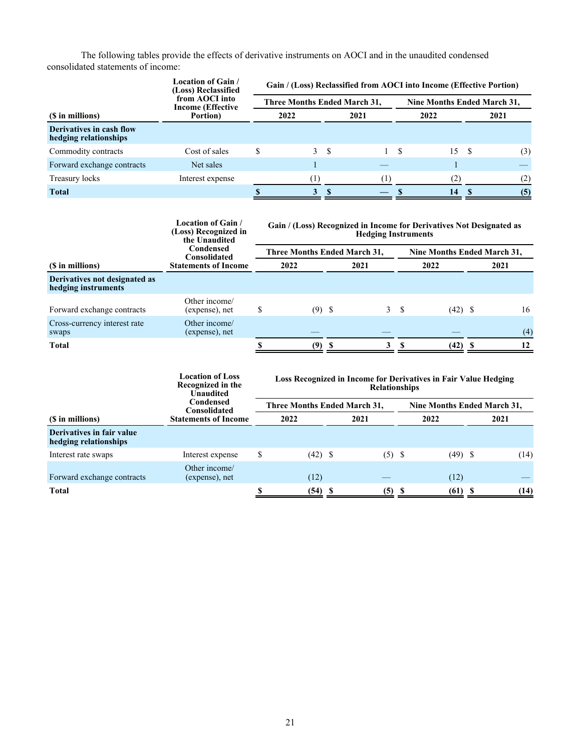The following tables provide the effects of derivative instruments on AOCI and in the unaudited condensed consolidated statements of income:

| ($ in millions) | Location of Gain / (Loss) Reclassified from AOCI into Income (Effective Portion) | Gain / (Loss) Reclassified from AOCI into Income (Effective Portion) | | | |
|---|---|---|---|---|---|
| | | Three Months Ended March 31, | | Nine Months Ended March 31, | |
| | | 2022 | 2021 | 2022 | 2021 |
| **Derivatives in cash flow hedging relationships** | | | | | |
| Commodity contracts | Cost of sales | $ 3 | $ 1 | $ 15 | $ (3) |
| Forward exchange contracts | Net sales | 1 | — | 1 | — |
| Treasury locks | Interest expense | (1) | (1) | (2) | (2) |
| **Total** | | **$ 3** | **$ —** | **$ 14** | **$ (5)** |

| ($ in millions) | Location of Gain / (Loss) Recognized in the Unaudited Condensed Consolidated Statements of Income | Gain / (Loss) Recognized in Income for Derivatives Not Designated as Hedging Instruments | | | |
|---|---|---|---|---|---|
| | | Three Months Ended March 31, | | Nine Months Ended March 31, | |
| | | 2022 | 2021 | 2022 | 2021 |
| **Derivatives not designated as hedging instruments** | | | | | |
| Forward exchange contracts | Other income/ (expense), net | $ (9) | $ 3 | $ (42) | $ 16 |
| Cross-currency interest rate swaps | Other income/ (expense), net | — | — | — | (4) |
| **Total** | | **$ (9)** | **$ 3** | **$ (42)** | **$ 12** |

| ($ in millions) | Location of Loss Recognized in the Unaudited Condensed Consolidated Statements of Income | Loss Recognized in Income for Derivatives in Fair Value Hedging Relationships | | | |
|---|---|---|---|---|---|
| | | Three Months Ended March 31, | | Nine Months Ended March 31, | |
| | | 2022 | 2021 | 2022 | 2021 |
| **Derivatives in fair value hedging relationships** | | | | | |
| Interest rate swaps | Interest expense | $ (42) | $ (5) | $ (49) | $ (14) |
| Forward exchange contracts | Other income/ (expense), net | (12) | — | (12) | — |
| **Total** | | **$ (54)** | **$ (5)** | **$ (61)** | **$ (14)** |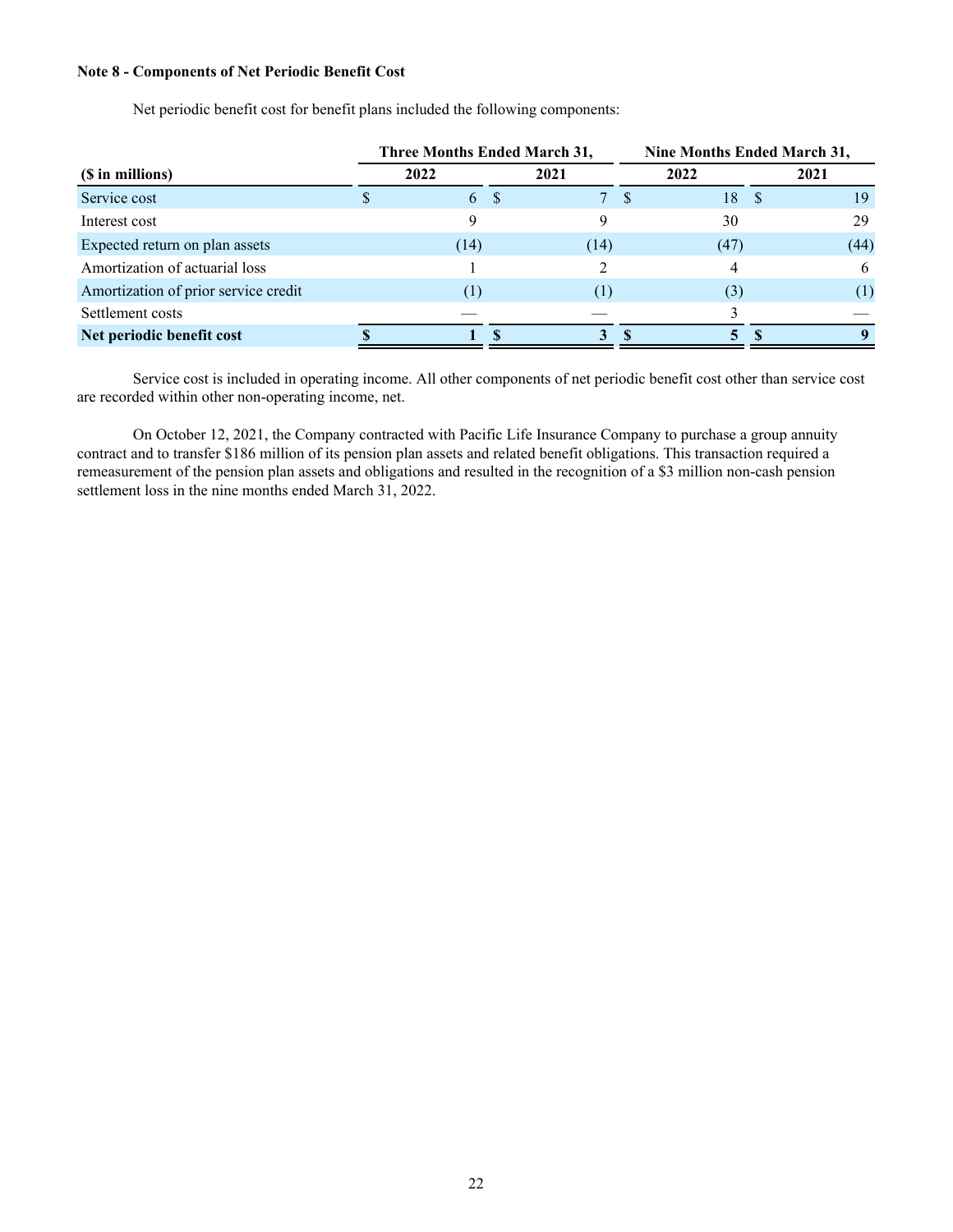**Note 8 - Components of Net Periodic Benefit Cost**

Net periodic benefit cost for benefit plans included the following components:

| ($ in millions) | Three Months Ended March 31, 2022 | Three Months Ended March 31, 2021 | Nine Months Ended March 31, 2022 | Nine Months Ended March 31, 2021 |
|---|---|---|---|---|
| Service cost | $ 6 | $ 7 | $ 18 | $ 19 |
| Interest cost | 9 | 9 | 30 | 29 |
| Expected return on plan assets | (14) | (14) | (47) | (44) |
| Amortization of actuarial loss | 1 | 2 | 4 | 6 |
| Amortization of prior service credit | (1) | (1) | (3) | (1) |
| Settlement costs | — | — | 3 | — |
| **Net periodic benefit cost** | **$ 1** | **$ 3** | **$ 5** | **$ 9** |

Service cost is included in operating income. All other components of net periodic benefit cost other than service cost are recorded within other non-operating income, net.

On October 12, 2021, the Company contracted with Pacific Life Insurance Company to purchase a group annuity contract and to transfer $186 million of its pension plan assets and related benefit obligations. This transaction required a remeasurement of the pension plan assets and obligations and resulted in the recognition of a $3 million non-cash pension settlement loss in the nine months ended March 31, 2022.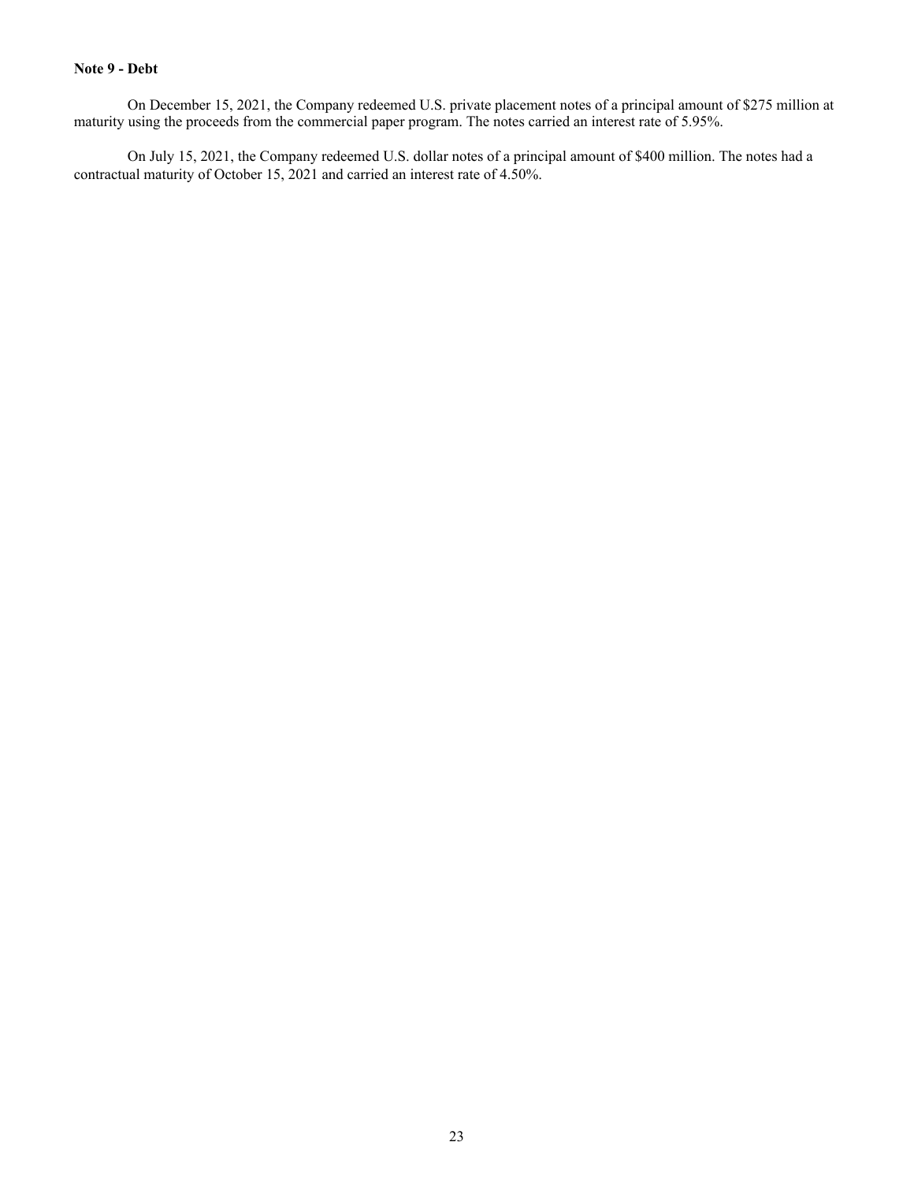**Note 9 - Debt**

On December 15, 2021, the Company redeemed U.S. private placement notes of a principal amount of $275 million at maturity using the proceeds from the commercial paper program. The notes carried an interest rate of 5.95%.

On July 15, 2021, the Company redeemed U.S. dollar notes of a principal amount of $400 million. The notes had a contractual maturity of October 15, 2021 and carried an interest rate of 4.50%.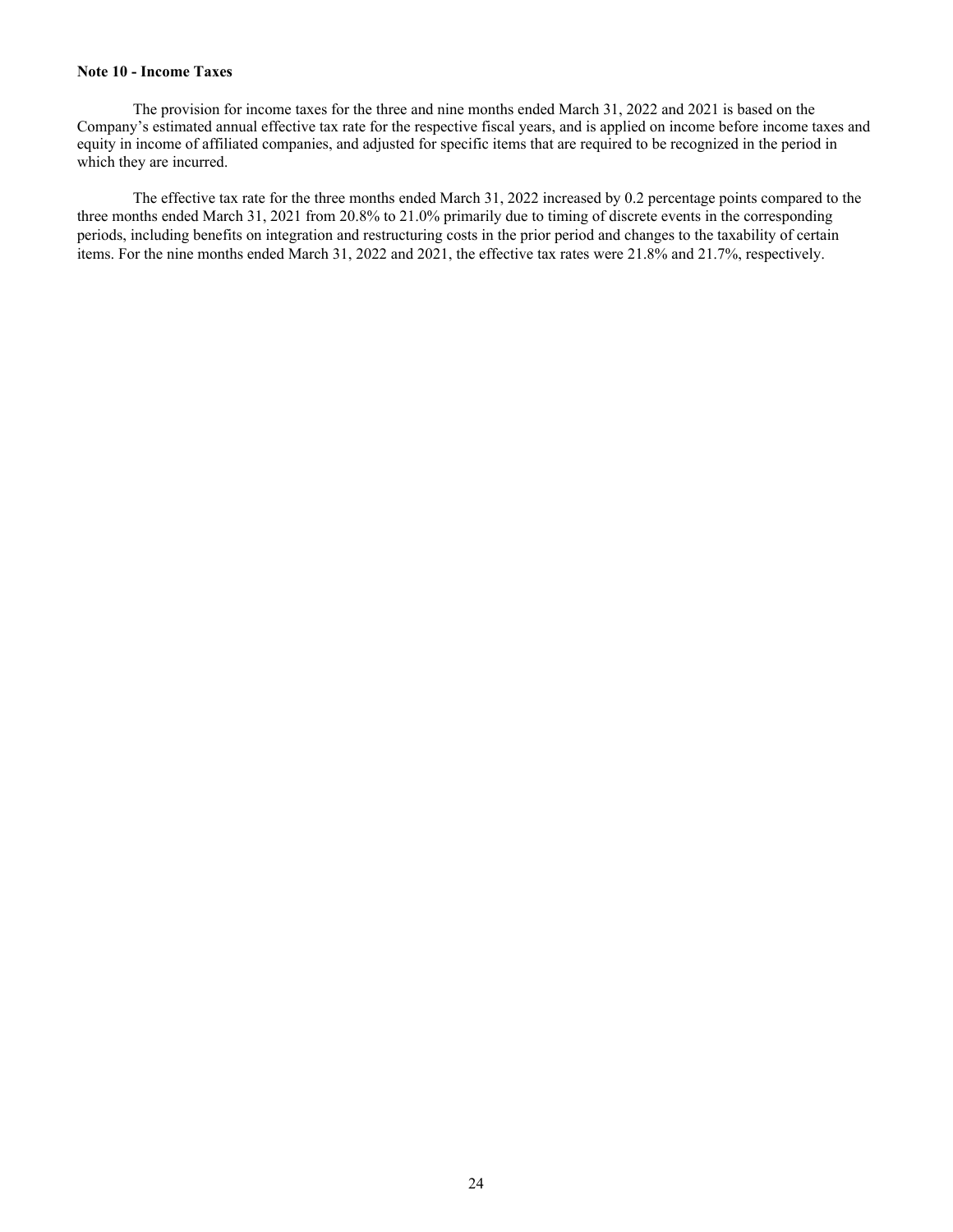**Note 10 - Income Taxes**

The provision for income taxes for the three and nine months ended March 31, 2022 and 2021 is based on the Company's estimated annual effective tax rate for the respective fiscal years, and is applied on income before income taxes and equity in income of affiliated companies, and adjusted for specific items that are required to be recognized in the period in which they are incurred.

The effective tax rate for the three months ended March 31, 2022 increased by 0.2 percentage points compared to the three months ended March 31, 2021 from 20.8% to 21.0% primarily due to timing of discrete events in the corresponding periods, including benefits on integration and restructuring costs in the prior period and changes to the taxability of certain items. For the nine months ended March 31, 2022 and 2021, the effective tax rates were 21.8% and 21.7%, respectively.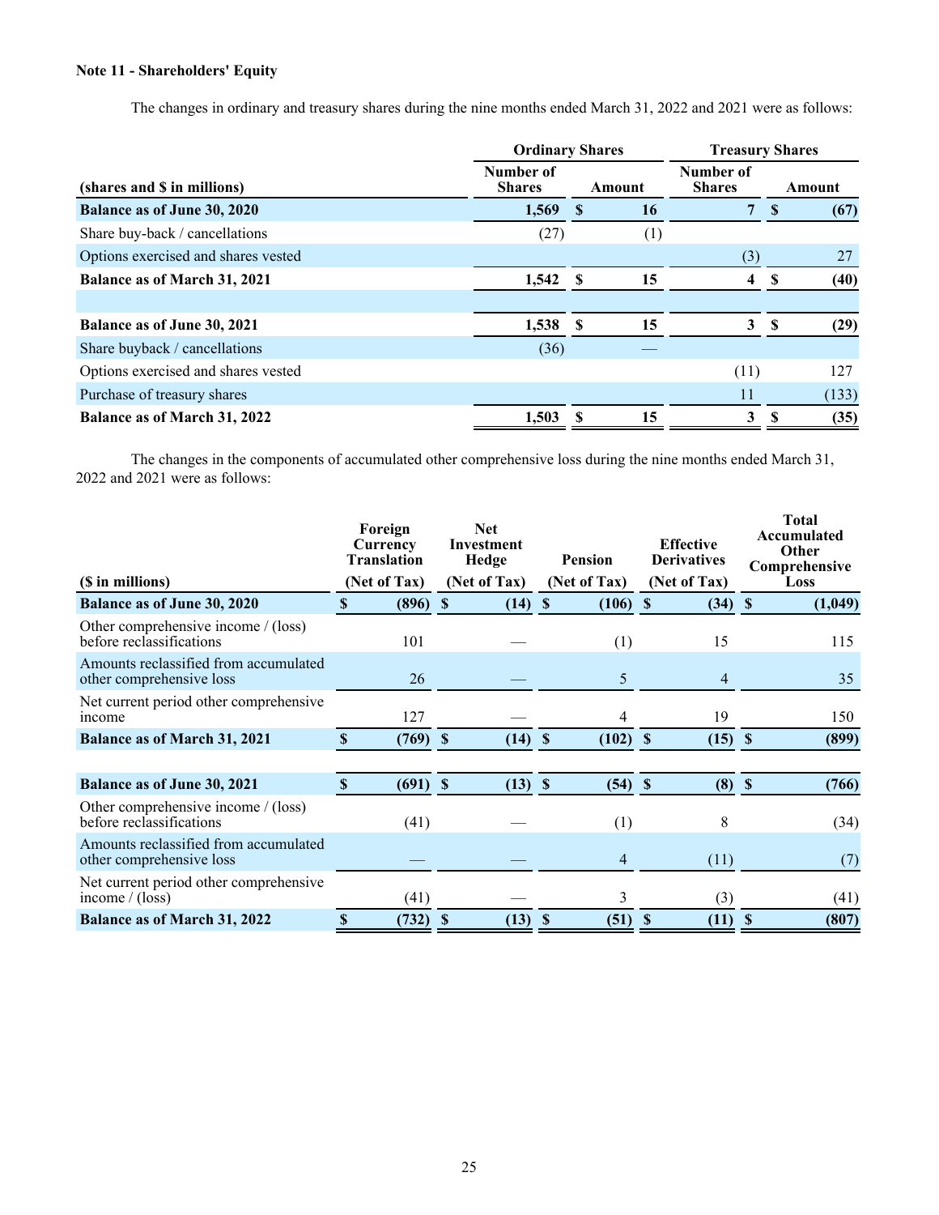**Note 11 - Shareholders' Equity**

The changes in ordinary and treasury shares during the nine months ended March 31, 2022 and 2021 were as follows:

| | Ordinary Shares | | Treasury Shares | |
|---|---|---|---|---|
| (shares and $ in millions) | Number of Shares | Amount | Number of Shares | Amount |
| **Balance as of June 30, 2020** | **1,569** | **$ 16** | **7** | **$ (67)** |
| Share buy-back / cancellations | (27) | (1) | | |
| Options exercised and shares vested | | | (3) | 27 |
| **Balance as of March 31, 2021** | **1,542** | **$ 15** | **4** | **$ (40)** |
| | | | | |
| **Balance as of June 30, 2021** | **1,538** | **$ 15** | **3** | **$ (29)** |
| Share buyback / cancellations | (36) | — | | |
| Options exercised and shares vested | | | (11) | 127 |
| Purchase of treasury shares | | | 11 | (133) |
| **Balance as of March 31, 2022** | **1,503** | **$ 15** | **3** | **$ (35)** |

The changes in the components of accumulated other comprehensive loss during the nine months ended March 31, 2022 and 2021 were as follows:

| ($ in millions) | Foreign Currency Translation (Net of Tax) | Net Investment Hedge (Net of Tax) | Pension (Net of Tax) | Effective Derivatives (Net of Tax) | Total Accumulated Other Comprehensive Loss |
|---|---|---|---|---|---|
| **Balance as of June 30, 2020** | **$ (896)** | **$ (14)** | **$ (106)** | **$ (34)** | **$ (1,049)** |
| Other comprehensive income / (loss) before reclassifications | 101 | — | (1) | 15 | 115 |
| Amounts reclassified from accumulated other comprehensive loss | 26 | — | 5 | 4 | 35 |
| Net current period other comprehensive income | 127 | — | 4 | 19 | 150 |
| **Balance as of March 31, 2021** | **$ (769)** | **$ (14)** | **$ (102)** | **$ (15)** | **$ (899)** |
| | | | | | |
| **Balance as of June 30, 2021** | **$ (691)** | **$ (13)** | **$ (54)** | **$ (8)** | **$ (766)** |
| Other comprehensive income / (loss) before reclassifications | (41) | — | (1) | 8 | (34) |
| Amounts reclassified from accumulated other comprehensive loss | — | — | 4 | (11) | (7) |
| Net current period other comprehensive income / (loss) | (41) | — | 3 | (3) | (41) |
| **Balance as of March 31, 2022** | **$ (732)** | **$ (13)** | **$ (51)** | **$ (11)** | **$ (807)** |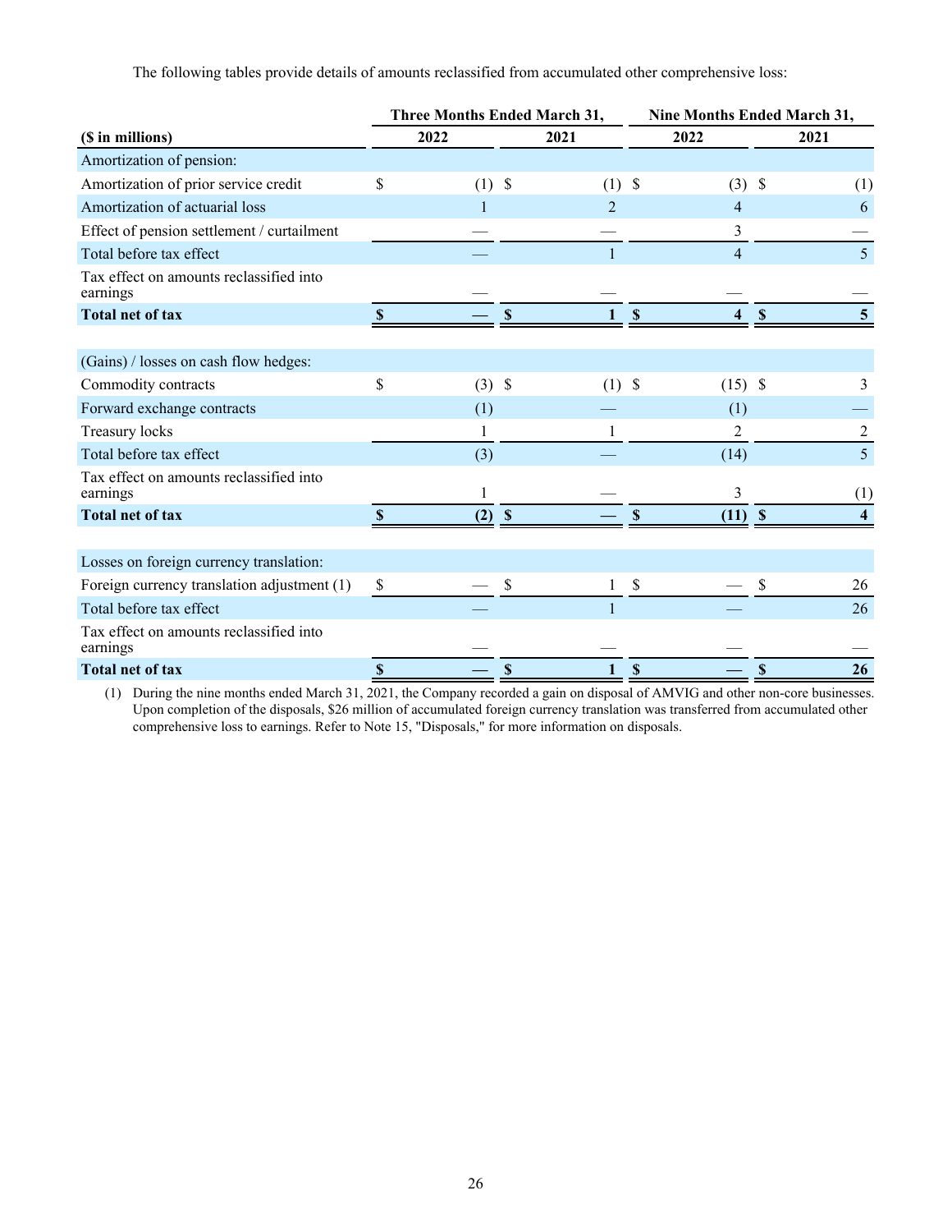The following tables provide details of amounts reclassified from accumulated other comprehensive loss:

| ($ in millions) | Three Months Ended March 31, 2022 | Three Months Ended March 31, 2021 | Nine Months Ended March 31, 2022 | Nine Months Ended March 31, 2021 |
|---|---|---|---|---|
| Amortization of pension: | | | | |
| Amortization of prior service credit | $ (1) | $ (1) | $ (3) | $ (1) |
| Amortization of actuarial loss | 1 | 2 | 4 | 6 |
| Effect of pension settlement / curtailment | — | — | 3 | — |
| Total before tax effect | — | 1 | 4 | 5 |
| Tax effect on amounts reclassified into earnings | — | — | — | — |
| **Total net of tax** | **$ —** | **$ 1** | **$ 4** | **$ 5** |
| | | | | |
| (Gains) / losses on cash flow hedges: | | | | |
| Commodity contracts | $ (3) | $ (1) | $ (15) | $ 3 |
| Forward exchange contracts | (1) | — | (1) | — |
| Treasury locks | 1 | 1 | 2 | 2 |
| Total before tax effect | (3) | — | (14) | 5 |
| Tax effect on amounts reclassified into earnings | 1 | — | 3 | (1) |
| **Total net of tax** | **$ (2)** | **$ —** | **$ (11)** | **$ 4** |
| | | | | |
| Losses on foreign currency translation: | | | | |
| Foreign currency translation adjustment (1) | $ — | $ 1 | $ — | $ 26 |
| Total before tax effect | — | 1 | — | 26 |
| Tax effect on amounts reclassified into earnings | — | — | — | — |
| **Total net of tax** | **$ —** | **$ 1** | **$ —** | **$ 26** |

(1) During the nine months ended March 31, 2021, the Company recorded a gain on disposal of AMVIG and other non-core businesses. Upon completion of the disposals, $26 million of accumulated foreign currency translation was transferred from accumulated other comprehensive loss to earnings. Refer to Note 15, "Disposals," for more information on disposals.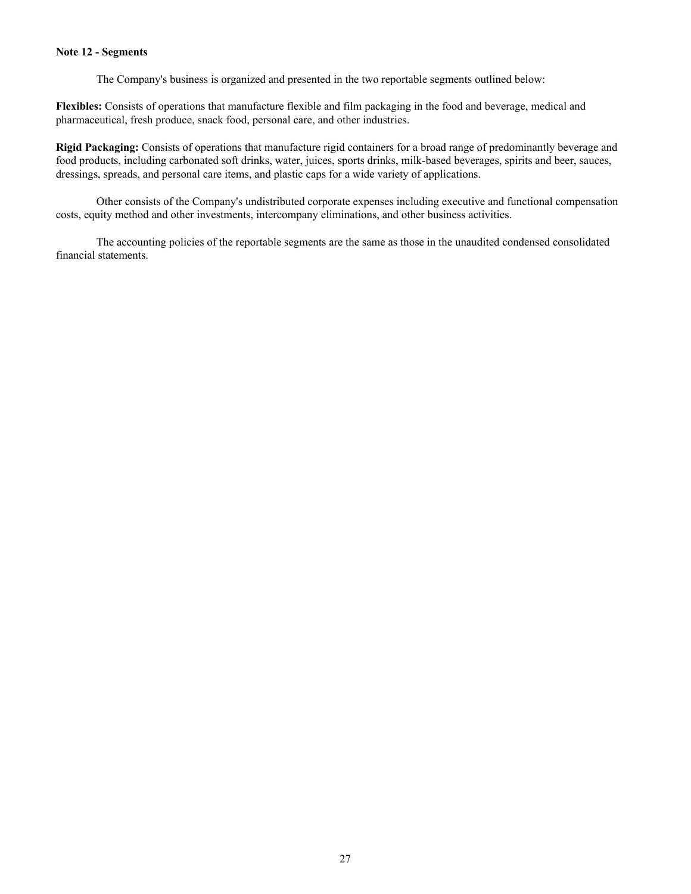**Note 12 - Segments**

The Company's business is organized and presented in the two reportable segments outlined below:

**Flexibles:** Consists of operations that manufacture flexible and film packaging in the food and beverage, medical and pharmaceutical, fresh produce, snack food, personal care, and other industries.

**Rigid Packaging:** Consists of operations that manufacture rigid containers for a broad range of predominantly beverage and food products, including carbonated soft drinks, water, juices, sports drinks, milk-based beverages, spirits and beer, sauces, dressings, spreads, and personal care items, and plastic caps for a wide variety of applications.

Other consists of the Company's undistributed corporate expenses including executive and functional compensation costs, equity method and other investments, intercompany eliminations, and other business activities.

The accounting policies of the reportable segments are the same as those in the unaudited condensed consolidated financial statements.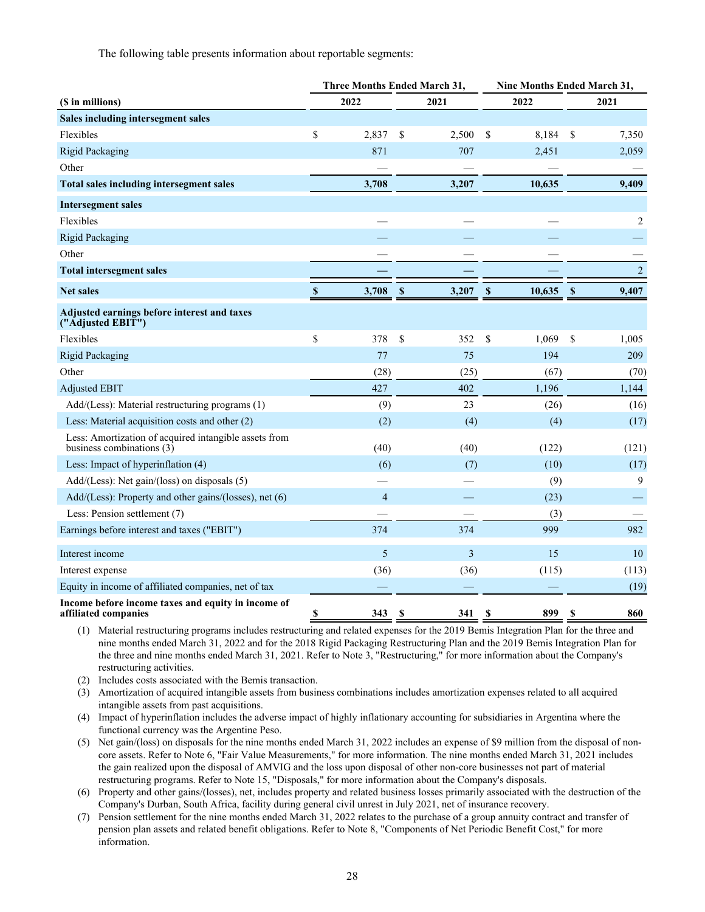The following table presents information about reportable segments:

| ($ in millions) | Three Months Ended March 31, 2022 | Three Months Ended March 31, 2021 | Nine Months Ended March 31, 2022 | Nine Months Ended March 31, 2021 |
|---|---|---|---|---|
| **Sales including intersegment sales** | | | | |
| Flexibles | $ 2,837 | $ 2,500 | $ 8,184 | $ 7,350 |
| Rigid Packaging | 871 | 707 | 2,451 | 2,059 |
| Other | — | — | — | — |
| **Total sales including intersegment sales** | **3,708** | **3,207** | **10,635** | **9,409** |
| **Intersegment sales** | | | | |
| Flexibles | — | — | — | 2 |
| Rigid Packaging | — | — | — | — |
| Other | — | — | — | — |
| **Total intersegment sales** | **—** | **—** | — | 2 |
| **Net sales** | **$ 3,708** | **$ 3,207** | **$ 10,635** | **$ 9,407** |
| **Adjusted earnings before interest and taxes ("Adjusted EBIT")** | | | | |
| Flexibles | $ 378 | $ 352 | $ 1,069 | $ 1,005 |
| Rigid Packaging | 77 | 75 | 194 | 209 |
| Other | (28) | (25) | (67) | (70) |
| Adjusted EBIT | 427 | 402 | 1,196 | 1,144 |
| Add/(Less): Material restructuring programs (1) | (9) | 23 | (26) | (16) |
| Less: Material acquisition costs and other (2) | (2) | (4) | (4) | (17) |
| Less: Amortization of acquired intangible assets from business combinations (3) | (40) | (40) | (122) | (121) |
| Less: Impact of hyperinflation (4) | (6) | (7) | (10) | (17) |
| Add/(Less): Net gain/(loss) on disposals (5) | — | — | (9) | 9 |
| Add/(Less): Property and other gains/(losses), net (6) | 4 | — | (23) | — |
| Less: Pension settlement (7) | — | — | (3) | — |
| Earnings before interest and taxes ("EBIT") | 374 | 374 | 999 | 982 |
| Interest income | 5 | 3 | 15 | 10 |
| Interest expense | (36) | (36) | (115) | (113) |
| Equity in income of affiliated companies, net of tax | — | — | — | (19) |
| **Income before income taxes and equity in income of affiliated companies** | **$ 343** | **$ 341** | **$ 899** | **$ 860** |

(1) Material restructuring programs includes restructuring and related expenses for the 2019 Bemis Integration Plan for the three and nine months ended March 31, 2022 and for the 2018 Rigid Packaging Restructuring Plan and the 2019 Bemis Integration Plan for the three and nine months ended March 31, 2021. Refer to Note 3, "Restructuring," for more information about the Company's restructuring activities.

(2) Includes costs associated with the Bemis transaction.

(3) Amortization of acquired intangible assets from business combinations includes amortization expenses related to all acquired intangible assets from past acquisitions.

(4) Impact of hyperinflation includes the adverse impact of highly inflationary accounting for subsidiaries in Argentina where the functional currency was the Argentine Peso.

(5) Net gain/(loss) on disposals for the nine months ended March 31, 2022 includes an expense of $9 million from the disposal of non-core assets. Refer to Note 6, "Fair Value Measurements," for more information. The nine months ended March 31, 2021 includes the gain realized upon the disposal of AMVIG and the loss upon disposal of other non-core businesses not part of material restructuring programs. Refer to Note 15, "Disposals," for more information about the Company's disposals.

(6) Property and other gains/(losses), net, includes property and related business losses primarily associated with the destruction of the Company's Durban, South Africa, facility during general civil unrest in July 2021, net of insurance recovery.

(7) Pension settlement for the nine months ended March 31, 2022 relates to the purchase of a group annuity contract and transfer of pension plan assets and related benefit obligations. Refer to Note 8, "Components of Net Periodic Benefit Cost," for more information.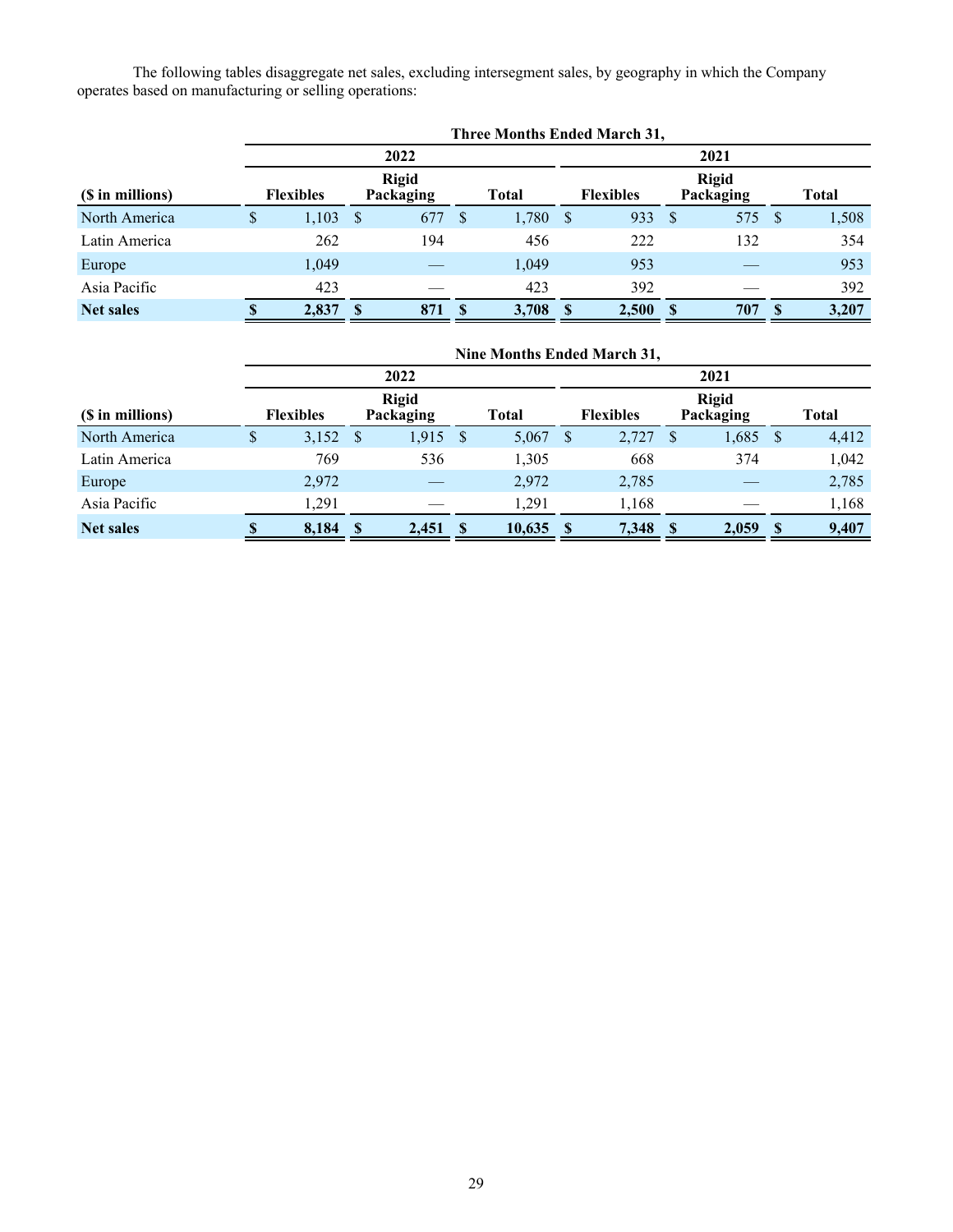The following tables disaggregate net sales, excluding intersegment sales, by geography in which the Company operates based on manufacturing or selling operations:

| | Three Months Ended March 31, | | | | | |
|---|---|---|---|---|---|---|
| | 2022 | | | 2021 | | |
| ($ in millions) | Flexibles | Rigid Packaging | Total | Flexibles | Rigid Packaging | Total |
| North America | $ 1,103 | $ 677 | $ 1,780 | $ 933 | $ 575 | $ 1,508 |
| Latin America | 262 | 194 | 456 | 222 | 132 | 354 |
| Europe | 1,049 | — | 1,049 | 953 | — | 953 |
| Asia Pacific | 423 | — | 423 | 392 | — | 392 |
| **Net sales** | **$ 2,837** | **$ 871** | **$ 3,708** | **$ 2,500** | **$ 707** | **$ 3,207** |

| | Nine Months Ended March 31, | | | | | |
|---|---|---|---|---|---|---|
| | 2022 | | | 2021 | | |
| ($ in millions) | Flexibles | Rigid Packaging | Total | Flexibles | Rigid Packaging | Total |
| North America | $ 3,152 | $ 1,915 | $ 5,067 | $ 2,727 | $ 1,685 | $ 4,412 |
| Latin America | 769 | 536 | 1,305 | 668 | 374 | 1,042 |
| Europe | 2,972 | — | 2,972 | 2,785 | — | 2,785 |
| Asia Pacific | 1,291 | — | 1,291 | 1,168 | — | 1,168 |
| **Net sales** | **$ 8,184** | **$ 2,451** | **$ 10,635** | **$ 7,348** | **$ 2,059** | **$ 9,407** |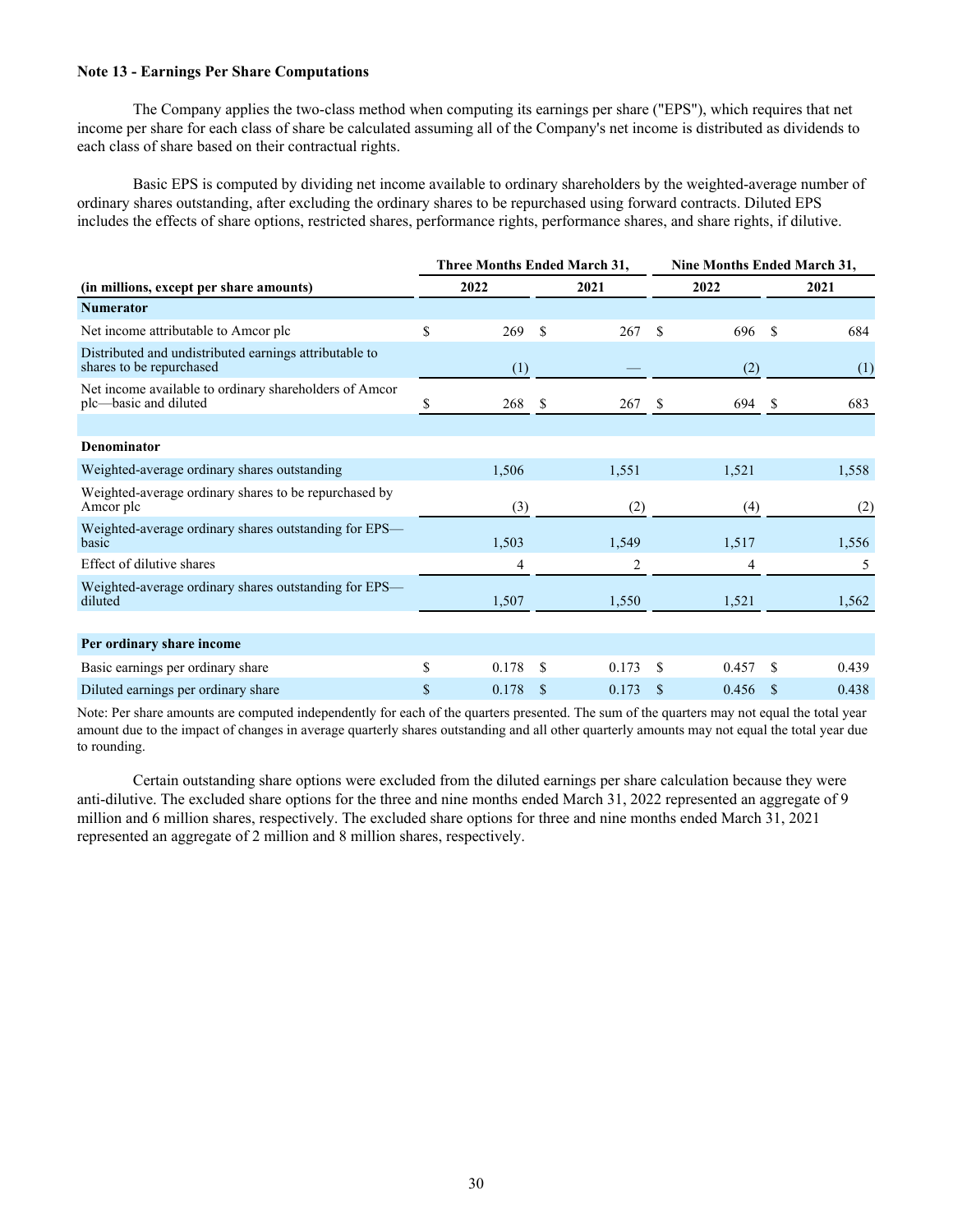**Note 13 - Earnings Per Share Computations**

The Company applies the two-class method when computing its earnings per share ("EPS"), which requires that net income per share for each class of share be calculated assuming all of the Company's net income is distributed as dividends to each class of share based on their contractual rights.

Basic EPS is computed by dividing net income available to ordinary shareholders by the weighted-average number of ordinary shares outstanding, after excluding the ordinary shares to be repurchased using forward contracts. Diluted EPS includes the effects of share options, restricted shares, performance rights, performance shares, and share rights, if dilutive.

| | Three Months Ended March 31, | | Nine Months Ended March 31, | |
|---|---|---|---|---|
| **(in millions, except per share amounts)** | **2022** | **2021** | **2022** | **2021** |
| **Numerator** | | | | |
| Net income attributable to Amcor plc | $ 269 | $ 267 | $ 696 | $ 684 |
| Distributed and undistributed earnings attributable to shares to be repurchased | (1) | — | (2) | (1) |
| Net income available to ordinary shareholders of Amcor plc—basic and diluted | $ 268 | $ 267 | $ 694 | $ 683 |
| | | | | |
| **Denominator** | | | | |
| Weighted-average ordinary shares outstanding | 1,506 | 1,551 | 1,521 | 1,558 |
| Weighted-average ordinary shares to be repurchased by Amcor plc | (3) | (2) | (4) | (2) |
| Weighted-average ordinary shares outstanding for EPS—basic | 1,503 | 1,549 | 1,517 | 1,556 |
| Effect of dilutive shares | 4 | 2 | 4 | 5 |
| Weighted-average ordinary shares outstanding for EPS—diluted | 1,507 | 1,550 | 1,521 | 1,562 |
| | | | | |
| **Per ordinary share income** | | | | |
| Basic earnings per ordinary share | $ 0.178 | $ 0.173 | $ 0.457 | $ 0.439 |
| Diluted earnings per ordinary share | $ 0.178 | $ 0.173 | $ 0.456 | $ 0.438 |

Note: Per share amounts are computed independently for each of the quarters presented. The sum of the quarters may not equal the total year amount due to the impact of changes in average quarterly shares outstanding and all other quarterly amounts may not equal the total year due to rounding.

Certain outstanding share options were excluded from the diluted earnings per share calculation because they were anti-dilutive. The excluded share options for the three and nine months ended March 31, 2022 represented an aggregate of 9 million and 6 million shares, respectively. The excluded share options for three and nine months ended March 31, 2021 represented an aggregate of 2 million and 8 million shares, respectively.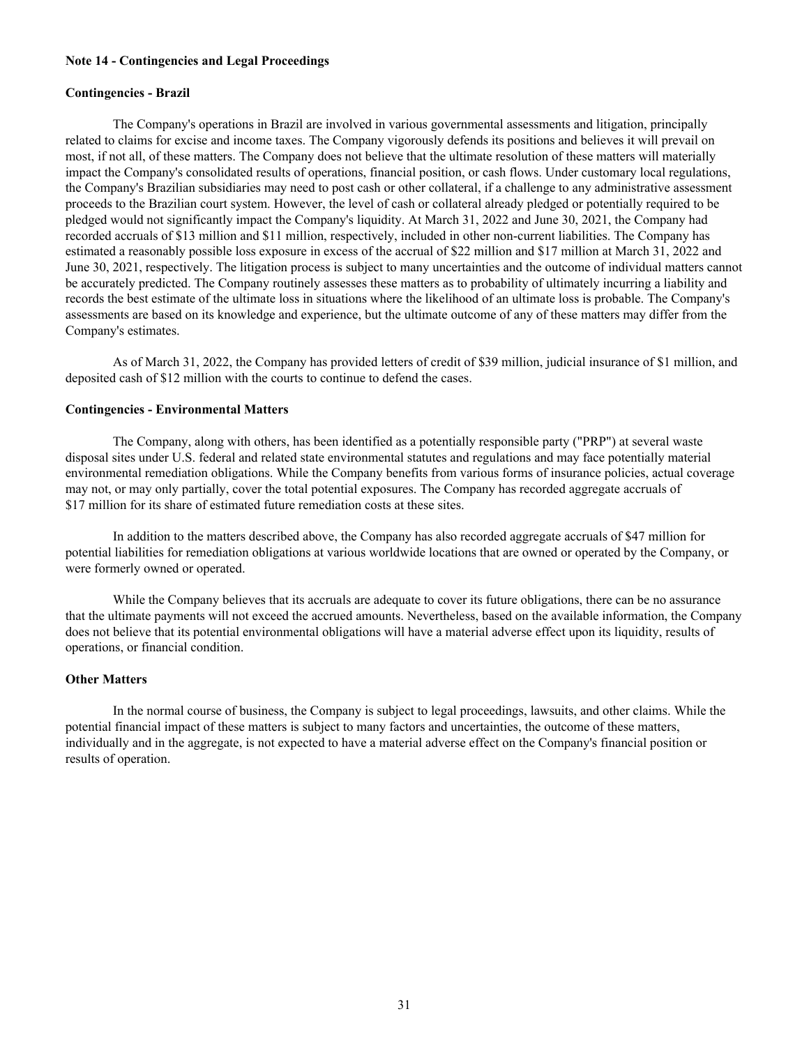**Note 14 - Contingencies and Legal Proceedings**

**Contingencies - Brazil**

The Company's operations in Brazil are involved in various governmental assessments and litigation, principally related to claims for excise and income taxes. The Company vigorously defends its positions and believes it will prevail on most, if not all, of these matters. The Company does not believe that the ultimate resolution of these matters will materially impact the Company's consolidated results of operations, financial position, or cash flows. Under customary local regulations, the Company's Brazilian subsidiaries may need to post cash or other collateral, if a challenge to any administrative assessment proceeds to the Brazilian court system. However, the level of cash or collateral already pledged or potentially required to be pledged would not significantly impact the Company's liquidity. At March 31, 2022 and June 30, 2021, the Company had recorded accruals of $13 million and $11 million, respectively, included in other non-current liabilities. The Company has estimated a reasonably possible loss exposure in excess of the accrual of $22 million and $17 million at March 31, 2022 and June 30, 2021, respectively. The litigation process is subject to many uncertainties and the outcome of individual matters cannot be accurately predicted. The Company routinely assesses these matters as to probability of ultimately incurring a liability and records the best estimate of the ultimate loss in situations where the likelihood of an ultimate loss is probable. The Company's assessments are based on its knowledge and experience, but the ultimate outcome of any of these matters may differ from the Company's estimates.

As of March 31, 2022, the Company has provided letters of credit of $39 million, judicial insurance of $1 million, and deposited cash of $12 million with the courts to continue to defend the cases.

**Contingencies - Environmental Matters**

The Company, along with others, has been identified as a potentially responsible party ("PRP") at several waste disposal sites under U.S. federal and related state environmental statutes and regulations and may face potentially material environmental remediation obligations. While the Company benefits from various forms of insurance policies, actual coverage may not, or may only partially, cover the total potential exposures. The Company has recorded aggregate accruals of $17 million for its share of estimated future remediation costs at these sites.

In addition to the matters described above, the Company has also recorded aggregate accruals of $47 million for potential liabilities for remediation obligations at various worldwide locations that are owned or operated by the Company, or were formerly owned or operated.

While the Company believes that its accruals are adequate to cover its future obligations, there can be no assurance that the ultimate payments will not exceed the accrued amounts. Nevertheless, based on the available information, the Company does not believe that its potential environmental obligations will have a material adverse effect upon its liquidity, results of operations, or financial condition.

**Other Matters**

In the normal course of business, the Company is subject to legal proceedings, lawsuits, and other claims. While the potential financial impact of these matters is subject to many factors and uncertainties, the outcome of these matters, individually and in the aggregate, is not expected to have a material adverse effect on the Company's financial position or results of operation.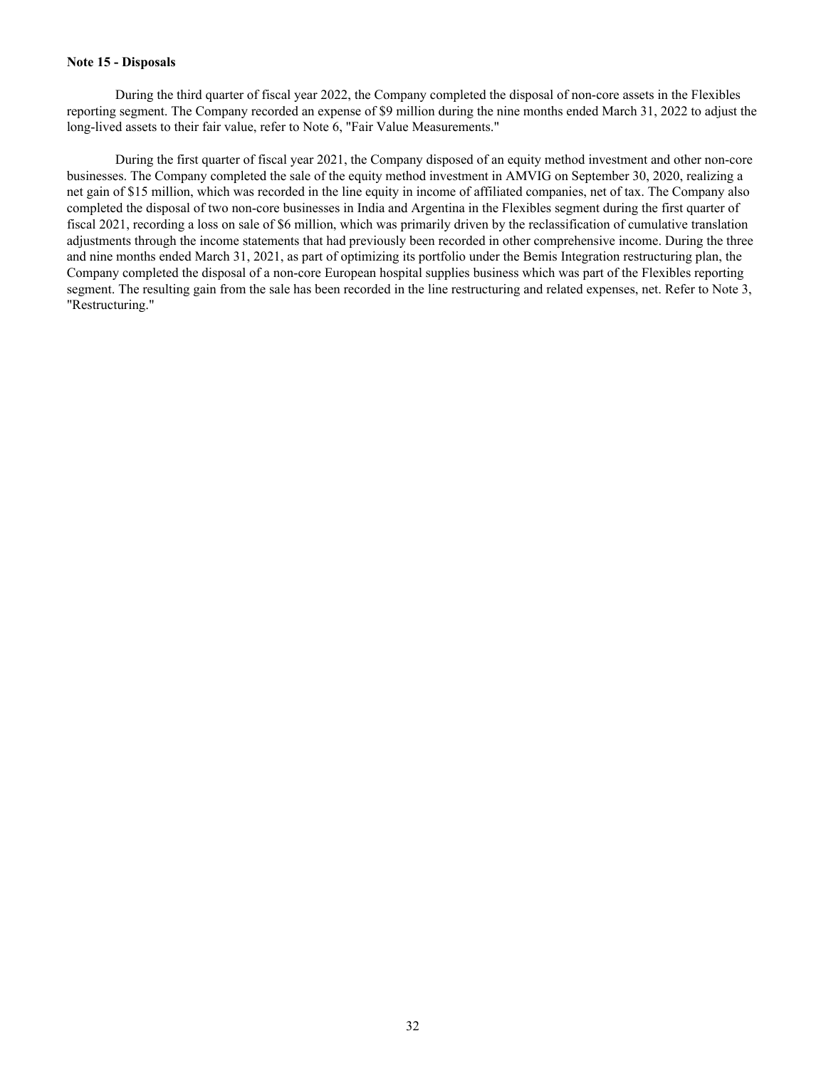**Note 15 - Disposals**

During the third quarter of fiscal year 2022, the Company completed the disposal of non-core assets in the Flexibles reporting segment. The Company recorded an expense of $9 million during the nine months ended March 31, 2022 to adjust the long-lived assets to their fair value, refer to Note 6, "Fair Value Measurements."

During the first quarter of fiscal year 2021, the Company disposed of an equity method investment and other non-core businesses. The Company completed the sale of the equity method investment in AMVIG on September 30, 2020, realizing a net gain of $15 million, which was recorded in the line equity in income of affiliated companies, net of tax. The Company also completed the disposal of two non-core businesses in India and Argentina in the Flexibles segment during the first quarter of fiscal 2021, recording a loss on sale of $6 million, which was primarily driven by the reclassification of cumulative translation adjustments through the income statements that had previously been recorded in other comprehensive income. During the three and nine months ended March 31, 2021, as part of optimizing its portfolio under the Bemis Integration restructuring plan, the Company completed the disposal of a non-core European hospital supplies business which was part of the Flexibles reporting segment. The resulting gain from the sale has been recorded in the line restructuring and related expenses, net. Refer to Note 3, "Restructuring."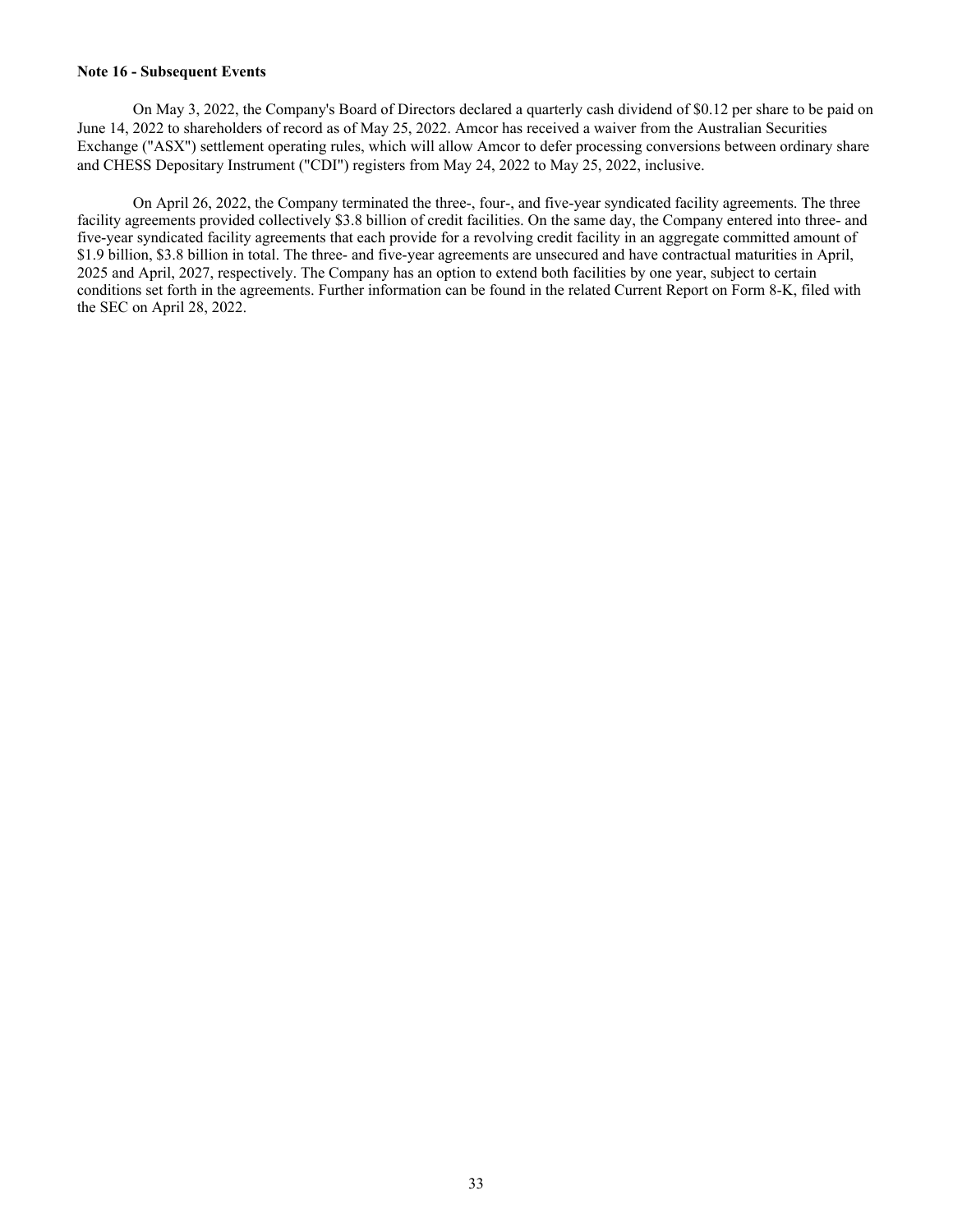**Note 16 - Subsequent Events**

On May 3, 2022, the Company's Board of Directors declared a quarterly cash dividend of $0.12 per share to be paid on June 14, 2022 to shareholders of record as of May 25, 2022. Amcor has received a waiver from the Australian Securities Exchange ("ASX") settlement operating rules, which will allow Amcor to defer processing conversions between ordinary share and CHESS Depositary Instrument ("CDI") registers from May 24, 2022 to May 25, 2022, inclusive.

On April 26, 2022, the Company terminated the three-, four-, and five-year syndicated facility agreements. The three facility agreements provided collectively $3.8 billion of credit facilities. On the same day, the Company entered into three- and five-year syndicated facility agreements that each provide for a revolving credit facility in an aggregate committed amount of $1.9 billion, $3.8 billion in total. The three- and five-year agreements are unsecured and have contractual maturities in April, 2025 and April, 2027, respectively. The Company has an option to extend both facilities by one year, subject to certain conditions set forth in the agreements. Further information can be found in the related Current Report on Form 8-K, filed with the SEC on April 28, 2022.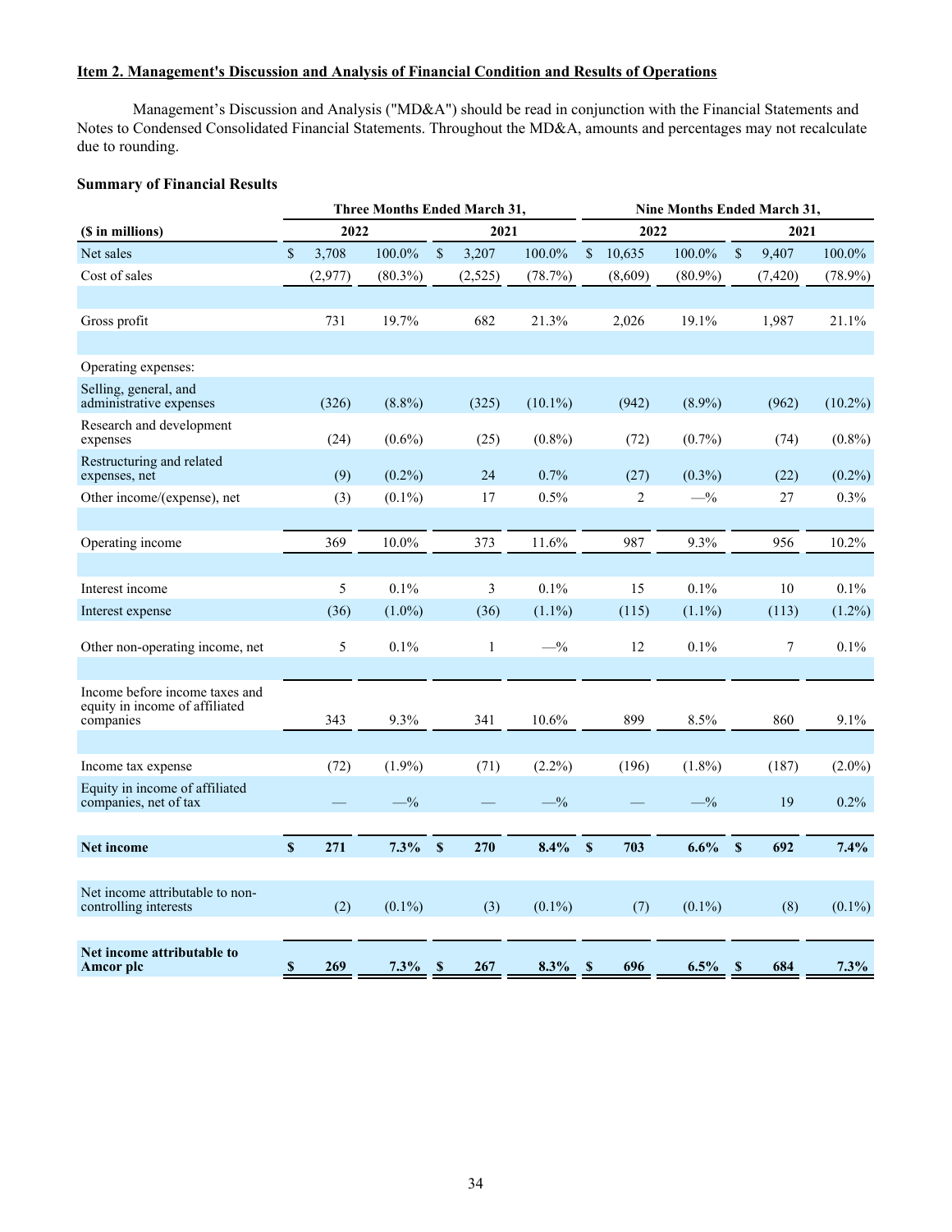## Item 2. Management's Discussion and Analysis of Financial Condition and Results of Operations

Management's Discussion and Analysis ("MD&A") should be read in conjunction with the Financial Statements and Notes to Condensed Consolidated Financial Statements. Throughout the MD&A, amounts and percentages may not recalculate due to rounding.

### Summary of Financial Results

| ($ in millions) | Three Months Ended March 31, 2022 | | Three Months Ended March 31, 2021 | | Nine Months Ended March 31, 2022 | | Nine Months Ended March 31, 2021 | |
|---|---|---|---|---|---|---|---|---|
| Net sales | $ 3,708 | 100.0% | $ 3,207 | 100.0% | $ 10,635 | 100.0% | $ 9,407 | 100.0% |
| Cost of sales | (2,977) | (80.3%) | (2,525) | (78.7%) | (8,609) | (80.9%) | (7,420) | (78.9%) |
| Gross profit | 731 | 19.7% | 682 | 21.3% | 2,026 | 19.1% | 1,987 | 21.1% |
| Operating expenses: | | | | | | | | |
| Selling, general, and administrative expenses | (326) | (8.8%) | (325) | (10.1%) | (942) | (8.9%) | (962) | (10.2%) |
| Research and development expenses | (24) | (0.6%) | (25) | (0.8%) | (72) | (0.7%) | (74) | (0.8%) |
| Restructuring and related expenses, net | (9) | (0.2%) | 24 | 0.7% | (27) | (0.3%) | (22) | (0.2%) |
| Other income/(expense), net | (3) | (0.1%) | 17 | 0.5% | 2 | —% | 27 | 0.3% |
| Operating income | 369 | 10.0% | 373 | 11.6% | 987 | 9.3% | 956 | 10.2% |
| Interest income | 5 | 0.1% | 3 | 0.1% | 15 | 0.1% | 10 | 0.1% |
| Interest expense | (36) | (1.0%) | (36) | (1.1%) | (115) | (1.1%) | (113) | (1.2%) |
| Other non-operating income, net | 5 | 0.1% | 1 | —% | 12 | 0.1% | 7 | 0.1% |
| Income before income taxes and equity in income of affiliated companies | 343 | 9.3% | 341 | 10.6% | 899 | 8.5% | 860 | 9.1% |
| Income tax expense | (72) | (1.9%) | (71) | (2.2%) | (196) | (1.8%) | (187) | (2.0%) |
| Equity in income of affiliated companies, net of tax | — | —% | — | —% | — | —% | 19 | 0.2% |
| **Net income** | **$ 271** | **7.3%** | **$ 270** | **8.4%** | **$ 703** | **6.6%** | **$ 692** | **7.4%** |
| Net income attributable to non-controlling interests | (2) | (0.1%) | (3) | (0.1%) | (7) | (0.1%) | (8) | (0.1%) |
| **Net income attributable to Amcor plc** | **$ 269** | **7.3%** | **$ 267** | **8.3%** | **$ 696** | **6.5%** | **$ 684** | **7.3%** |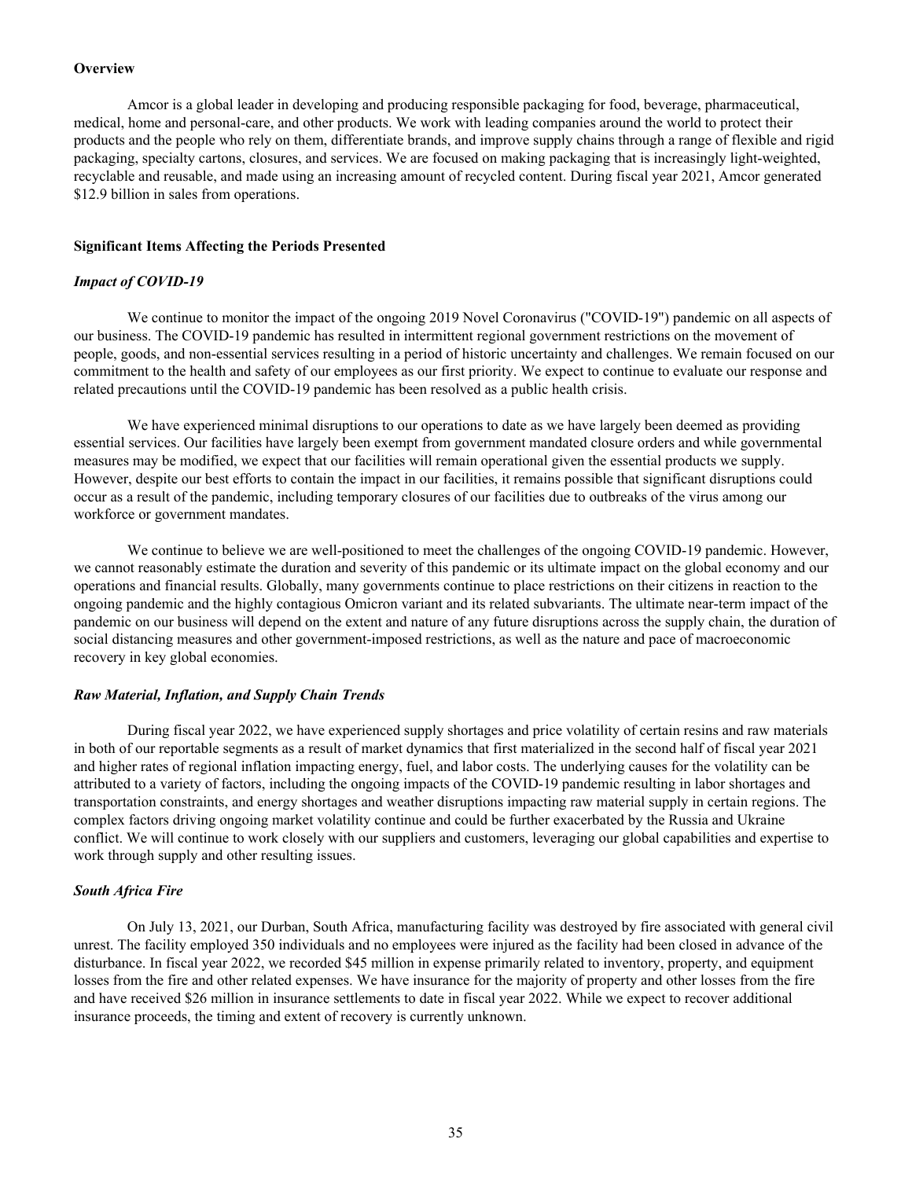**Overview**

Amcor is a global leader in developing and producing responsible packaging for food, beverage, pharmaceutical, medical, home and personal-care, and other products. We work with leading companies around the world to protect their products and the people who rely on them, differentiate brands, and improve supply chains through a range of flexible and rigid packaging, specialty cartons, closures, and services. We are focused on making packaging that is increasingly light-weighted, recyclable and reusable, and made using an increasing amount of recycled content. During fiscal year 2021, Amcor generated $12.9 billion in sales from operations.

**Significant Items Affecting the Periods Presented**

***Impact of COVID-19***

We continue to monitor the impact of the ongoing 2019 Novel Coronavirus ("COVID-19") pandemic on all aspects of our business. The COVID-19 pandemic has resulted in intermittent regional government restrictions on the movement of people, goods, and non-essential services resulting in a period of historic uncertainty and challenges. We remain focused on our commitment to the health and safety of our employees as our first priority. We expect to continue to evaluate our response and related precautions until the COVID-19 pandemic has been resolved as a public health crisis.

We have experienced minimal disruptions to our operations to date as we have largely been deemed as providing essential services. Our facilities have largely been exempt from government mandated closure orders and while governmental measures may be modified, we expect that our facilities will remain operational given the essential products we supply. However, despite our best efforts to contain the impact in our facilities, it remains possible that significant disruptions could occur as a result of the pandemic, including temporary closures of our facilities due to outbreaks of the virus among our workforce or government mandates.

We continue to believe we are well-positioned to meet the challenges of the ongoing COVID-19 pandemic. However, we cannot reasonably estimate the duration and severity of this pandemic or its ultimate impact on the global economy and our operations and financial results. Globally, many governments continue to place restrictions on their citizens in reaction to the ongoing pandemic and the highly contagious Omicron variant and its related subvariants. The ultimate near-term impact of the pandemic on our business will depend on the extent and nature of any future disruptions across the supply chain, the duration of social distancing measures and other government-imposed restrictions, as well as the nature and pace of macroeconomic recovery in key global economies.

***Raw Material, Inflation, and Supply Chain Trends***

During fiscal year 2022, we have experienced supply shortages and price volatility of certain resins and raw materials in both of our reportable segments as a result of market dynamics that first materialized in the second half of fiscal year 2021 and higher rates of regional inflation impacting energy, fuel, and labor costs. The underlying causes for the volatility can be attributed to a variety of factors, including the ongoing impacts of the COVID-19 pandemic resulting in labor shortages and transportation constraints, and energy shortages and weather disruptions impacting raw material supply in certain regions. The complex factors driving ongoing market volatility continue and could be further exacerbated by the Russia and Ukraine conflict. We will continue to work closely with our suppliers and customers, leveraging our global capabilities and expertise to work through supply and other resulting issues.

***South Africa Fire***

On July 13, 2021, our Durban, South Africa, manufacturing facility was destroyed by fire associated with general civil unrest. The facility employed 350 individuals and no employees were injured as the facility had been closed in advance of the disturbance. In fiscal year 2022, we recorded $45 million in expense primarily related to inventory, property, and equipment losses from the fire and other related expenses. We have insurance for the majority of property and other losses from the fire and have received $26 million in insurance settlements to date in fiscal year 2022. While we expect to recover additional insurance proceeds, the timing and extent of recovery is currently unknown.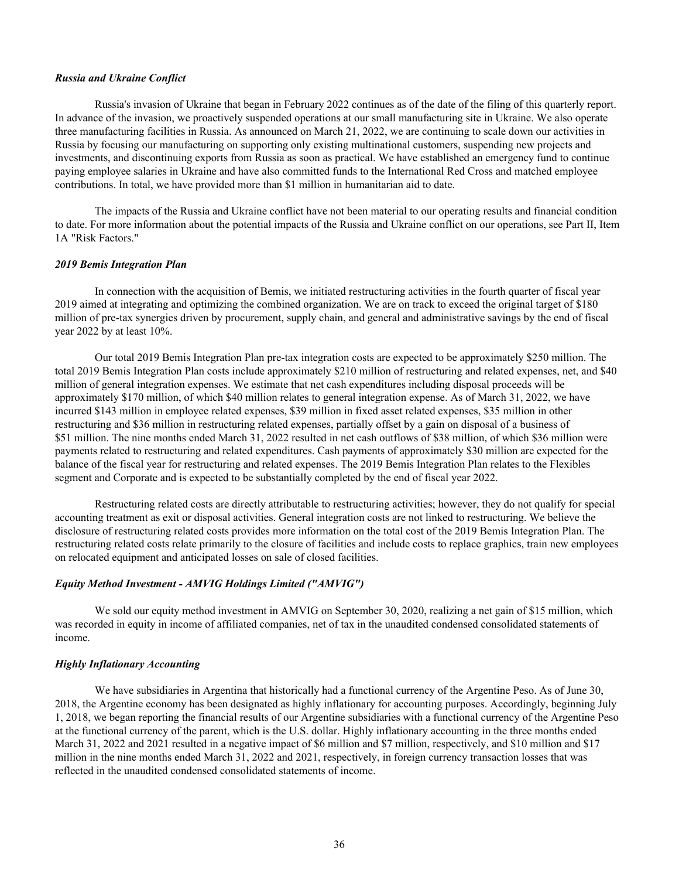### *Russia and Ukraine Conflict*

Russia's invasion of Ukraine that began in February 2022 continues as of the date of the filing of this quarterly report. In advance of the invasion, we proactively suspended operations at our small manufacturing site in Ukraine. We also operate three manufacturing facilities in Russia. As announced on March 21, 2022, we are continuing to scale down our activities in Russia by focusing our manufacturing on supporting only existing multinational customers, suspending new projects and investments, and discontinuing exports from Russia as soon as practical. We have established an emergency fund to continue paying employee salaries in Ukraine and have also committed funds to the International Red Cross and matched employee contributions. In total, we have provided more than $1 million in humanitarian aid to date.

The impacts of the Russia and Ukraine conflict have not been material to our operating results and financial condition to date. For more information about the potential impacts of the Russia and Ukraine conflict on our operations, see Part II, Item 1A "Risk Factors."

### *2019 Bemis Integration Plan*

In connection with the acquisition of Bemis, we initiated restructuring activities in the fourth quarter of fiscal year 2019 aimed at integrating and optimizing the combined organization. We are on track to exceed the original target of $180 million of pre-tax synergies driven by procurement, supply chain, and general and administrative savings by the end of fiscal year 2022 by at least 10%.

Our total 2019 Bemis Integration Plan pre-tax integration costs are expected to be approximately $250 million. The total 2019 Bemis Integration Plan costs include approximately $210 million of restructuring and related expenses, net, and $40 million of general integration expenses. We estimate that net cash expenditures including disposal proceeds will be approximately $170 million, of which $40 million relates to general integration expense. As of March 31, 2022, we have incurred $143 million in employee related expenses, $39 million in fixed asset related expenses, $35 million in other restructuring and $36 million in restructuring related expenses, partially offset by a gain on disposal of a business of $51 million. The nine months ended March 31, 2022 resulted in net cash outflows of $38 million, of which $36 million were payments related to restructuring and related expenditures. Cash payments of approximately $30 million are expected for the balance of the fiscal year for restructuring and related expenses. The 2019 Bemis Integration Plan relates to the Flexibles segment and Corporate and is expected to be substantially completed by the end of fiscal year 2022.

Restructuring related costs are directly attributable to restructuring activities; however, they do not qualify for special accounting treatment as exit or disposal activities. General integration costs are not linked to restructuring. We believe the disclosure of restructuring related costs provides more information on the total cost of the 2019 Bemis Integration Plan. The restructuring related costs relate primarily to the closure of facilities and include costs to replace graphics, train new employees on relocated equipment and anticipated losses on sale of closed facilities.

### *Equity Method Investment - AMVIG Holdings Limited ("AMVIG")*

We sold our equity method investment in AMVIG on September 30, 2020, realizing a net gain of $15 million, which was recorded in equity in income of affiliated companies, net of tax in the unaudited condensed consolidated statements of income.

### *Highly Inflationary Accounting*

We have subsidiaries in Argentina that historically had a functional currency of the Argentine Peso. As of June 30, 2018, the Argentine economy has been designated as highly inflationary for accounting purposes. Accordingly, beginning July 1, 2018, we began reporting the financial results of our Argentine subsidiaries with a functional currency of the Argentine Peso at the functional currency of the parent, which is the U.S. dollar. Highly inflationary accounting in the three months ended March 31, 2022 and 2021 resulted in a negative impact of $6 million and $7 million, respectively, and $10 million and $17 million in the nine months ended March 31, 2022 and 2021, respectively, in foreign currency transaction losses that was reflected in the unaudited condensed consolidated statements of income.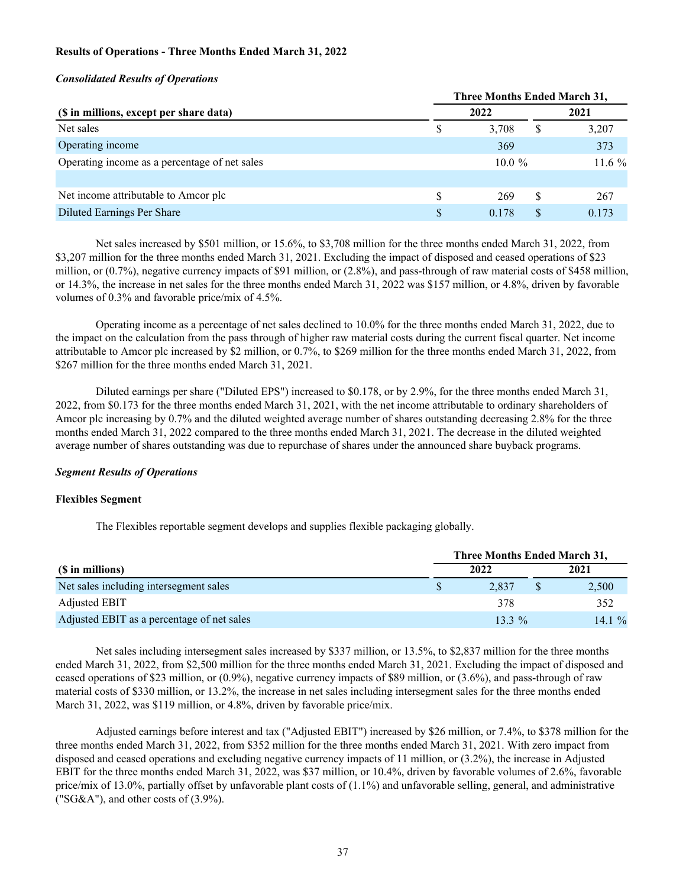**Results of Operations - Three Months Ended March 31, 2022**

***Consolidated Results of Operations***

| ($ in millions, except per share data) | Three Months Ended March 31, 2022 | Three Months Ended March 31, 2021 |
|---|---|---|
| Net sales | $ 3,708 | $ 3,207 |
| Operating income | 369 | 373 |
| Operating income as a percentage of net sales | 10.0 % | 11.6 % |
| | | |
| Net income attributable to Amcor plc | $ 269 | $ 267 |
| Diluted Earnings Per Share | $ 0.178 | $ 0.173 |

Net sales increased by $501 million, or 15.6%, to $3,708 million for the three months ended March 31, 2022, from $3,207 million for the three months ended March 31, 2021. Excluding the impact of disposed and ceased operations of $23 million, or (0.7%), negative currency impacts of $91 million, or (2.8%), and pass-through of raw material costs of $458 million, or 14.3%, the increase in net sales for the three months ended March 31, 2022 was $157 million, or 4.8%, driven by favorable volumes of 0.3% and favorable price/mix of 4.5%.

Operating income as a percentage of net sales declined to 10.0% for the three months ended March 31, 2022, due to the impact on the calculation from the pass through of higher raw material costs during the current fiscal quarter. Net income attributable to Amcor plc increased by $2 million, or 0.7%, to $269 million for the three months ended March 31, 2022, from $267 million for the three months ended March 31, 2021.

Diluted earnings per share ("Diluted EPS") increased to $0.178, or by 2.9%, for the three months ended March 31, 2022, from $0.173 for the three months ended March 31, 2021, with the net income attributable to ordinary shareholders of Amcor plc increasing by 0.7% and the diluted weighted average number of shares outstanding decreasing 2.8% for the three months ended March 31, 2022 compared to the three months ended March 31, 2021. The decrease in the diluted weighted average number of shares outstanding was due to repurchase of shares under the announced share buyback programs.

***Segment Results of Operations***

**Flexibles Segment**

The Flexibles reportable segment develops and supplies flexible packaging globally.

| ($ in millions) | Three Months Ended March 31, 2022 | Three Months Ended March 31, 2021 |
|---|---|---|
| Net sales including intersegment sales | $ 2,837 | $ 2,500 |
| Adjusted EBIT | 378 | 352 |
| Adjusted EBIT as a percentage of net sales | 13.3 % | 14.1 % |

Net sales including intersegment sales increased by $337 million, or 13.5%, to $2,837 million for the three months ended March 31, 2022, from $2,500 million for the three months ended March 31, 2021. Excluding the impact of disposed and ceased operations of $23 million, or (0.9%), negative currency impacts of $89 million, or (3.6%), and pass-through of raw material costs of $330 million, or 13.2%, the increase in net sales including intersegment sales for the three months ended March 31, 2022, was $119 million, or 4.8%, driven by favorable price/mix.

Adjusted earnings before interest and tax ("Adjusted EBIT") increased by $26 million, or 7.4%, to $378 million for the three months ended March 31, 2022, from $352 million for the three months ended March 31, 2021. With zero impact from disposed and ceased operations and excluding negative currency impacts of 11 million, or (3.2%), the increase in Adjusted EBIT for the three months ended March 31, 2022, was $37 million, or 10.4%, driven by favorable volumes of 2.6%, favorable price/mix of 13.0%, partially offset by unfavorable plant costs of (1.1%) and unfavorable selling, general, and administrative ("SG&A"), and other costs of (3.9%).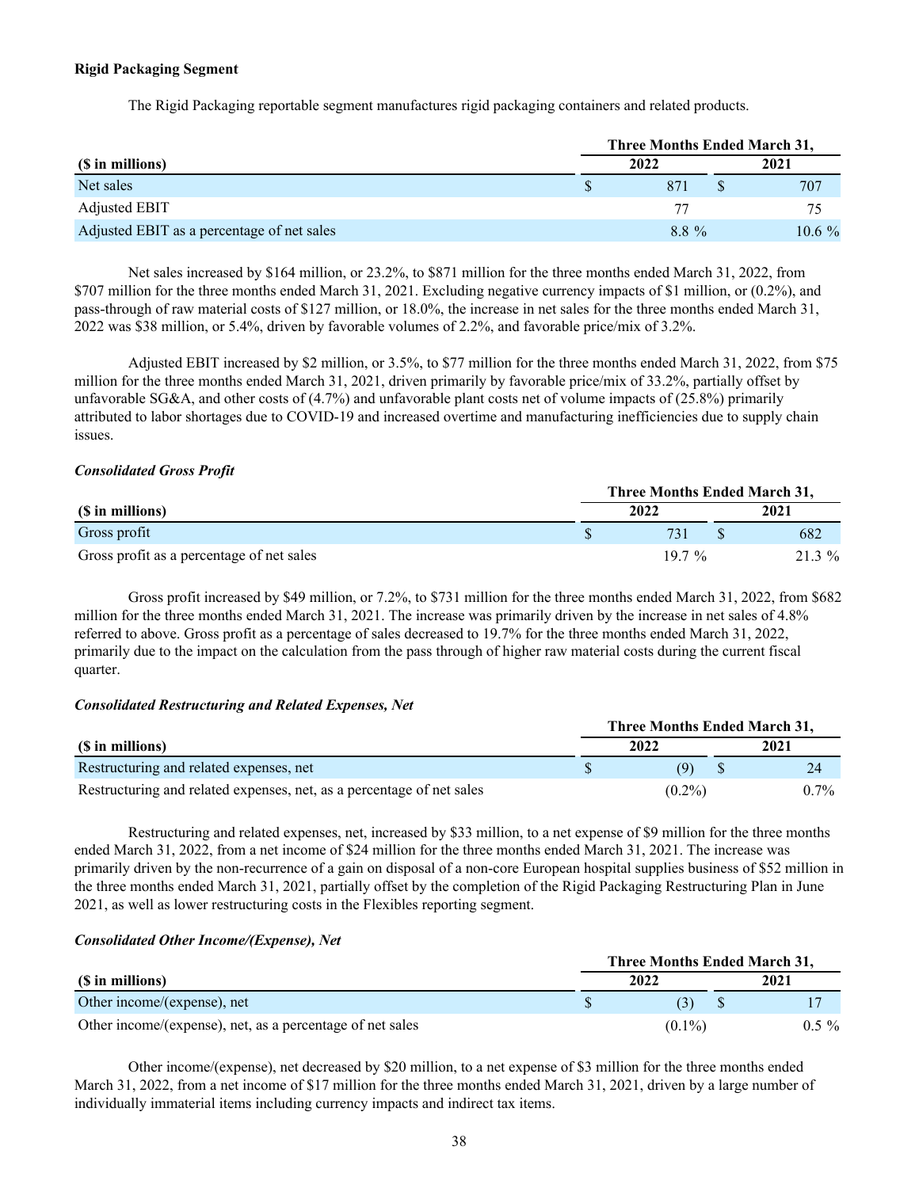**Rigid Packaging Segment**

The Rigid Packaging reportable segment manufactures rigid packaging containers and related products.

| ($ in millions) | Three Months Ended March 31, 2022 | 2021 |
|---|---|---|
| Net sales | $ 871 | $ 707 |
| Adjusted EBIT | 77 | 75 |
| Adjusted EBIT as a percentage of net sales | 8.8 % | 10.6 % |

Net sales increased by $164 million, or 23.2%, to $871 million for the three months ended March 31, 2022, from $707 million for the three months ended March 31, 2021. Excluding negative currency impacts of $1 million, or (0.2%), and pass-through of raw material costs of $127 million, or 18.0%, the increase in net sales for the three months ended March 31, 2022 was $38 million, or 5.4%, driven by favorable volumes of 2.2%, and favorable price/mix of 3.2%.

Adjusted EBIT increased by $2 million, or 3.5%, to $77 million for the three months ended March 31, 2022, from $75 million for the three months ended March 31, 2021, driven primarily by favorable price/mix of 33.2%, partially offset by unfavorable SG&A, and other costs of (4.7%) and unfavorable plant costs net of volume impacts of (25.8%) primarily attributed to labor shortages due to COVID-19 and increased overtime and manufacturing inefficiencies due to supply chain issues.

***Consolidated Gross Profit***

| ($ in millions) | Three Months Ended March 31, 2022 | 2021 |
|---|---|---|
| Gross profit | $ 731 | $ 682 |
| Gross profit as a percentage of net sales | 19.7 % | 21.3 % |

Gross profit increased by $49 million, or 7.2%, to $731 million for the three months ended March 31, 2022, from $682 million for the three months ended March 31, 2021. The increase was primarily driven by the increase in net sales of 4.8% referred to above. Gross profit as a percentage of sales decreased to 19.7% for the three months ended March 31, 2022, primarily due to the impact on the calculation from the pass through of higher raw material costs during the current fiscal quarter.

***Consolidated Restructuring and Related Expenses, Net***

| ($ in millions) | Three Months Ended March 31, 2022 | 2021 |
|---|---|---|
| Restructuring and related expenses, net | $ (9) | $ 24 |
| Restructuring and related expenses, net, as a percentage of net sales | (0.2%) | 0.7% |

Restructuring and related expenses, net, increased by $33 million, to a net expense of $9 million for the three months ended March 31, 2022, from a net income of $24 million for the three months ended March 31, 2021. The increase was primarily driven by the non-recurrence of a gain on disposal of a non-core European hospital supplies business of $52 million in the three months ended March 31, 2021, partially offset by the completion of the Rigid Packaging Restructuring Plan in June 2021, as well as lower restructuring costs in the Flexibles reporting segment.

***Consolidated Other Income/(Expense), Net***

| ($ in millions) | Three Months Ended March 31, 2022 | 2021 |
|---|---|---|
| Other income/(expense), net | $ (3) | $ 17 |
| Other income/(expense), net, as a percentage of net sales | (0.1%) | 0.5 % |

Other income/(expense), net decreased by $20 million, to a net expense of $3 million for the three months ended March 31, 2022, from a net income of $17 million for the three months ended March 31, 2021, driven by a large number of individually immaterial items including currency impacts and indirect tax items.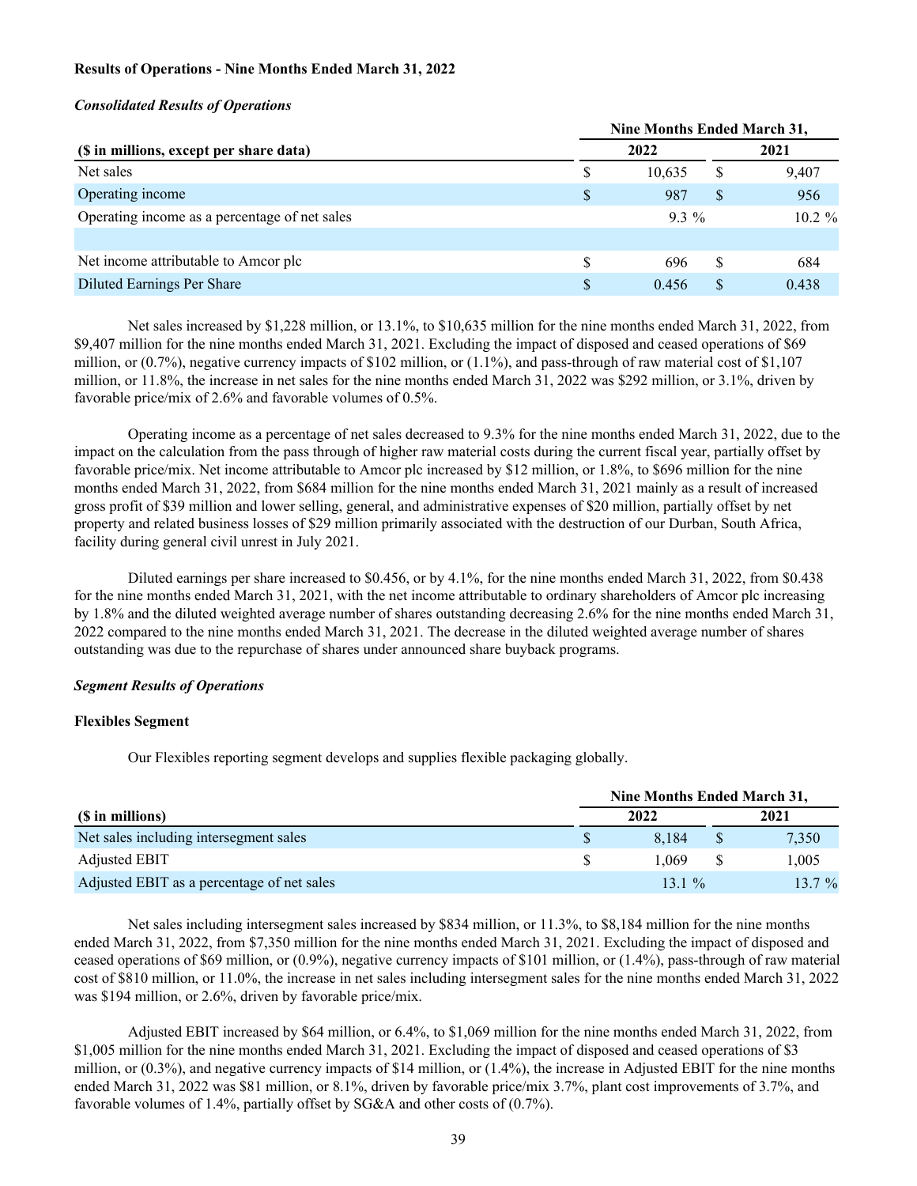**Results of Operations - Nine Months Ended March 31, 2022**

***Consolidated Results of Operations***

| ($ in millions, except per share data) | Nine Months Ended March 31, 2022 | Nine Months Ended March 31, 2021 |
|---|---|---|
| Net sales | $ 10,635 | $ 9,407 |
| Operating income | $ 987 | $ 956 |
| Operating income as a percentage of net sales | 9.3 % | 10.2 % |
| | | |
| Net income attributable to Amcor plc | $ 696 | $ 684 |
| Diluted Earnings Per Share | $ 0.456 | $ 0.438 |

Net sales increased by $1,228 million, or 13.1%, to $10,635 million for the nine months ended March 31, 2022, from $9,407 million for the nine months ended March 31, 2021. Excluding the impact of disposed and ceased operations of $69 million, or (0.7%), negative currency impacts of $102 million, or (1.1%), and pass-through of raw material cost of $1,107 million, or 11.8%, the increase in net sales for the nine months ended March 31, 2022 was $292 million, or 3.1%, driven by favorable price/mix of 2.6% and favorable volumes of 0.5%.

Operating income as a percentage of net sales decreased to 9.3% for the nine months ended March 31, 2022, due to the impact on the calculation from the pass through of higher raw material costs during the current fiscal year, partially offset by favorable price/mix. Net income attributable to Amcor plc increased by $12 million, or 1.8%, to $696 million for the nine months ended March 31, 2022, from $684 million for the nine months ended March 31, 2021 mainly as a result of increased gross profit of $39 million and lower selling, general, and administrative expenses of $20 million, partially offset by net property and related business losses of $29 million primarily associated with the destruction of our Durban, South Africa, facility during general civil unrest in July 2021.

Diluted earnings per share increased to $0.456, or by 4.1%, for the nine months ended March 31, 2022, from $0.438 for the nine months ended March 31, 2021, with the net income attributable to ordinary shareholders of Amcor plc increasing by 1.8% and the diluted weighted average number of shares outstanding decreasing 2.6% for the nine months ended March 31, 2022 compared to the nine months ended March 31, 2021. The decrease in the diluted weighted average number of shares outstanding was due to the repurchase of shares under announced share buyback programs.

***Segment Results of Operations***

**Flexibles Segment**

Our Flexibles reporting segment develops and supplies flexible packaging globally.

| ($ in millions) | Nine Months Ended March 31, 2022 | Nine Months Ended March 31, 2021 |
|---|---|---|
| Net sales including intersegment sales | $ 8,184 | $ 7,350 |
| Adjusted EBIT | $ 1,069 | $ 1,005 |
| Adjusted EBIT as a percentage of net sales | 13.1 % | 13.7 % |

Net sales including intersegment sales increased by $834 million, or 11.3%, to $8,184 million for the nine months ended March 31, 2022, from $7,350 million for the nine months ended March 31, 2021. Excluding the impact of disposed and ceased operations of $69 million, or (0.9%), negative currency impacts of $101 million, or (1.4%), pass-through of raw material cost of $810 million, or 11.0%, the increase in net sales including intersegment sales for the nine months ended March 31, 2022 was $194 million, or 2.6%, driven by favorable price/mix.

Adjusted EBIT increased by $64 million, or 6.4%, to $1,069 million for the nine months ended March 31, 2022, from $1,005 million for the nine months ended March 31, 2021. Excluding the impact of disposed and ceased operations of $3 million, or (0.3%), and negative currency impacts of $14 million, or (1.4%), the increase in Adjusted EBIT for the nine months ended March 31, 2022 was $81 million, or 8.1%, driven by favorable price/mix 3.7%, plant cost improvements of 3.7%, and favorable volumes of 1.4%, partially offset by SG&A and other costs of (0.7%).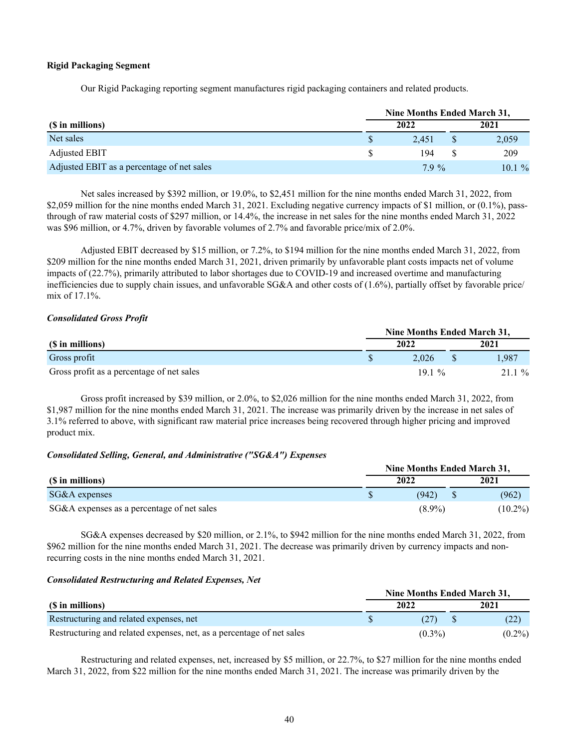**Rigid Packaging Segment**

Our Rigid Packaging reporting segment manufactures rigid packaging containers and related products.

| | Nine Months Ended March 31, | |
|---|---|---|
| **($ in millions)** | **2022** | **2021** |
| Net sales | $ 2,451 | $ 2,059 |
| Adjusted EBIT | $ 194 | $ 209 |
| Adjusted EBIT as a percentage of net sales | 7.9 % | 10.1 % |

Net sales increased by $392 million, or 19.0%, to $2,451 million for the nine months ended March 31, 2022, from $2,059 million for the nine months ended March 31, 2021. Excluding negative currency impacts of $1 million, or (0.1%), pass-through of raw material costs of $297 million, or 14.4%, the increase in net sales for the nine months ended March 31, 2022 was $96 million, or 4.7%, driven by favorable volumes of 2.7% and favorable price/mix of 2.0%.

Adjusted EBIT decreased by $15 million, or 7.2%, to $194 million for the nine months ended March 31, 2022, from $209 million for the nine months ended March 31, 2021, driven primarily by unfavorable plant costs impacts net of volume impacts of (22.7%), primarily attributed to labor shortages due to COVID-19 and increased overtime and manufacturing inefficiencies due to supply chain issues, and unfavorable SG&A and other costs of (1.6%), partially offset by favorable price/mix of 17.1%.

***Consolidated Gross Profit***

| | Nine Months Ended March 31, | |
|---|---|---|
| **($ in millions)** | **2022** | **2021** |
| Gross profit | $ 2,026 | $ 1,987 |
| Gross profit as a percentage of net sales | 19.1 % | 21.1 % |

Gross profit increased by $39 million, or 2.0%, to $2,026 million for the nine months ended March 31, 2022, from $1,987 million for the nine months ended March 31, 2021. The increase was primarily driven by the increase in net sales of 3.1% referred to above, with significant raw material price increases being recovered through higher pricing and improved product mix.

***Consolidated Selling, General, and Administrative ("SG&A") Expenses***

| | Nine Months Ended March 31, | |
|---|---|---|
| **($ in millions)** | **2022** | **2021** |
| SG&A expenses | $ (942) | $ (962) |
| SG&A expenses as a percentage of net sales | (8.9%) | (10.2%) |

SG&A expenses decreased by $20 million, or 2.1%, to $942 million for the nine months ended March 31, 2022, from $962 million for the nine months ended March 31, 2021. The decrease was primarily driven by currency impacts and non-recurring costs in the nine months ended March 31, 2021.

***Consolidated Restructuring and Related Expenses, Net***

| | Nine Months Ended March 31, | |
|---|---|---|
| **($ in millions)** | **2022** | **2021** |
| Restructuring and related expenses, net | $ (27) | $ (22) |
| Restructuring and related expenses, net, as a percentage of net sales | (0.3%) | (0.2%) |

Restructuring and related expenses, net, increased by $5 million, or 22.7%, to $27 million for the nine months ended March 31, 2022, from $22 million for the nine months ended March 31, 2021. The increase was primarily driven by the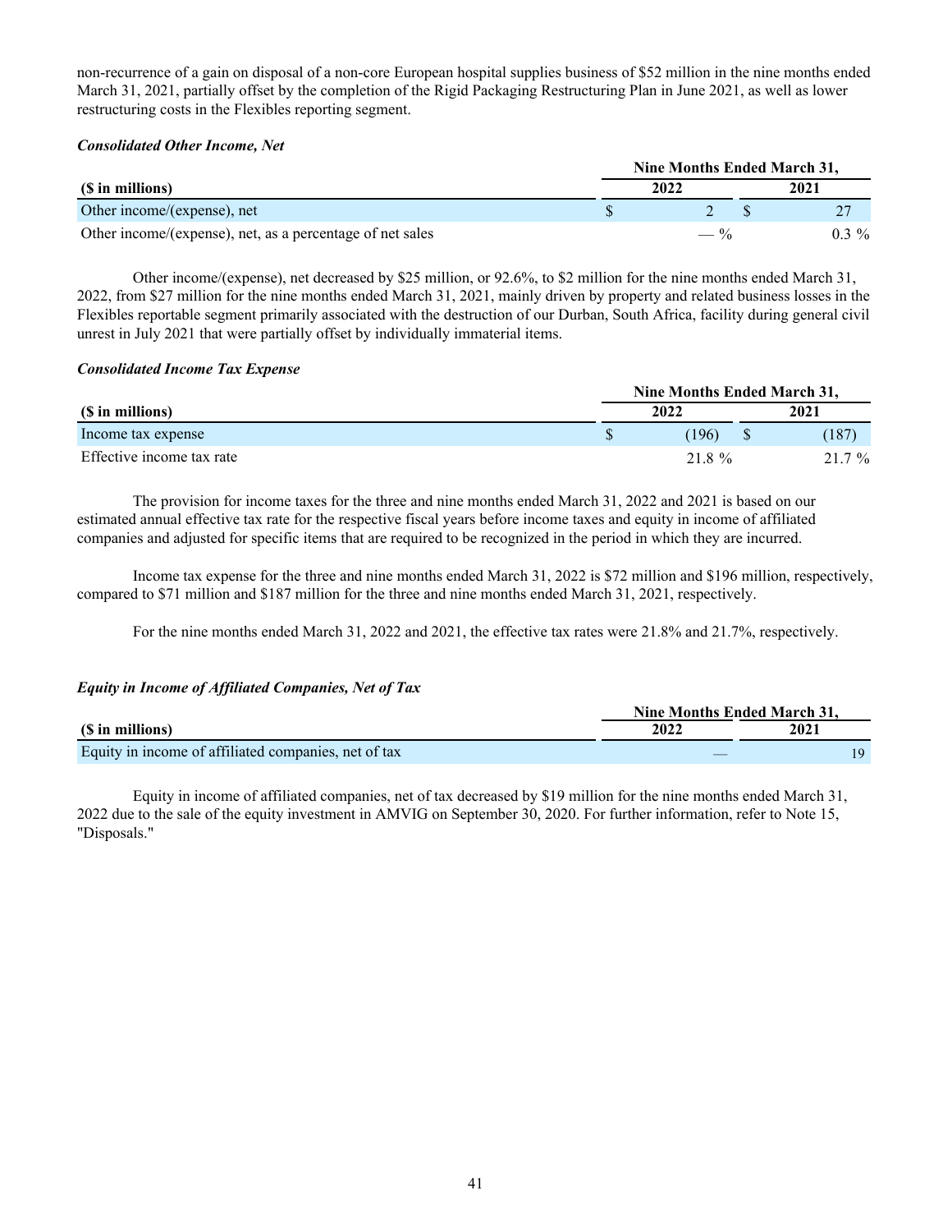non-recurrence of a gain on disposal of a non-core European hospital supplies business of $52 million in the nine months ended March 31, 2021, partially offset by the completion of the Rigid Packaging Restructuring Plan in June 2021, as well as lower restructuring costs in the Flexibles reporting segment.

***Consolidated Other Income, Net***

| ($ in millions) | Nine Months Ended March 31, 2022 | Nine Months Ended March 31, 2021 |
|---|---|---|
| Other income/(expense), net | $ 2 | $ 27 |
| Other income/(expense), net, as a percentage of net sales | — % | 0.3 % |

Other income/(expense), net decreased by $25 million, or 92.6%, to $2 million for the nine months ended March 31, 2022, from $27 million for the nine months ended March 31, 2021, mainly driven by property and related business losses in the Flexibles reportable segment primarily associated with the destruction of our Durban, South Africa, facility during general civil unrest in July 2021 that were partially offset by individually immaterial items.

***Consolidated Income Tax Expense***

| ($ in millions) | Nine Months Ended March 31, 2022 | Nine Months Ended March 31, 2021 |
|---|---|---|
| Income tax expense | $ (196) | $ (187) |
| Effective income tax rate | 21.8 % | 21.7 % |

The provision for income taxes for the three and nine months ended March 31, 2022 and 2021 is based on our estimated annual effective tax rate for the respective fiscal years before income taxes and equity in income of affiliated companies and adjusted for specific items that are required to be recognized in the period in which they are incurred.

Income tax expense for the three and nine months ended March 31, 2022 is $72 million and $196 million, respectively, compared to $71 million and $187 million for the three and nine months ended March 31, 2021, respectively.

For the nine months ended March 31, 2022 and 2021, the effective tax rates were 21.8% and 21.7%, respectively.

***Equity in Income of Affiliated Companies, Net of Tax***

| ($ in millions) | Nine Months Ended March 31, 2022 | Nine Months Ended March 31, 2021 |
|---|---|---|
| Equity in income of affiliated companies, net of tax | — | 19 |

Equity in income of affiliated companies, net of tax decreased by $19 million for the nine months ended March 31, 2022 due to the sale of the equity investment in AMVIG on September 30, 2020. For further information, refer to Note 15, "Disposals."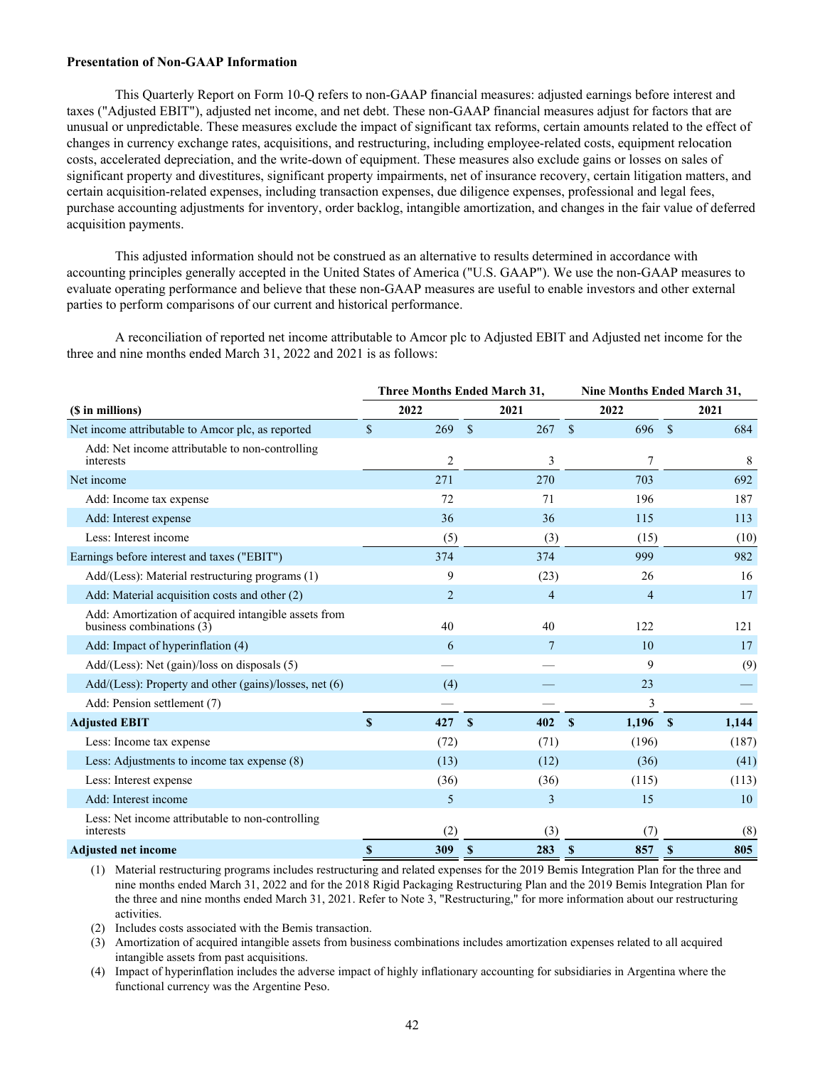**Presentation of Non-GAAP Information**

This Quarterly Report on Form 10-Q refers to non-GAAP financial measures: adjusted earnings before interest and taxes ("Adjusted EBIT"), adjusted net income, and net debt. These non-GAAP financial measures adjust for factors that are unusual or unpredictable. These measures exclude the impact of significant tax reforms, certain amounts related to the effect of changes in currency exchange rates, acquisitions, and restructuring, including employee-related costs, equipment relocation costs, accelerated depreciation, and the write-down of equipment. These measures also exclude gains or losses on sales of significant property and divestitures, significant property impairments, net of insurance recovery, certain litigation matters, and certain acquisition-related expenses, including transaction expenses, due diligence expenses, professional and legal fees, purchase accounting adjustments for inventory, order backlog, intangible amortization, and changes in the fair value of deferred acquisition payments.

This adjusted information should not be construed as an alternative to results determined in accordance with accounting principles generally accepted in the United States of America ("U.S. GAAP"). We use the non-GAAP measures to evaluate operating performance and believe that these non-GAAP measures are useful to enable investors and other external parties to perform comparisons of our current and historical performance.

A reconciliation of reported net income attributable to Amcor plc to Adjusted EBIT and Adjusted net income for the three and nine months ended March 31, 2022 and 2021 is as follows:

| | Three Months Ended March 31, | | Nine Months Ended March 31, | |
|---|---|---|---|---|
| **($ in millions)** | **2022** | **2021** | **2022** | **2021** |
| Net income attributable to Amcor plc, as reported | $ 269 | $ 267 | $ 696 | $ 684 |
| Add: Net income attributable to non-controlling interests | 2 | 3 | 7 | 8 |
| Net income | 271 | 270 | 703 | 692 |
| Add: Income tax expense | 72 | 71 | 196 | 187 |
| Add: Interest expense | 36 | 36 | 115 | 113 |
| Less: Interest income | (5) | (3) | (15) | (10) |
| Earnings before interest and taxes ("EBIT") | 374 | 374 | 999 | 982 |
| Add/(Less): Material restructuring programs (1) | 9 | (23) | 26 | 16 |
| Add: Material acquisition costs and other (2) | 2 | 4 | 4 | 17 |
| Add: Amortization of acquired intangible assets from business combinations (3) | 40 | 40 | 122 | 121 |
| Add: Impact of hyperinflation (4) | 6 | 7 | 10 | 17 |
| Add/(Less): Net (gain)/loss on disposals (5) | — | — | 9 | (9) |
| Add/(Less): Property and other (gains)/losses, net (6) | (4) | — | 23 | — |
| Add: Pension settlement (7) | — | — | 3 | — |
| **Adjusted EBIT** | **$ 427** | **$ 402** | **$ 1,196** | **$ 1,144** |
| Less: Income tax expense | (72) | (71) | (196) | (187) |
| Less: Adjustments to income tax expense (8) | (13) | (12) | (36) | (41) |
| Less: Interest expense | (36) | (36) | (115) | (113) |
| Add: Interest income | 5 | 3 | 15 | 10 |
| Less: Net income attributable to non-controlling interests | (2) | (3) | (7) | (8) |
| **Adjusted net income** | **$ 309** | **$ 283** | **$ 857** | **$ 805** |

(1) Material restructuring programs includes restructuring and related expenses for the 2019 Bemis Integration Plan for the three and nine months ended March 31, 2022 and for the 2018 Rigid Packaging Restructuring Plan and the 2019 Bemis Integration Plan for the three and nine months ended March 31, 2021. Refer to Note 3, "Restructuring," for more information about our restructuring activities.

(2) Includes costs associated with the Bemis transaction.

(3) Amortization of acquired intangible assets from business combinations includes amortization expenses related to all acquired intangible assets from past acquisitions.

(4) Impact of hyperinflation includes the adverse impact of highly inflationary accounting for subsidiaries in Argentina where the functional currency was the Argentine Peso.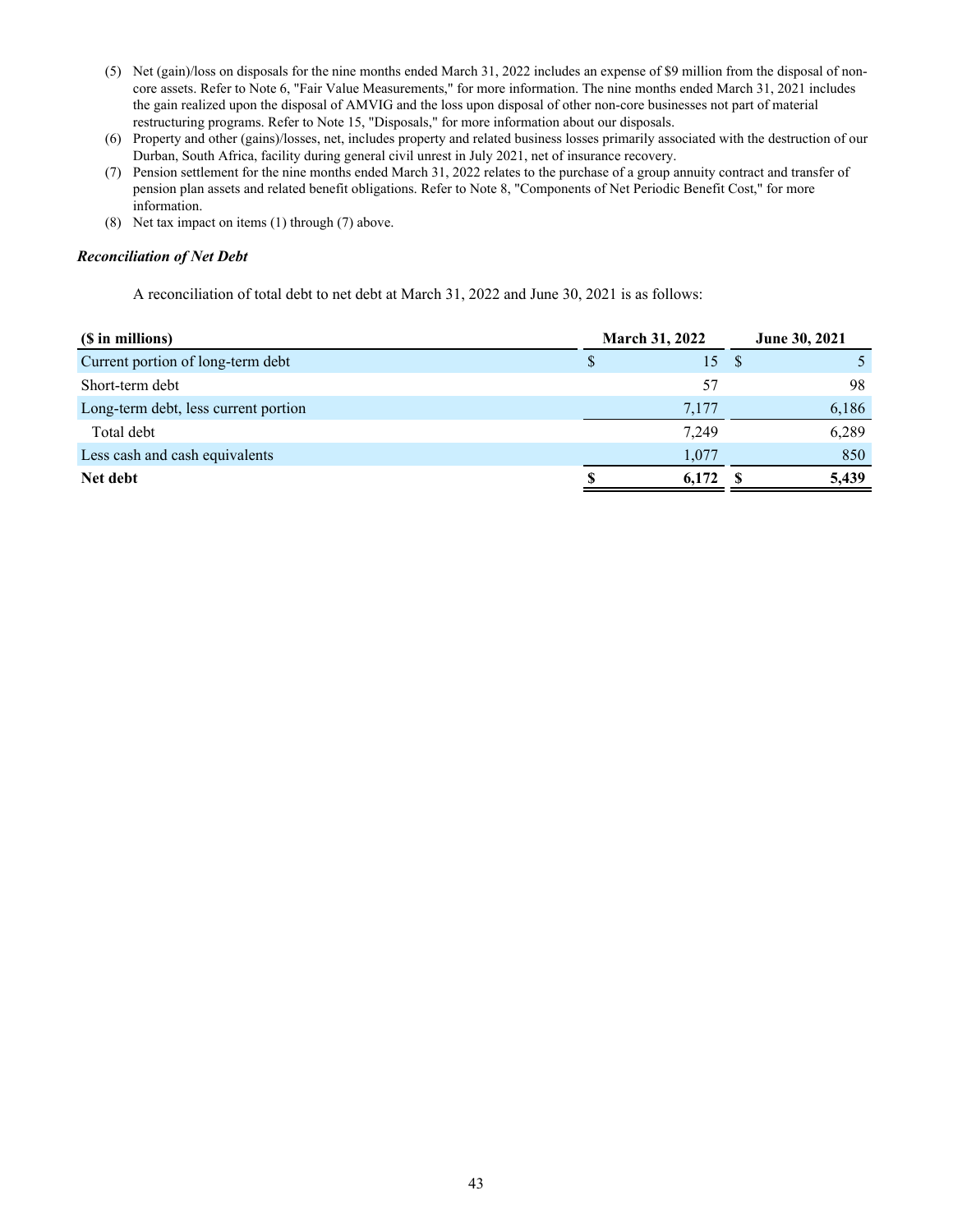(5) Net (gain)/loss on disposals for the nine months ended March 31, 2022 includes an expense of $9 million from the disposal of non-core assets. Refer to Note 6, "Fair Value Measurements," for more information. The nine months ended March 31, 2021 includes the gain realized upon the disposal of AMVIG and the loss upon disposal of other non-core businesses not part of material restructuring programs. Refer to Note 15, "Disposals," for more information about our disposals.

(6) Property and other (gains)/losses, net, includes property and related business losses primarily associated with the destruction of our Durban, South Africa, facility during general civil unrest in July 2021, net of insurance recovery.

(7) Pension settlement for the nine months ended March 31, 2022 relates to the purchase of a group annuity contract and transfer of pension plan assets and related benefit obligations. Refer to Note 8, "Components of Net Periodic Benefit Cost," for more information.

(8) Net tax impact on items (1) through (7) above.

***Reconciliation of Net Debt***

A reconciliation of total debt to net debt at March 31, 2022 and June 30, 2021 is as follows:

| ($ in millions) | March 31, 2022 | June 30, 2021 |
|---|---|---|
| Current portion of long-term debt | $ 15 | $ 5 |
| Short-term debt | 57 | 98 |
| Long-term debt, less current portion | 7,177 | 6,186 |
| Total debt | 7,249 | 6,289 |
| Less cash and cash equivalents | 1,077 | 850 |
| **Net debt** | **$ 6,172** | **$ 5,439** |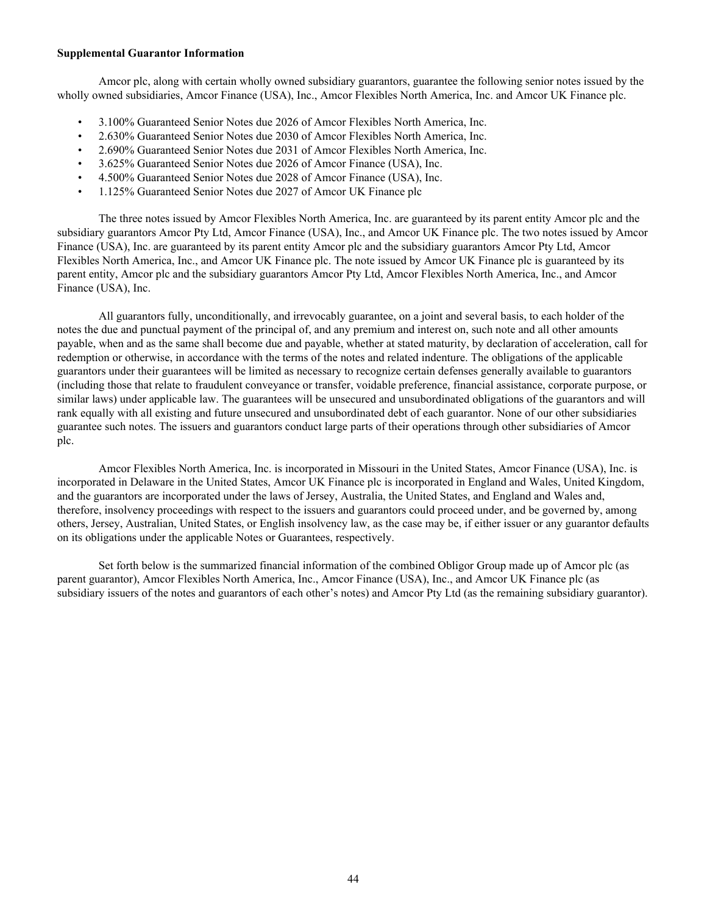**Supplemental Guarantor Information**

Amcor plc, along with certain wholly owned subsidiary guarantors, guarantee the following senior notes issued by the wholly owned subsidiaries, Amcor Finance (USA), Inc., Amcor Flexibles North America, Inc. and Amcor UK Finance plc.

- 3.100% Guaranteed Senior Notes due 2026 of Amcor Flexibles North America, Inc.
- 2.630% Guaranteed Senior Notes due 2030 of Amcor Flexibles North America, Inc.
- 2.690% Guaranteed Senior Notes due 2031 of Amcor Flexibles North America, Inc.
- 3.625% Guaranteed Senior Notes due 2026 of Amcor Finance (USA), Inc.
- 4.500% Guaranteed Senior Notes due 2028 of Amcor Finance (USA), Inc.
- 1.125% Guaranteed Senior Notes due 2027 of Amcor UK Finance plc

The three notes issued by Amcor Flexibles North America, Inc. are guaranteed by its parent entity Amcor plc and the subsidiary guarantors Amcor Pty Ltd, Amcor Finance (USA), Inc., and Amcor UK Finance plc. The two notes issued by Amcor Finance (USA), Inc. are guaranteed by its parent entity Amcor plc and the subsidiary guarantors Amcor Pty Ltd, Amcor Flexibles North America, Inc., and Amcor UK Finance plc. The note issued by Amcor UK Finance plc is guaranteed by its parent entity, Amcor plc and the subsidiary guarantors Amcor Pty Ltd, Amcor Flexibles North America, Inc., and Amcor Finance (USA), Inc.

All guarantors fully, unconditionally, and irrevocably guarantee, on a joint and several basis, to each holder of the notes the due and punctual payment of the principal of, and any premium and interest on, such note and all other amounts payable, when and as the same shall become due and payable, whether at stated maturity, by declaration of acceleration, call for redemption or otherwise, in accordance with the terms of the notes and related indenture. The obligations of the applicable guarantors under their guarantees will be limited as necessary to recognize certain defenses generally available to guarantors (including those that relate to fraudulent conveyance or transfer, voidable preference, financial assistance, corporate purpose, or similar laws) under applicable law. The guarantees will be unsecured and unsubordinated obligations of the guarantors and will rank equally with all existing and future unsecured and unsubordinated debt of each guarantor. None of our other subsidiaries guarantee such notes. The issuers and guarantors conduct large parts of their operations through other subsidiaries of Amcor plc.

Amcor Flexibles North America, Inc. is incorporated in Missouri in the United States, Amcor Finance (USA), Inc. is incorporated in Delaware in the United States, Amcor UK Finance plc is incorporated in England and Wales, United Kingdom, and the guarantors are incorporated under the laws of Jersey, Australia, the United States, and England and Wales and, therefore, insolvency proceedings with respect to the issuers and guarantors could proceed under, and be governed by, among others, Jersey, Australian, United States, or English insolvency law, as the case may be, if either issuer or any guarantor defaults on its obligations under the applicable Notes or Guarantees, respectively.

Set forth below is the summarized financial information of the combined Obligor Group made up of Amcor plc (as parent guarantor), Amcor Flexibles North America, Inc., Amcor Finance (USA), Inc., and Amcor UK Finance plc (as subsidiary issuers of the notes and guarantors of each other's notes) and Amcor Pty Ltd (as the remaining subsidiary guarantor).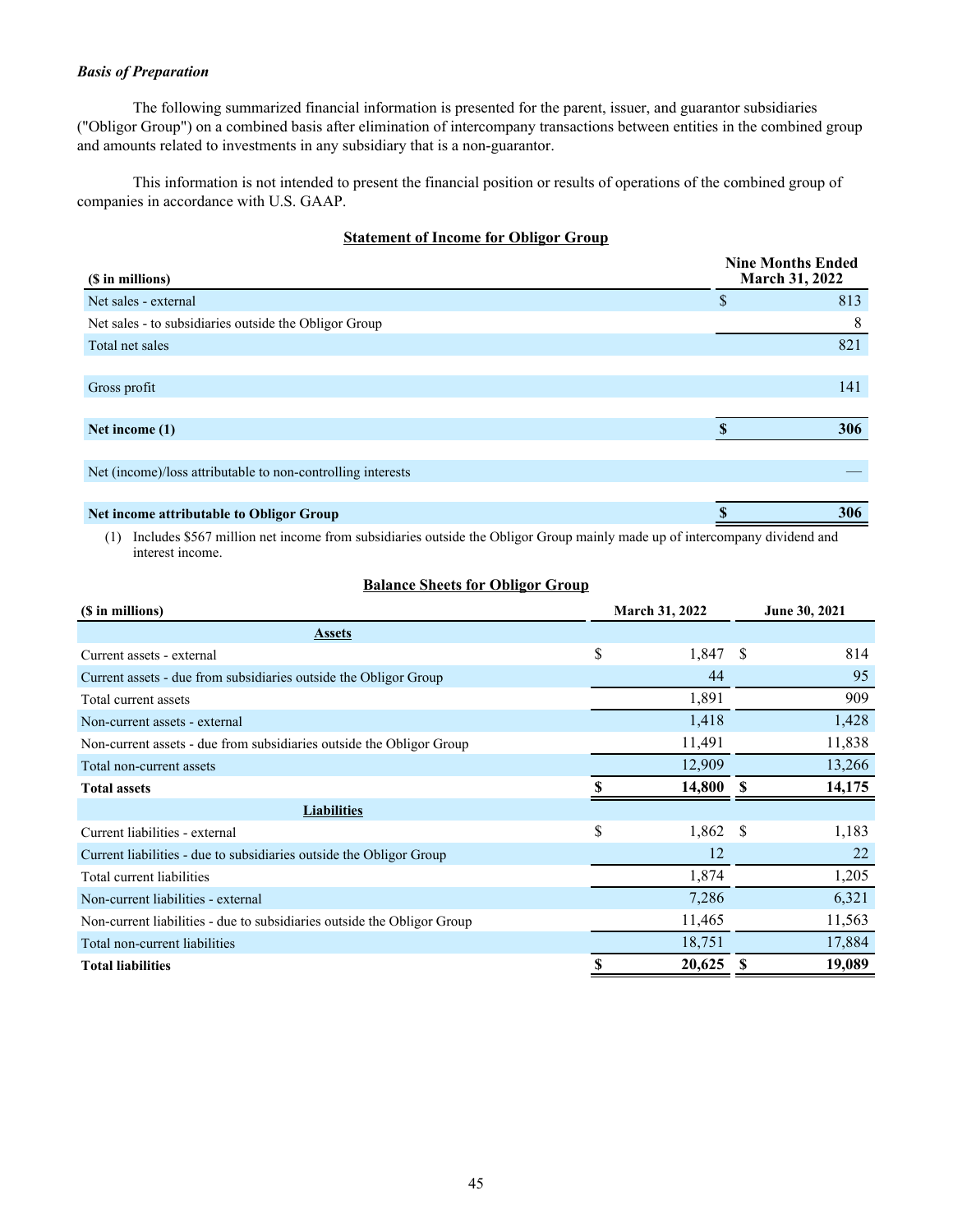***Basis of Preparation***

The following summarized financial information is presented for the parent, issuer, and guarantor subsidiaries ("Obligor Group") on a combined basis after elimination of intercompany transactions between entities in the combined group and amounts related to investments in any subsidiary that is a non-guarantor.

This information is not intended to present the financial position or results of operations of the combined group of companies in accordance with U.S. GAAP.

**Statement of Income for Obligor Group**

| ($ in millions) | Nine Months Ended March 31, 2022 |
|---|---|
| Net sales - external | $ 813 |
| Net sales - to subsidiaries outside the Obligor Group | 8 |
| Total net sales | 821 |
| | |
| Gross profit | 141 |
| | |
| **Net income (1)** | **$ 306** |
| | |
| Net (income)/loss attributable to non-controlling interests | — |
| | |
| **Net income attributable to Obligor Group** | **$ 306** |

(1) Includes $567 million net income from subsidiaries outside the Obligor Group mainly made up of intercompany dividend and interest income.

**Balance Sheets for Obligor Group**

| ($ in millions) | March 31, 2022 | June 30, 2021 |
|---|---|---|
| **Assets** | | |
| Current assets - external | $ 1,847 | $ 814 |
| Current assets - due from subsidiaries outside the Obligor Group | 44 | 95 |
| Total current assets | 1,891 | 909 |
| Non-current assets - external | 1,418 | 1,428 |
| Non-current assets - due from subsidiaries outside the Obligor Group | 11,491 | 11,838 |
| Total non-current assets | 12,909 | 13,266 |
| **Total assets** | **$ 14,800** | **$ 14,175** |
| **Liabilities** | | |
| Current liabilities - external | $ 1,862 | $ 1,183 |
| Current liabilities - due to subsidiaries outside the Obligor Group | 12 | 22 |
| Total current liabilities | 1,874 | 1,205 |
| Non-current liabilities - external | 7,286 | 6,321 |
| Non-current liabilities - due to subsidiaries outside the Obligor Group | 11,465 | 11,563 |
| Total non-current liabilities | 18,751 | 17,884 |
| **Total liabilities** | **$ 20,625** | **$ 19,089** |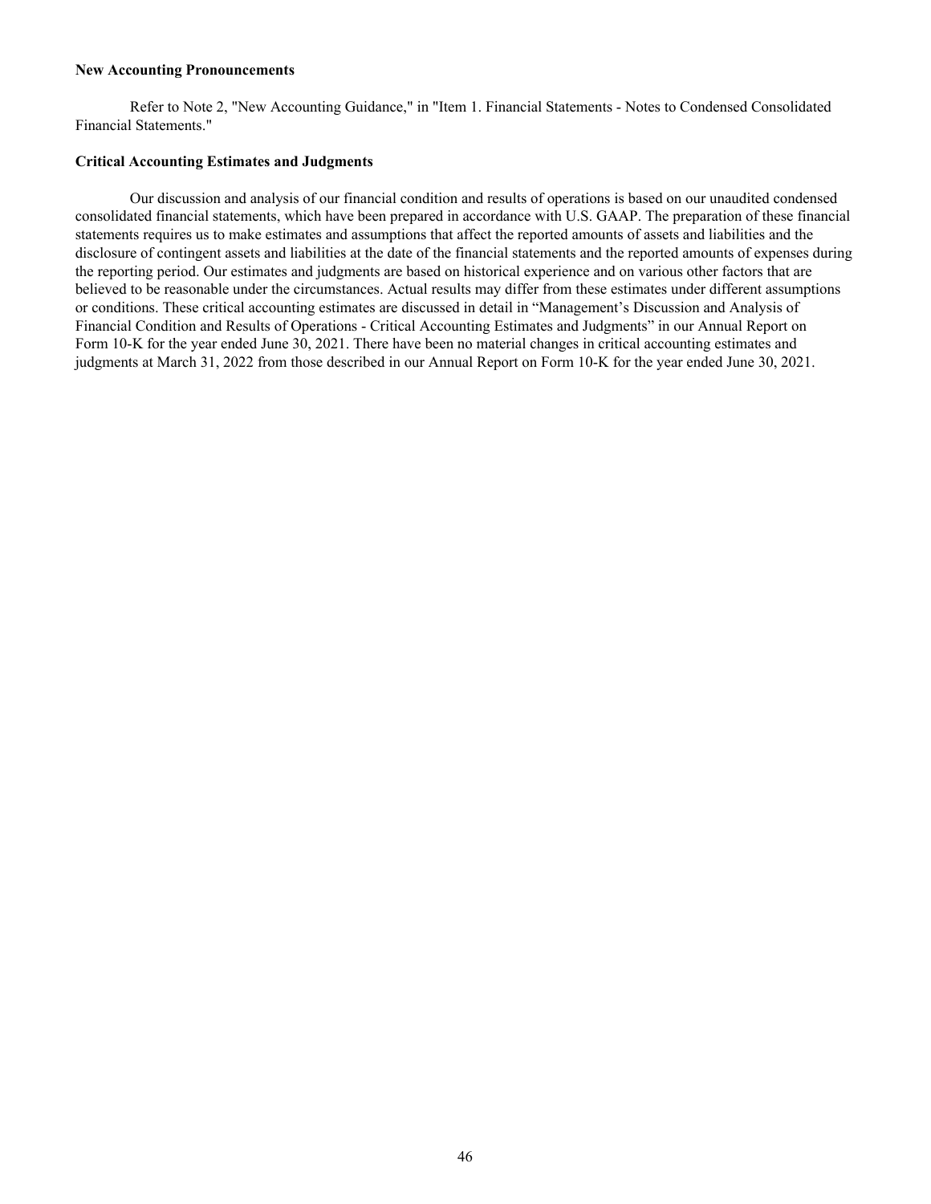**New Accounting Pronouncements**

Refer to Note 2, "New Accounting Guidance," in "Item 1. Financial Statements - Notes to Condensed Consolidated Financial Statements."

**Critical Accounting Estimates and Judgments**

Our discussion and analysis of our financial condition and results of operations is based on our unaudited condensed consolidated financial statements, which have been prepared in accordance with U.S. GAAP. The preparation of these financial statements requires us to make estimates and assumptions that affect the reported amounts of assets and liabilities and the disclosure of contingent assets and liabilities at the date of the financial statements and the reported amounts of expenses during the reporting period. Our estimates and judgments are based on historical experience and on various other factors that are believed to be reasonable under the circumstances. Actual results may differ from these estimates under different assumptions or conditions. These critical accounting estimates are discussed in detail in "Management's Discussion and Analysis of Financial Condition and Results of Operations - Critical Accounting Estimates and Judgments" in our Annual Report on Form 10-K for the year ended June 30, 2021. There have been no material changes in critical accounting estimates and judgments at March 31, 2022 from those described in our Annual Report on Form 10-K for the year ended June 30, 2021.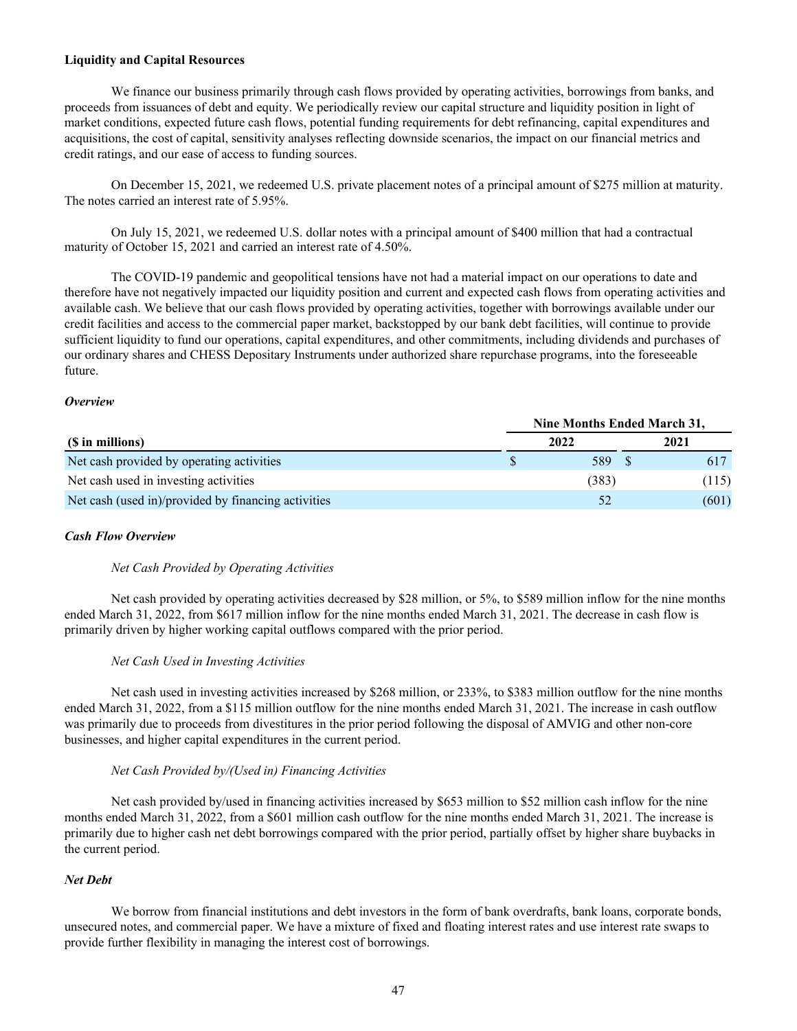**Liquidity and Capital Resources**

We finance our business primarily through cash flows provided by operating activities, borrowings from banks, and proceeds from issuances of debt and equity. We periodically review our capital structure and liquidity position in light of market conditions, expected future cash flows, potential funding requirements for debt refinancing, capital expenditures and acquisitions, the cost of capital, sensitivity analyses reflecting downside scenarios, the impact on our financial metrics and credit ratings, and our ease of access to funding sources.

On December 15, 2021, we redeemed U.S. private placement notes of a principal amount of $275 million at maturity. The notes carried an interest rate of 5.95%.

On July 15, 2021, we redeemed U.S. dollar notes with a principal amount of $400 million that had a contractual maturity of October 15, 2021 and carried an interest rate of 4.50%.

The COVID-19 pandemic and geopolitical tensions have not had a material impact on our operations to date and therefore have not negatively impacted our liquidity position and current and expected cash flows from operating activities and available cash. We believe that our cash flows provided by operating activities, together with borrowings available under our credit facilities and access to the commercial paper market, backstopped by our bank debt facilities, will continue to provide sufficient liquidity to fund our operations, capital expenditures, and other commitments, including dividends and purchases of our ordinary shares and CHESS Depositary Instruments under authorized share repurchase programs, into the foreseeable future.

***Overview***

| | Nine Months Ended March 31, | |
|---|---|---|
| **($ in millions)** | **2022** | **2021** |
| Net cash provided by operating activities | $ 589 | $ 617 |
| Net cash used in investing activities | (383) | (115) |
| Net cash (used in)/provided by financing activities | 52 | (601) |

***Cash Flow Overview***

*Net Cash Provided by Operating Activities*

Net cash provided by operating activities decreased by $28 million, or 5%, to $589 million inflow for the nine months ended March 31, 2022, from $617 million inflow for the nine months ended March 31, 2021. The decrease in cash flow is primarily driven by higher working capital outflows compared with the prior period.

*Net Cash Used in Investing Activities*

Net cash used in investing activities increased by $268 million, or 233%, to $383 million outflow for the nine months ended March 31, 2022, from a $115 million outflow for the nine months ended March 31, 2021. The increase in cash outflow was primarily due to proceeds from divestitures in the prior period following the disposal of AMVIG and other non-core businesses, and higher capital expenditures in the current period.

*Net Cash Provided by/(Used in) Financing Activities*

Net cash provided by/used in financing activities increased by $653 million to $52 million cash inflow for the nine months ended March 31, 2022, from a $601 million cash outflow for the nine months ended March 31, 2021. The increase is primarily due to higher cash net debt borrowings compared with the prior period, partially offset by higher share buybacks in the current period.

***Net Debt***

We borrow from financial institutions and debt investors in the form of bank overdrafts, bank loans, corporate bonds, unsecured notes, and commercial paper. We have a mixture of fixed and floating interest rates and use interest rate swaps to provide further flexibility in managing the interest cost of borrowings.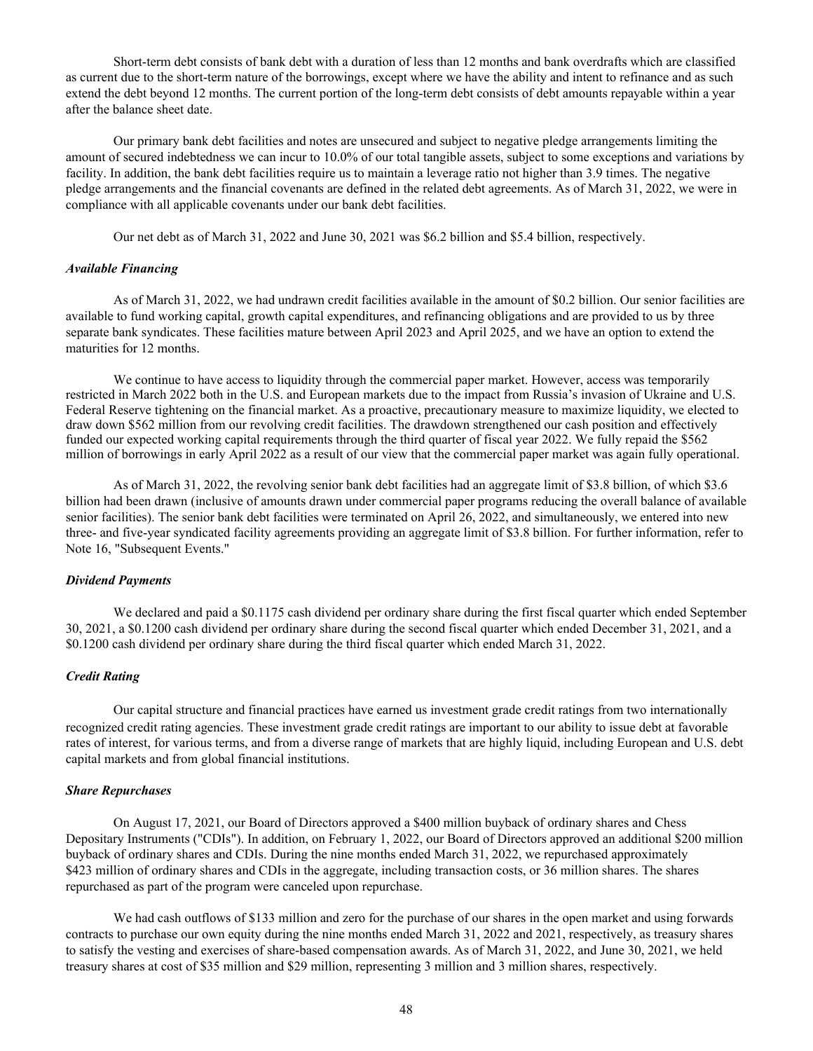Short-term debt consists of bank debt with a duration of less than 12 months and bank overdrafts which are classified as current due to the short-term nature of the borrowings, except where we have the ability and intent to refinance and as such extend the debt beyond 12 months. The current portion of the long-term debt consists of debt amounts repayable within a year after the balance sheet date.

Our primary bank debt facilities and notes are unsecured and subject to negative pledge arrangements limiting the amount of secured indebtedness we can incur to 10.0% of our total tangible assets, subject to some exceptions and variations by facility. In addition, the bank debt facilities require us to maintain a leverage ratio not higher than 3.9 times. The negative pledge arrangements and the financial covenants are defined in the related debt agreements. As of March 31, 2022, we were in compliance with all applicable covenants under our bank debt facilities.

Our net debt as of March 31, 2022 and June 30, 2021 was $6.2 billion and $5.4 billion, respectively.

### *Available Financing*

As of March 31, 2022, we had undrawn credit facilities available in the amount of $0.2 billion. Our senior facilities are available to fund working capital, growth capital expenditures, and refinancing obligations and are provided to us by three separate bank syndicates. These facilities mature between April 2023 and April 2025, and we have an option to extend the maturities for 12 months.

We continue to have access to liquidity through the commercial paper market. However, access was temporarily restricted in March 2022 both in the U.S. and European markets due to the impact from Russia's invasion of Ukraine and U.S. Federal Reserve tightening on the financial market. As a proactive, precautionary measure to maximize liquidity, we elected to draw down $562 million from our revolving credit facilities. The drawdown strengthened our cash position and effectively funded our expected working capital requirements through the third quarter of fiscal year 2022. We fully repaid the $562 million of borrowings in early April 2022 as a result of our view that the commercial paper market was again fully operational.

As of March 31, 2022, the revolving senior bank debt facilities had an aggregate limit of $3.8 billion, of which $3.6 billion had been drawn (inclusive of amounts drawn under commercial paper programs reducing the overall balance of available senior facilities). The senior bank debt facilities were terminated on April 26, 2022, and simultaneously, we entered into new three- and five-year syndicated facility agreements providing an aggregate limit of $3.8 billion. For further information, refer to Note 16, "Subsequent Events."

### *Dividend Payments*

We declared and paid a $0.1175 cash dividend per ordinary share during the first fiscal quarter which ended September 30, 2021, a $0.1200 cash dividend per ordinary share during the second fiscal quarter which ended December 31, 2021, and a $0.1200 cash dividend per ordinary share during the third fiscal quarter which ended March 31, 2022.

### *Credit Rating*

Our capital structure and financial practices have earned us investment grade credit ratings from two internationally recognized credit rating agencies. These investment grade credit ratings are important to our ability to issue debt at favorable rates of interest, for various terms, and from a diverse range of markets that are highly liquid, including European and U.S. debt capital markets and from global financial institutions.

### *Share Repurchases*

On August 17, 2021, our Board of Directors approved a $400 million buyback of ordinary shares and Chess Depositary Instruments ("CDIs"). In addition, on February 1, 2022, our Board of Directors approved an additional $200 million buyback of ordinary shares and CDIs. During the nine months ended March 31, 2022, we repurchased approximately $423 million of ordinary shares and CDIs in the aggregate, including transaction costs, or 36 million shares. The shares repurchased as part of the program were canceled upon repurchase.

We had cash outflows of $133 million and zero for the purchase of our shares in the open market and using forwards contracts to purchase our own equity during the nine months ended March 31, 2022 and 2021, respectively, as treasury shares to satisfy the vesting and exercises of share-based compensation awards. As of March 31, 2022, and June 30, 2021, we held treasury shares at cost of $35 million and $29 million, representing 3 million and 3 million shares, respectively.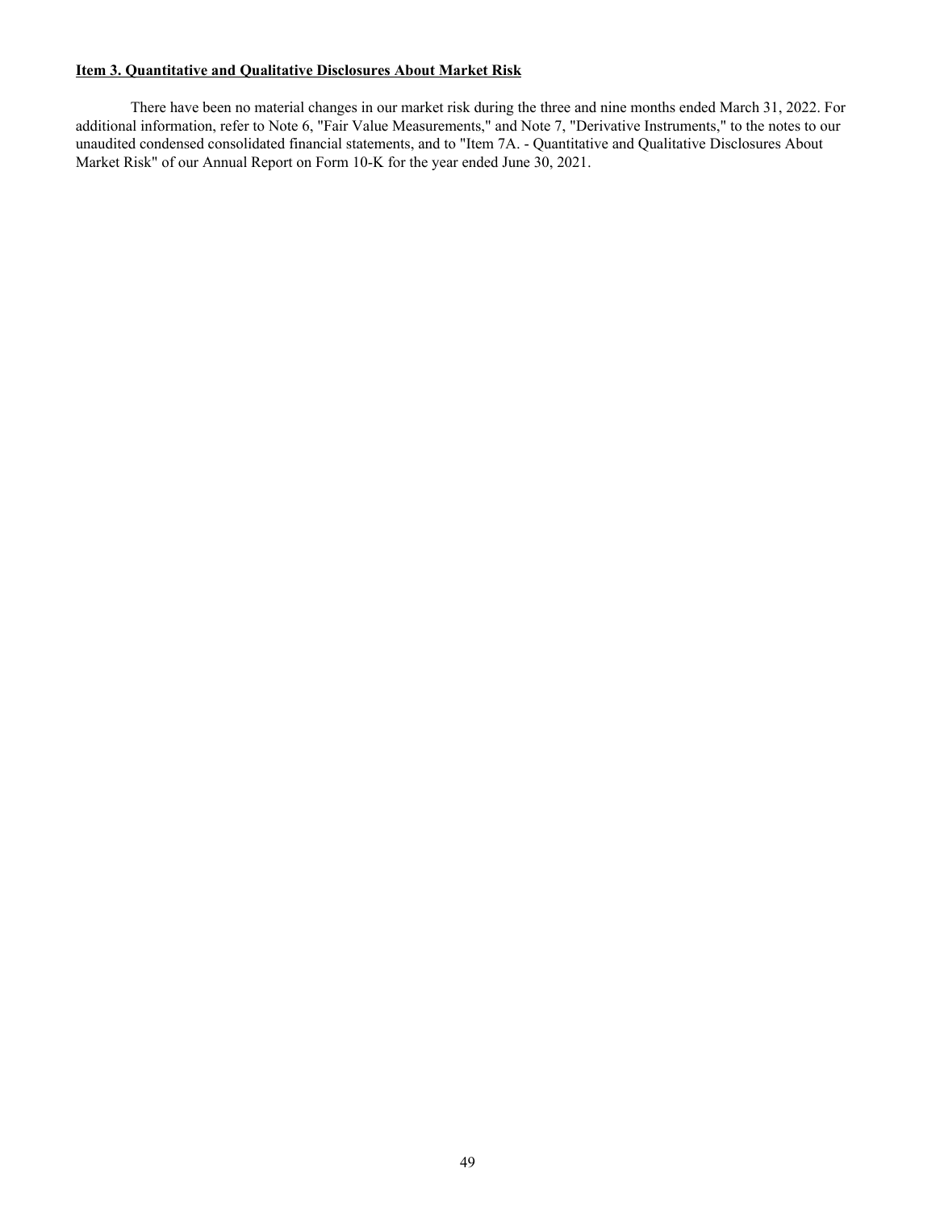**Item 3. Quantitative and Qualitative Disclosures About Market Risk**

There have been no material changes in our market risk during the three and nine months ended March 31, 2022. For additional information, refer to Note 6, "Fair Value Measurements," and Note 7, "Derivative Instruments," to the notes to our unaudited condensed consolidated financial statements, and to "Item 7A. - Quantitative and Qualitative Disclosures About Market Risk" of our Annual Report on Form 10-K for the year ended June 30, 2021.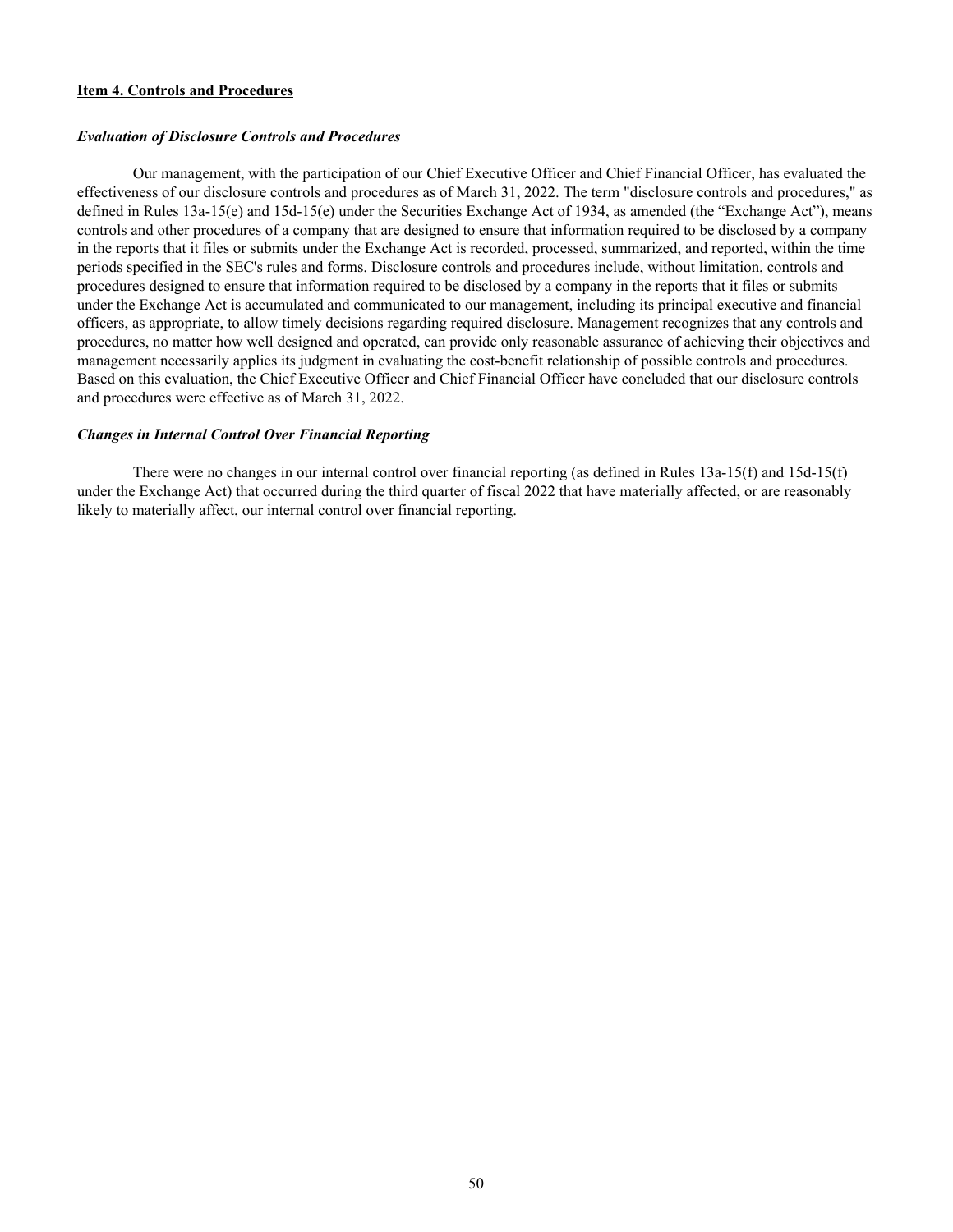**Item 4. Controls and Procedures**

***Evaluation of Disclosure Controls and Procedures***

Our management, with the participation of our Chief Executive Officer and Chief Financial Officer, has evaluated the effectiveness of our disclosure controls and procedures as of March 31, 2022. The term "disclosure controls and procedures," as defined in Rules 13a-15(e) and 15d-15(e) under the Securities Exchange Act of 1934, as amended (the "Exchange Act"), means controls and other procedures of a company that are designed to ensure that information required to be disclosed by a company in the reports that it files or submits under the Exchange Act is recorded, processed, summarized, and reported, within the time periods specified in the SEC's rules and forms. Disclosure controls and procedures include, without limitation, controls and procedures designed to ensure that information required to be disclosed by a company in the reports that it files or submits under the Exchange Act is accumulated and communicated to our management, including its principal executive and financial officers, as appropriate, to allow timely decisions regarding required disclosure. Management recognizes that any controls and procedures, no matter how well designed and operated, can provide only reasonable assurance of achieving their objectives and management necessarily applies its judgment in evaluating the cost-benefit relationship of possible controls and procedures. Based on this evaluation, the Chief Executive Officer and Chief Financial Officer have concluded that our disclosure controls and procedures were effective as of March 31, 2022.

***Changes in Internal Control Over Financial Reporting***

There were no changes in our internal control over financial reporting (as defined in Rules 13a-15(f) and 15d-15(f) under the Exchange Act) that occurred during the third quarter of fiscal 2022 that have materially affected, or are reasonably likely to materially affect, our internal control over financial reporting.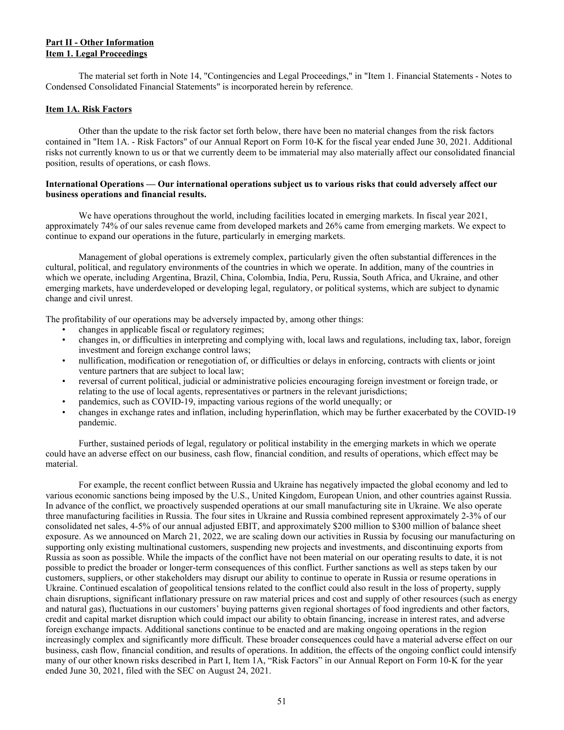**Part II - Other Information**
**Item 1. Legal Proceedings**

The material set forth in Note 14, "Contingencies and Legal Proceedings," in "Item 1. Financial Statements - Notes to Condensed Consolidated Financial Statements" is incorporated herein by reference.

**Item 1A. Risk Factors**

Other than the update to the risk factor set forth below, there have been no material changes from the risk factors contained in "Item 1A. - Risk Factors" of our Annual Report on Form 10-K for the fiscal year ended June 30, 2021. Additional risks not currently known to us or that we currently deem to be immaterial may also materially affect our consolidated financial position, results of operations, or cash flows.

**International Operations — Our international operations subject us to various risks that could adversely affect our business operations and financial results.**

We have operations throughout the world, including facilities located in emerging markets. In fiscal year 2021, approximately 74% of our sales revenue came from developed markets and 26% came from emerging markets. We expect to continue to expand our operations in the future, particularly in emerging markets.

Management of global operations is extremely complex, particularly given the often substantial differences in the cultural, political, and regulatory environments of the countries in which we operate. In addition, many of the countries in which we operate, including Argentina, Brazil, China, Colombia, India, Peru, Russia, South Africa, and Ukraine, and other emerging markets, have underdeveloped or developing legal, regulatory, or political systems, which are subject to dynamic change and civil unrest.

The profitability of our operations may be adversely impacted by, among other things:

- changes in applicable fiscal or regulatory regimes;
- changes in, or difficulties in interpreting and complying with, local laws and regulations, including tax, labor, foreign investment and foreign exchange control laws;
- nullification, modification or renegotiation of, or difficulties or delays in enforcing, contracts with clients or joint venture partners that are subject to local law;
- reversal of current political, judicial or administrative policies encouraging foreign investment or foreign trade, or relating to the use of local agents, representatives or partners in the relevant jurisdictions;
- pandemics, such as COVID-19, impacting various regions of the world unequally; or
- changes in exchange rates and inflation, including hyperinflation, which may be further exacerbated by the COVID-19 pandemic.

Further, sustained periods of legal, regulatory or political instability in the emerging markets in which we operate could have an adverse effect on our business, cash flow, financial condition, and results of operations, which effect may be material.

For example, the recent conflict between Russia and Ukraine has negatively impacted the global economy and led to various economic sanctions being imposed by the U.S., United Kingdom, European Union, and other countries against Russia. In advance of the conflict, we proactively suspended operations at our small manufacturing site in Ukraine. We also operate three manufacturing facilities in Russia. The four sites in Ukraine and Russia combined represent approximately 2-3% of our consolidated net sales, 4-5% of our annual adjusted EBIT, and approximately \$200 million to \$300 million of balance sheet exposure. As we announced on March 21, 2022, we are scaling down our activities in Russia by focusing our manufacturing on supporting only existing multinational customers, suspending new projects and investments, and discontinuing exports from Russia as soon as possible. While the impacts of the conflict have not been material on our operating results to date, it is not possible to predict the broader or longer-term consequences of this conflict. Further sanctions as well as steps taken by our customers, suppliers, or other stakeholders may disrupt our ability to continue to operate in Russia or resume operations in Ukraine. Continued escalation of geopolitical tensions related to the conflict could also result in the loss of property, supply chain disruptions, significant inflationary pressure on raw material prices and cost and supply of other resources (such as energy and natural gas), fluctuations in our customers' buying patterns given regional shortages of food ingredients and other factors, credit and capital market disruption which could impact our ability to obtain financing, increase in interest rates, and adverse foreign exchange impacts. Additional sanctions continue to be enacted and are making ongoing operations in the region increasingly complex and significantly more difficult. These broader consequences could have a material adverse effect on our business, cash flow, financial condition, and results of operations. In addition, the effects of the ongoing conflict could intensify many of our other known risks described in Part I, Item 1A, "Risk Factors" in our Annual Report on Form 10-K for the year ended June 30, 2021, filed with the SEC on August 24, 2021.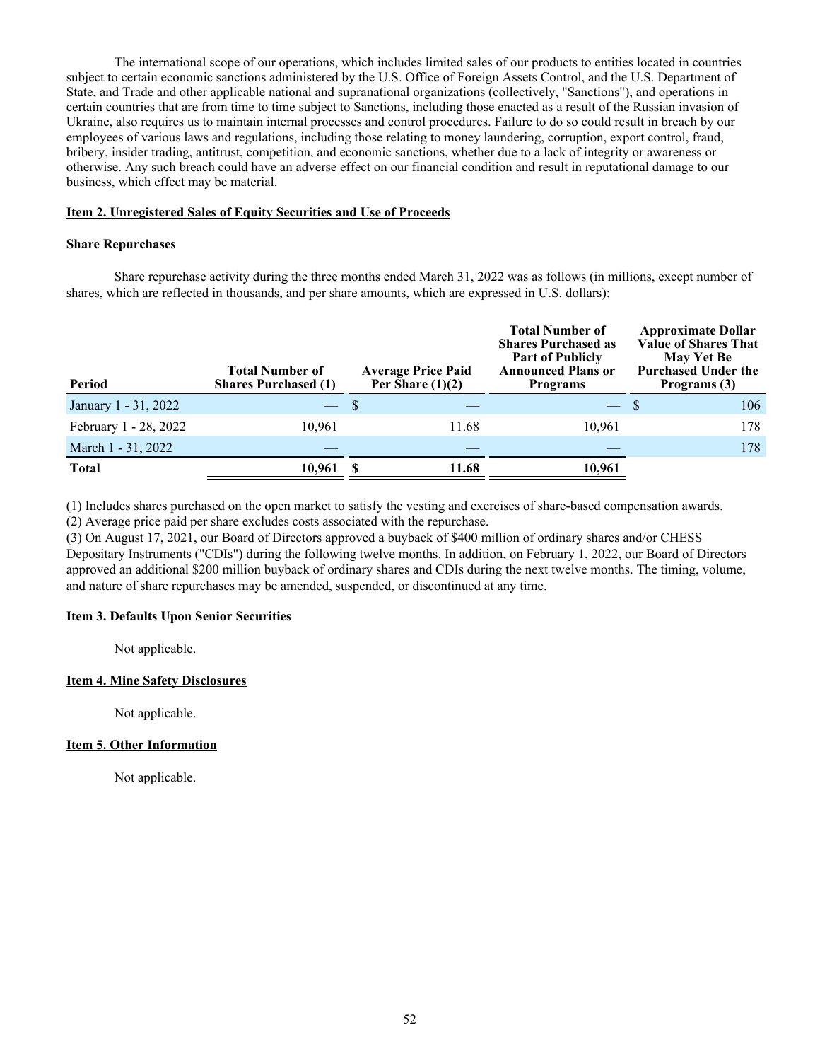The international scope of our operations, which includes limited sales of our products to entities located in countries subject to certain economic sanctions administered by the U.S. Office of Foreign Assets Control, and the U.S. Department of State, and Trade and other applicable national and supranational organizations (collectively, "Sanctions"), and operations in certain countries that are from time to time subject to Sanctions, including those enacted as a result of the Russian invasion of Ukraine, also requires us to maintain internal processes and control procedures. Failure to do so could result in breach by our employees of various laws and regulations, including those relating to money laundering, corruption, export control, fraud, bribery, insider trading, antitrust, competition, and economic sanctions, whether due to a lack of integrity or awareness or otherwise. Any such breach could have an adverse effect on our financial condition and result in reputational damage to our business, which effect may be material.

## Item 2. Unregistered Sales of Equity Securities and Use of Proceeds

### Share Repurchases

Share repurchase activity during the three months ended March 31, 2022 was as follows (in millions, except number of shares, which are reflected in thousands, and per share amounts, which are expressed in U.S. dollars):

| Period | Total Number of Shares Purchased (1) | Average Price Paid Per Share (1)(2) | Total Number of Shares Purchased as Part of Publicly Announced Plans or Programs | Approximate Dollar Value of Shares That May Yet Be Purchased Under the Programs (3) |
|---|---|---|---|---|
| January 1 - 31, 2022 | — | $ — | — | $ 106 |
| February 1 - 28, 2022 | 10,961 | 11.68 | 10,961 | 178 |
| March 1 - 31, 2022 | — | — | — | 178 |
| **Total** | **10,961** | **$ 11.68** | **10,961** | |

(1) Includes shares purchased on the open market to satisfy the vesting and exercises of share-based compensation awards.

(2) Average price paid per share excludes costs associated with the repurchase.

(3) On August 17, 2021, our Board of Directors approved a buyback of $400 million of ordinary shares and/or CHESS Depositary Instruments ("CDIs") during the following twelve months. In addition, on February 1, 2022, our Board of Directors approved an additional $200 million buyback of ordinary shares and CDIs during the next twelve months. The timing, volume, and nature of share repurchases may be amended, suspended, or discontinued at any time.

## Item 3. Defaults Upon Senior Securities

Not applicable.

## Item 4. Mine Safety Disclosures

Not applicable.

## Item 5. Other Information

Not applicable.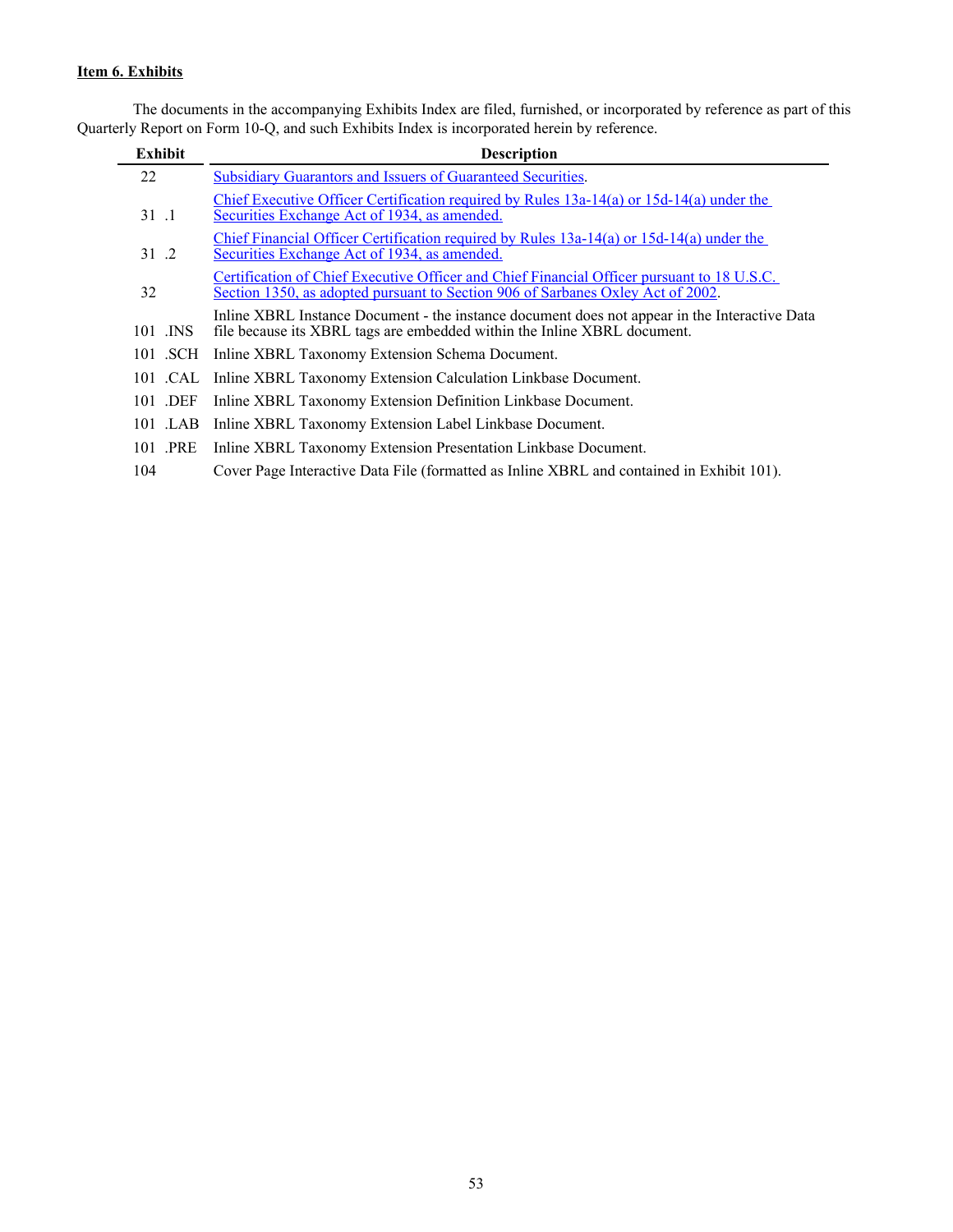**Item 6. Exhibits**

The documents in the accompanying Exhibits Index are filed, furnished, or incorporated by reference as part of this Quarterly Report on Form 10-Q, and such Exhibits Index is incorporated herein by reference.

| Exhibit | Description |
|---|---|
| 22 | Subsidiary Guarantors and Issuers of Guaranteed Securities. |
| 31 .1 | Chief Executive Officer Certification required by Rules 13a-14(a) or 15d-14(a) under the Securities Exchange Act of 1934, as amended. |
| 31 .2 | Chief Financial Officer Certification required by Rules 13a-14(a) or 15d-14(a) under the Securities Exchange Act of 1934, as amended. |
| 32 | Certification of Chief Executive Officer and Chief Financial Officer pursuant to 18 U.S.C. Section 1350, as adopted pursuant to Section 906 of Sarbanes Oxley Act of 2002. |
| 101 .INS | Inline XBRL Instance Document - the instance document does not appear in the Interactive Data file because its XBRL tags are embedded within the Inline XBRL document. |
| 101 .SCH | Inline XBRL Taxonomy Extension Schema Document. |
| 101 .CAL | Inline XBRL Taxonomy Extension Calculation Linkbase Document. |
| 101 .DEF | Inline XBRL Taxonomy Extension Definition Linkbase Document. |
| 101 .LAB | Inline XBRL Taxonomy Extension Label Linkbase Document. |
| 101 .PRE | Inline XBRL Taxonomy Extension Presentation Linkbase Document. |
| 104 | Cover Page Interactive Data File (formatted as Inline XBRL and contained in Exhibit 101). |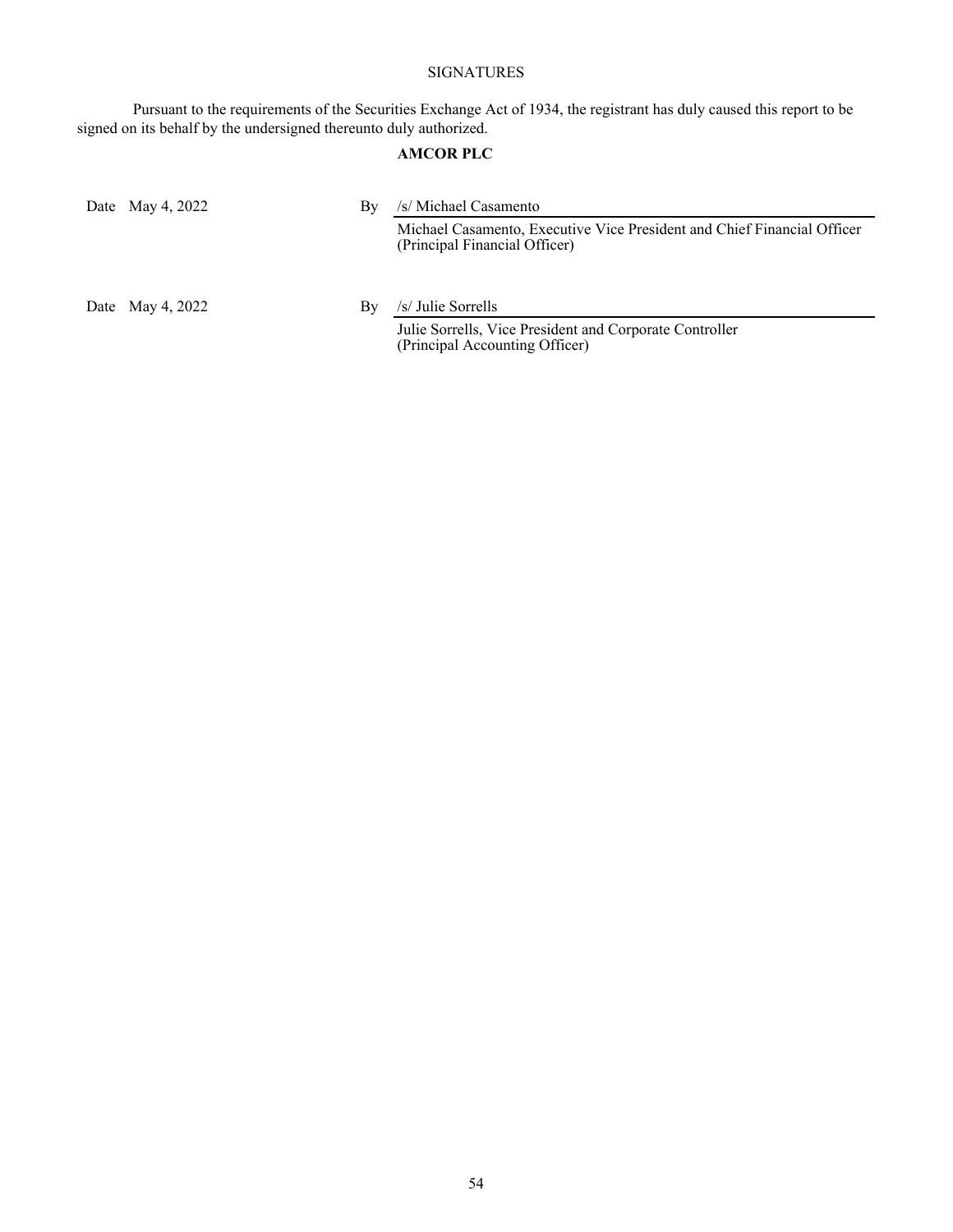# SIGNATURES

Pursuant to the requirements of the Securities Exchange Act of 1934, the registrant has duly caused this report to be signed on its behalf by the undersigned thereunto duly authorized.

**AMCOR PLC**

| | | | |
|---|---|---|---|
| Date | May 4, 2022 | By | /s/ Michael Casamento |
| | | | Michael Casamento, Executive Vice President and Chief Financial Officer (Principal Financial Officer) |
| Date | May 4, 2022 | By | /s/ Julie Sorrells |
| | | | Julie Sorrells, Vice President and Corporate Controller (Principal Accounting Officer) |